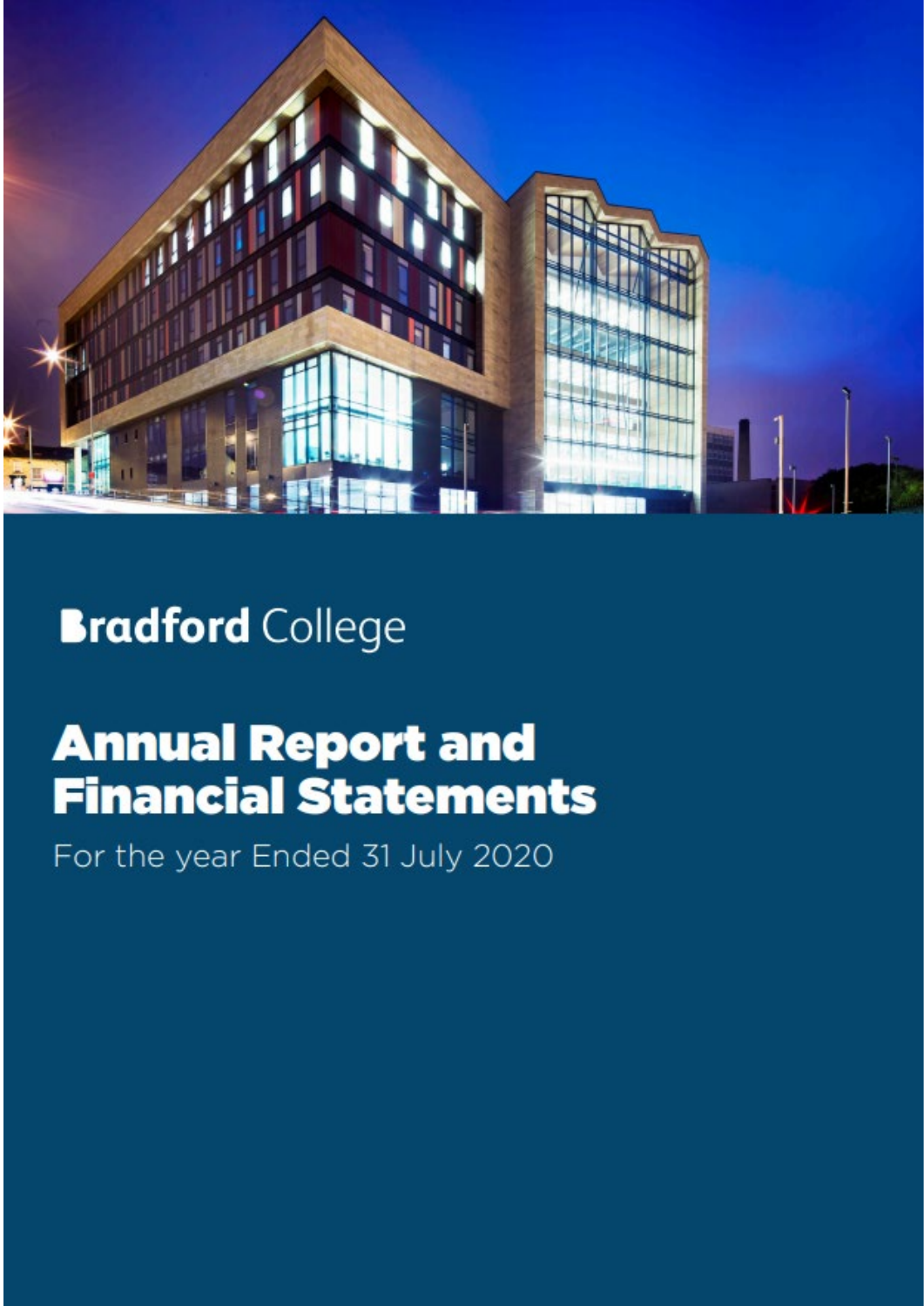**Bradford** College

# Annual Report and Financial Statements

For the year Ended 31 July 2020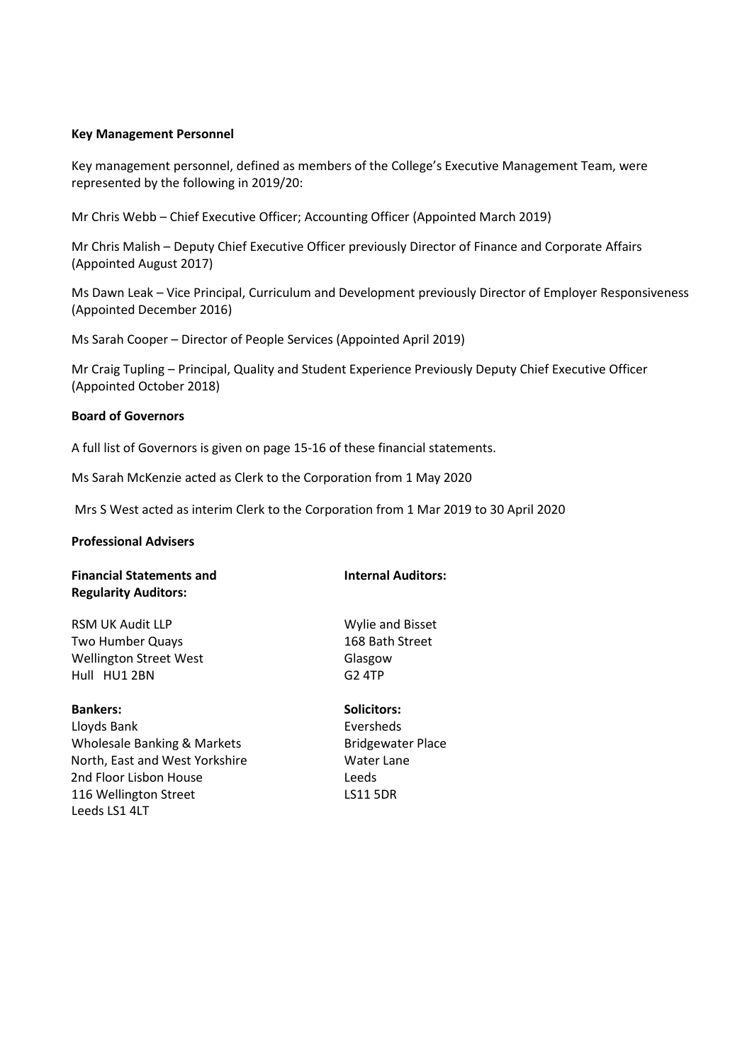**Key Management Personnel**

Key management personnel, defined as members of the College's Executive Management Team, were represented by the following in 2019/20:

Mr Chris Webb – Chief Executive Officer; Accounting Officer (Appointed March 2019)

Mr Chris Malish – Deputy Chief Executive Officer previously Director of Finance and Corporate Affairs (Appointed August 2017)

Ms Dawn Leak – Vice Principal, Curriculum and Development previously Director of Employer Responsiveness (Appointed December 2016)

Ms Sarah Cooper – Director of People Services (Appointed April 2019)

Mr Craig Tupling – Principal, Quality and Student Experience Previously Deputy Chief Executive Officer (Appointed October 2018)

**Board of Governors**

A full list of Governors is given on page 15-16 of these financial statements.

Ms Sarah McKenzie acted as Clerk to the Corporation from 1 May 2020

Mrs S West acted as interim Clerk to the Corporation from 1 Mar 2019 to 30 April 2020

**Professional Advisers**

**Financial Statements and Regularity Auditors:**

RSM UK Audit LLP
Two Humber Quays
Wellington Street West
Hull HU1 2BN

**Internal Auditors:**

Wylie and Bisset
168 Bath Street
Glasgow
G2 4TP

**Bankers:**

Lloyds Bank
Wholesale Banking & Markets
North, East and West Yorkshire
2nd Floor Lisbon House
116 Wellington Street
Leeds LS1 4LT

**Solicitors:**

Eversheds
Bridgewater Place
Water Lane
Leeds
LS11 5DR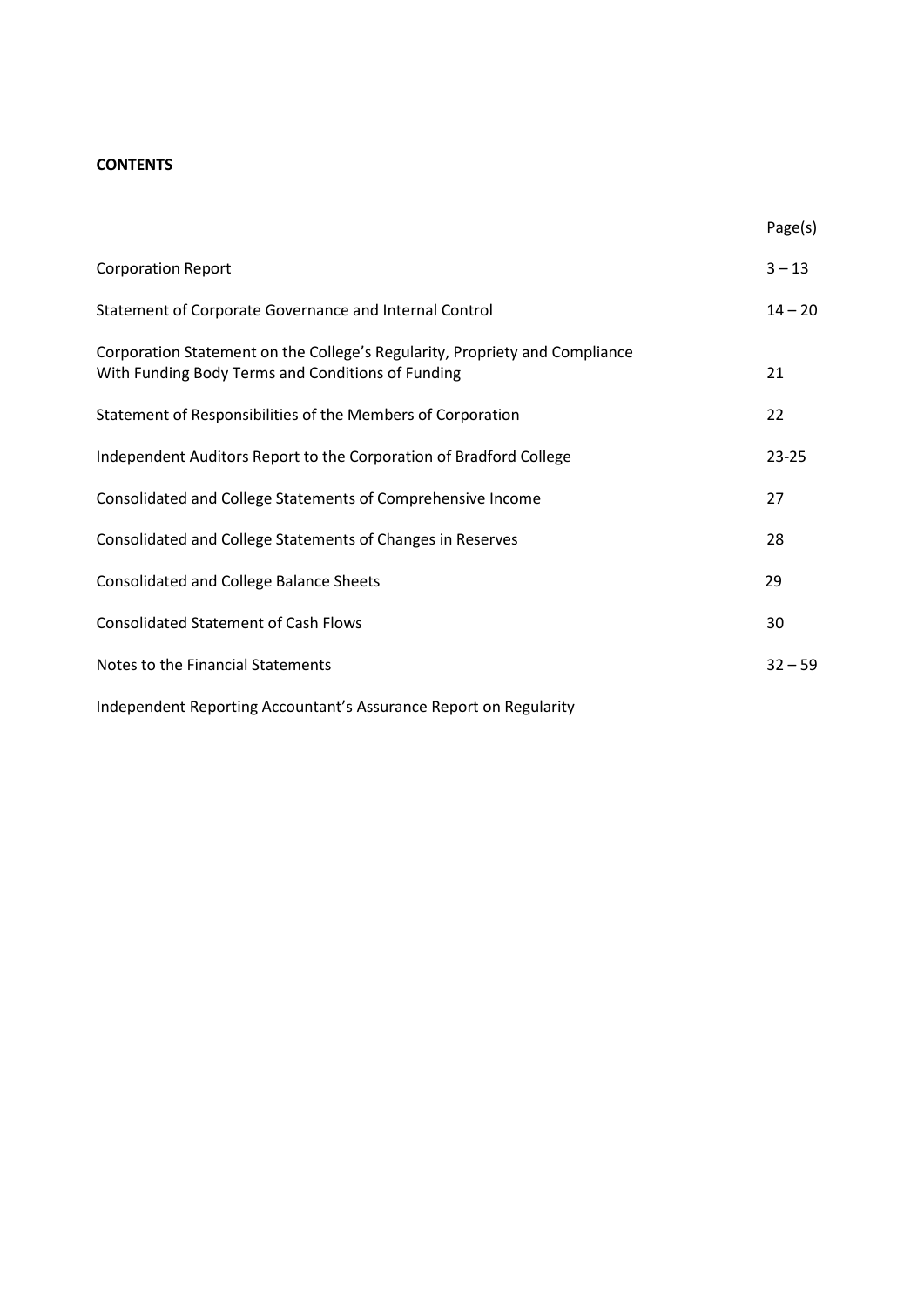**CONTENTS**

| | Page(s) |
|---|---|
| Corporation Report | 3 – 13 |
| Statement of Corporate Governance and Internal Control | 14 – 20 |
| Corporation Statement on the College's Regularity, Propriety and Compliance With Funding Body Terms and Conditions of Funding | 21 |
| Statement of Responsibilities of the Members of Corporation | 22 |
| Independent Auditors Report to the Corporation of Bradford College | 23-25 |
| Consolidated and College Statements of Comprehensive Income | 27 |
| Consolidated and College Statements of Changes in Reserves | 28 |
| Consolidated and College Balance Sheets | 29 |
| Consolidated Statement of Cash Flows | 30 |
| Notes to the Financial Statements | 32 – 59 |
| Independent Reporting Accountant's Assurance Report on Regularity | |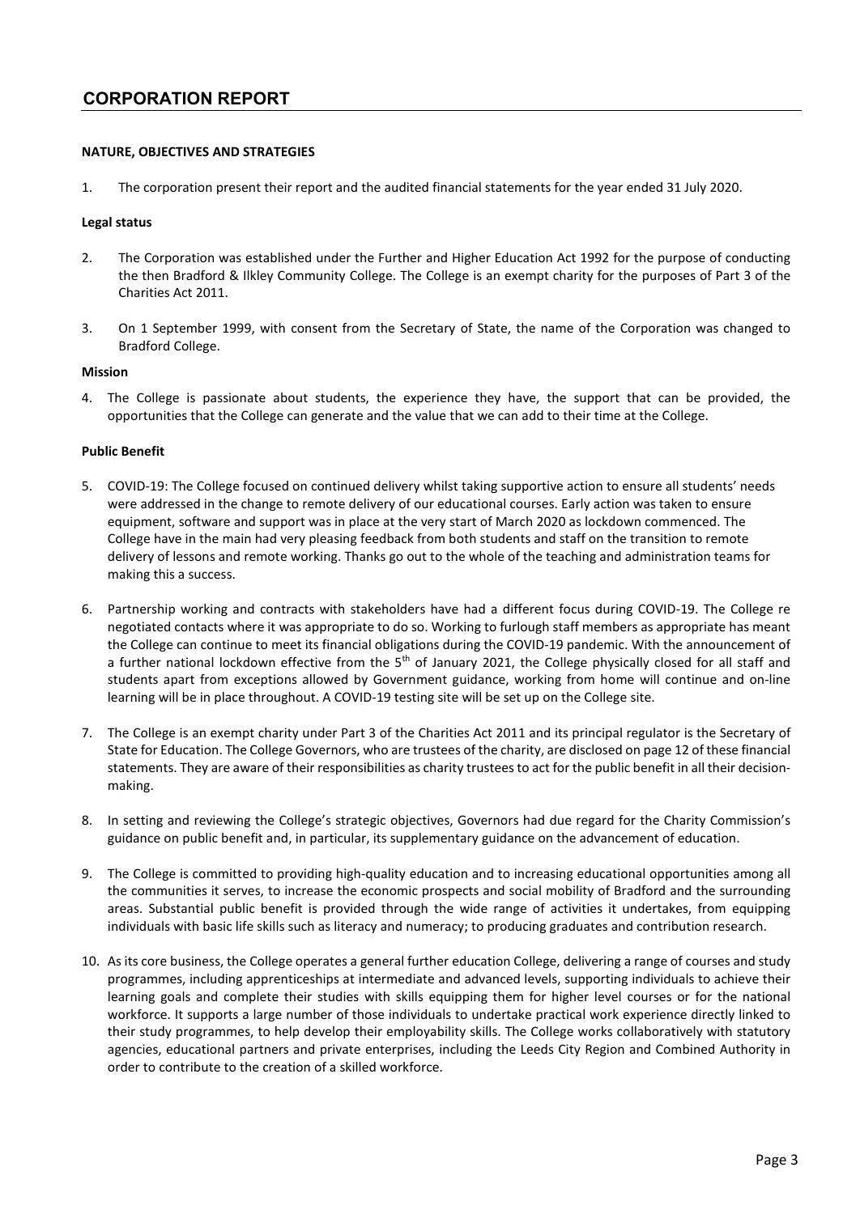# CORPORATION REPORT

**NATURE, OBJECTIVES AND STRATEGIES**

1. The corporation present their report and the audited financial statements for the year ended 31 July 2020.

**Legal status**

2. The Corporation was established under the Further and Higher Education Act 1992 for the purpose of conducting the then Bradford & Ilkley Community College. The College is an exempt charity for the purposes of Part 3 of the Charities Act 2011.

3. On 1 September 1999, with consent from the Secretary of State, the name of the Corporation was changed to Bradford College.

**Mission**

4. The College is passionate about students, the experience they have, the support that can be provided, the opportunities that the College can generate and the value that we can add to their time at the College.

**Public Benefit**

5. COVID-19: The College focused on continued delivery whilst taking supportive action to ensure all students' needs were addressed in the change to remote delivery of our educational courses. Early action was taken to ensure equipment, software and support was in place at the very start of March 2020 as lockdown commenced. The College have in the main had very pleasing feedback from both students and staff on the transition to remote delivery of lessons and remote working. Thanks go out to the whole of the teaching and administration teams for making this a success.

6. Partnership working and contracts with stakeholders have had a different focus during COVID-19. The College re negotiated contacts where it was appropriate to do so. Working to furlough staff members as appropriate has meant the College can continue to meet its financial obligations during the COVID-19 pandemic. With the announcement of a further national lockdown effective from the 5th of January 2021, the College physically closed for all staff and students apart from exceptions allowed by Government guidance, working from home will continue and on-line learning will be in place throughout. A COVID-19 testing site will be set up on the College site.

7. The College is an exempt charity under Part 3 of the Charities Act 2011 and its principal regulator is the Secretary of State for Education. The College Governors, who are trustees of the charity, are disclosed on page 12 of these financial statements. They are aware of their responsibilities as charity trustees to act for the public benefit in all their decision-making.

8. In setting and reviewing the College's strategic objectives, Governors had due regard for the Charity Commission's guidance on public benefit and, in particular, its supplementary guidance on the advancement of education.

9. The College is committed to providing high-quality education and to increasing educational opportunities among all the communities it serves, to increase the economic prospects and social mobility of Bradford and the surrounding areas. Substantial public benefit is provided through the wide range of activities it undertakes, from equipping individuals with basic life skills such as literacy and numeracy; to producing graduates and contribution research.

10. As its core business, the College operates a general further education College, delivering a range of courses and study programmes, including apprenticeships at intermediate and advanced levels, supporting individuals to achieve their learning goals and complete their studies with skills equipping them for higher level courses or for the national workforce. It supports a large number of those individuals to undertake practical work experience directly linked to their study programmes, to help develop their employability skills. The College works collaboratively with statutory agencies, educational partners and private enterprises, including the Leeds City Region and Combined Authority in order to contribute to the creation of a skilled workforce.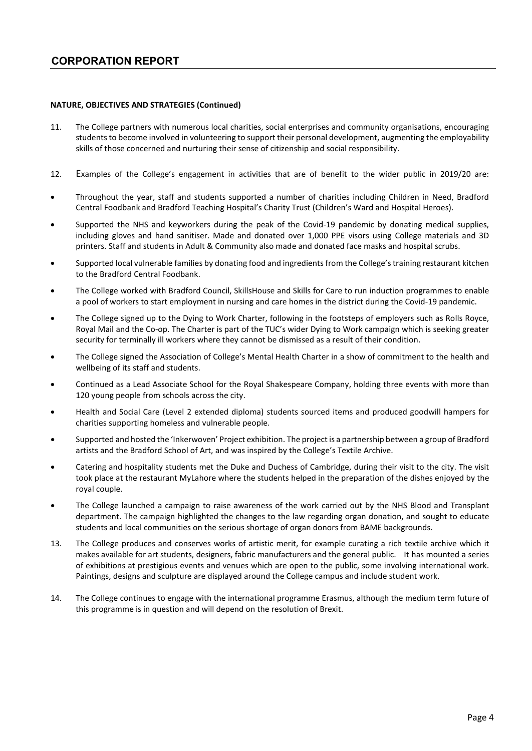# CORPORATION REPORT

**NATURE, OBJECTIVES AND STRATEGIES (Continued)**

11. The College partners with numerous local charities, social enterprises and community organisations, encouraging students to become involved in volunteering to support their personal development, augmenting the employability skills of those concerned and nurturing their sense of citizenship and social responsibility.

12. Examples of the College's engagement in activities that are of benefit to the wider public in 2019/20 are:

- Throughout the year, staff and students supported a number of charities including Children in Need, Bradford Central Foodbank and Bradford Teaching Hospital's Charity Trust (Children's Ward and Hospital Heroes).
- Supported the NHS and keyworkers during the peak of the Covid-19 pandemic by donating medical supplies, including gloves and hand sanitiser. Made and donated over 1,000 PPE visors using College materials and 3D printers. Staff and students in Adult & Community also made and donated face masks and hospital scrubs.
- Supported local vulnerable families by donating food and ingredients from the College's training restaurant kitchen to the Bradford Central Foodbank.
- The College worked with Bradford Council, SkillsHouse and Skills for Care to run induction programmes to enable a pool of workers to start employment in nursing and care homes in the district during the Covid-19 pandemic.
- The College signed up to the Dying to Work Charter, following in the footsteps of employers such as Rolls Royce, Royal Mail and the Co-op. The Charter is part of the TUC's wider Dying to Work campaign which is seeking greater security for terminally ill workers where they cannot be dismissed as a result of their condition.
- The College signed the Association of College's Mental Health Charter in a show of commitment to the health and wellbeing of its staff and students.
- Continued as a Lead Associate School for the Royal Shakespeare Company, holding three events with more than 120 young people from schools across the city.
- Health and Social Care (Level 2 extended diploma) students sourced items and produced goodwill hampers for charities supporting homeless and vulnerable people.
- Supported and hosted the 'Inkerwoven' Project exhibition. The project is a partnership between a group of Bradford artists and the Bradford School of Art, and was inspired by the College's Textile Archive.
- Catering and hospitality students met the Duke and Duchess of Cambridge, during their visit to the city. The visit took place at the restaurant MyLahore where the students helped in the preparation of the dishes enjoyed by the royal couple.
- The College launched a campaign to raise awareness of the work carried out by the NHS Blood and Transplant department. The campaign highlighted the changes to the law regarding organ donation, and sought to educate students and local communities on the serious shortage of organ donors from BAME backgrounds.

13. The College produces and conserves works of artistic merit, for example curating a rich textile archive which it makes available for art students, designers, fabric manufacturers and the general public. It has mounted a series of exhibitions at prestigious events and venues which are open to the public, some involving international work. Paintings, designs and sculpture are displayed around the College campus and include student work.

14. The College continues to engage with the international programme Erasmus, although the medium term future of this programme is in question and will depend on the resolution of Brexit.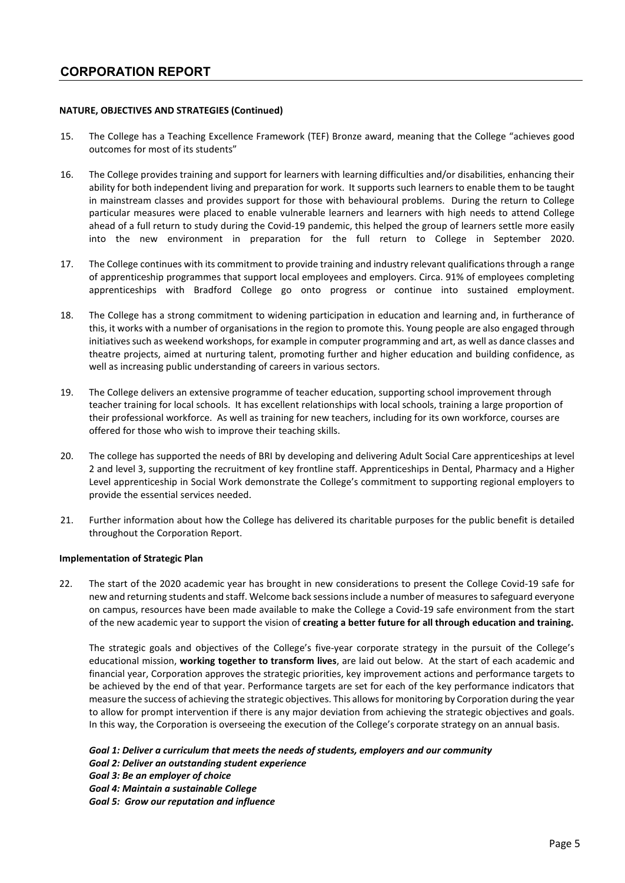# CORPORATION REPORT

**NATURE, OBJECTIVES AND STRATEGIES (Continued)**

15. The College has a Teaching Excellence Framework (TEF) Bronze award, meaning that the College "achieves good outcomes for most of its students"

16. The College provides training and support for learners with learning difficulties and/or disabilities, enhancing their ability for both independent living and preparation for work. It supports such learners to enable them to be taught in mainstream classes and provides support for those with behavioural problems. During the return to College particular measures were placed to enable vulnerable learners and learners with high needs to attend College ahead of a full return to study during the Covid-19 pandemic, this helped the group of learners settle more easily into the new environment in preparation for the full return to College in September 2020.

17. The College continues with its commitment to provide training and industry relevant qualifications through a range of apprenticeship programmes that support local employees and employers. Circa. 91% of employees completing apprenticeships with Bradford College go onto progress or continue into sustained employment.

18. The College has a strong commitment to widening participation in education and learning and, in furtherance of this, it works with a number of organisations in the region to promote this. Young people are also engaged through initiatives such as weekend workshops, for example in computer programming and art, as well as dance classes and theatre projects, aimed at nurturing talent, promoting further and higher education and building confidence, as well as increasing public understanding of careers in various sectors.

19. The College delivers an extensive programme of teacher education, supporting school improvement through teacher training for local schools. It has excellent relationships with local schools, training a large proportion of their professional workforce. As well as training for new teachers, including for its own workforce, courses are offered for those who wish to improve their teaching skills.

20. The college has supported the needs of BRI by developing and delivering Adult Social Care apprenticeships at level 2 and level 3, supporting the recruitment of key frontline staff. Apprenticeships in Dental, Pharmacy and a Higher Level apprenticeship in Social Work demonstrate the College's commitment to supporting regional employers to provide the essential services needed.

21. Further information about how the College has delivered its charitable purposes for the public benefit is detailed throughout the Corporation Report.

**Implementation of Strategic Plan**

22. The start of the 2020 academic year has brought in new considerations to present the College Covid-19 safe for new and returning students and staff. Welcome back sessions include a number of measures to safeguard everyone on campus, resources have been made available to make the College a Covid-19 safe environment from the start of the new academic year to support the vision of **creating a better future for all through education and training.**

    The strategic goals and objectives of the College's five-year corporate strategy in the pursuit of the College's educational mission, **working together to transform lives**, are laid out below. At the start of each academic and financial year, Corporation approves the strategic priorities, key improvement actions and performance targets to be achieved by the end of that year. Performance targets are set for each of the key performance indicators that measure the success of achieving the strategic objectives. This allows for monitoring by Corporation during the year to allow for prompt intervention if there is any major deviation from achieving the strategic objectives and goals. In this way, the Corporation is overseeing the execution of the College's corporate strategy on an annual basis.

    ***Goal 1: Deliver a curriculum that meets the needs of students, employers and our community***
    ***Goal 2: Deliver an outstanding student experience***
    ***Goal 3: Be an employer of choice***
    ***Goal 4: Maintain a sustainable College***
    ***Goal 5: Grow our reputation and influence***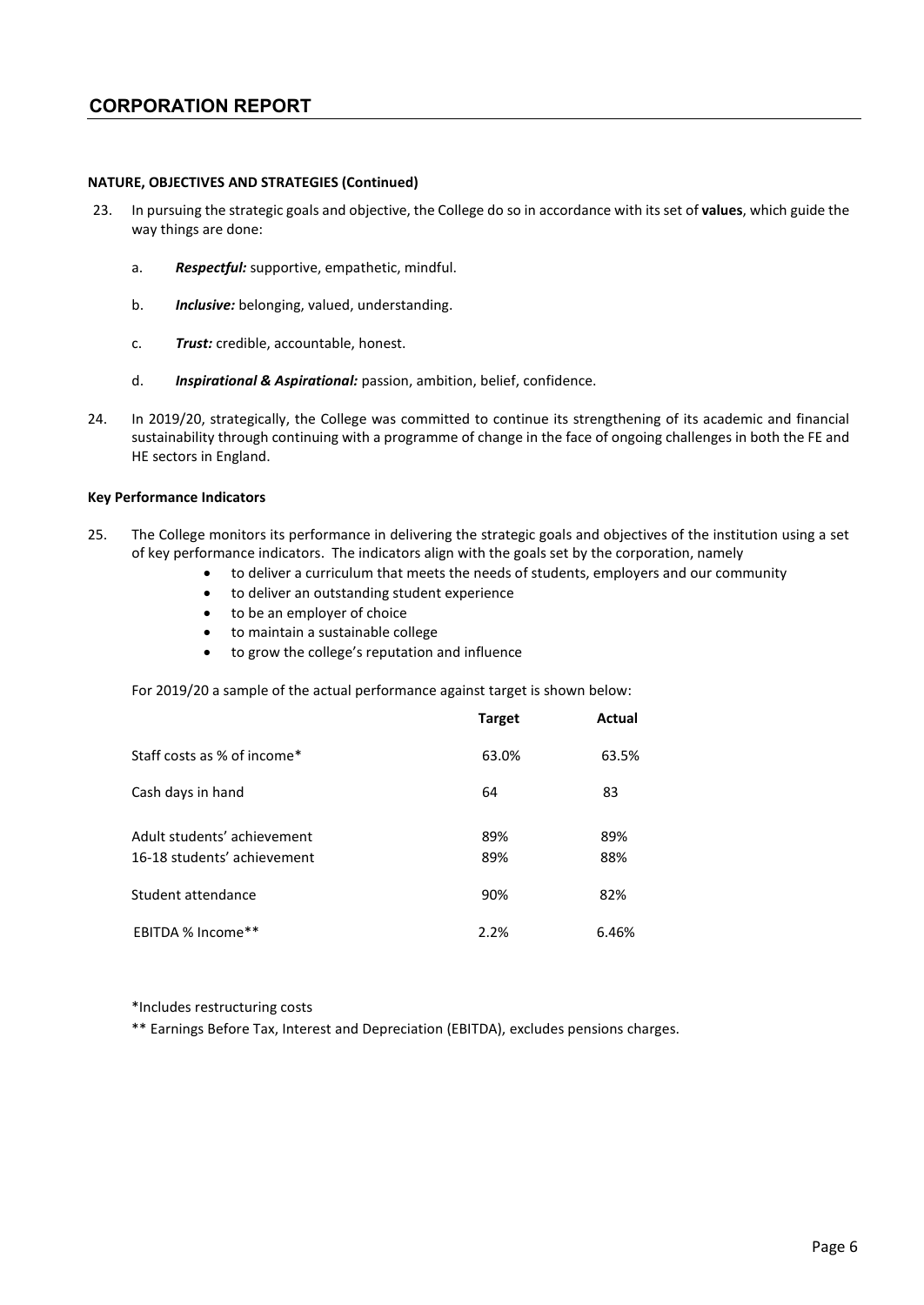# CORPORATION REPORT

**NATURE, OBJECTIVES AND STRATEGIES (Continued)**

23. In pursuing the strategic goals and objective, the College do so in accordance with its set of **values**, which guide the way things are done:

    a. ***Respectful:*** supportive, empathetic, mindful.

    b. ***Inclusive:*** belonging, valued, understanding.

    c. ***Trust:*** credible, accountable, honest.

    d. ***Inspirational & Aspirational:*** passion, ambition, belief, confidence.

24. In 2019/20, strategically, the College was committed to continue its strengthening of its academic and financial sustainability through continuing with a programme of change in the face of ongoing challenges in both the FE and HE sectors in England.

**Key Performance Indicators**

25. The College monitors its performance in delivering the strategic goals and objectives of the institution using a set of key performance indicators. The indicators align with the goals set by the corporation, namely

    - to deliver a curriculum that meets the needs of students, employers and our community
    - to deliver an outstanding student experience
    - to be an employer of choice
    - to maintain a sustainable college
    - to grow the college's reputation and influence

    For 2019/20 a sample of the actual performance against target is shown below:

|  | Target | Actual |
|---|---|---|
| Staff costs as % of income* | 63.0% | 63.5% |
| Cash days in hand | 64 | 83 |
| Adult students' achievement | 89% | 89% |
| 16-18 students' achievement | 89% | 88% |
| Student attendance | 90% | 82% |
| EBITDA % Income** | 2.2% | 6.46% |

*Includes restructuring costs

** Earnings Before Tax, Interest and Depreciation (EBITDA), excludes pensions charges.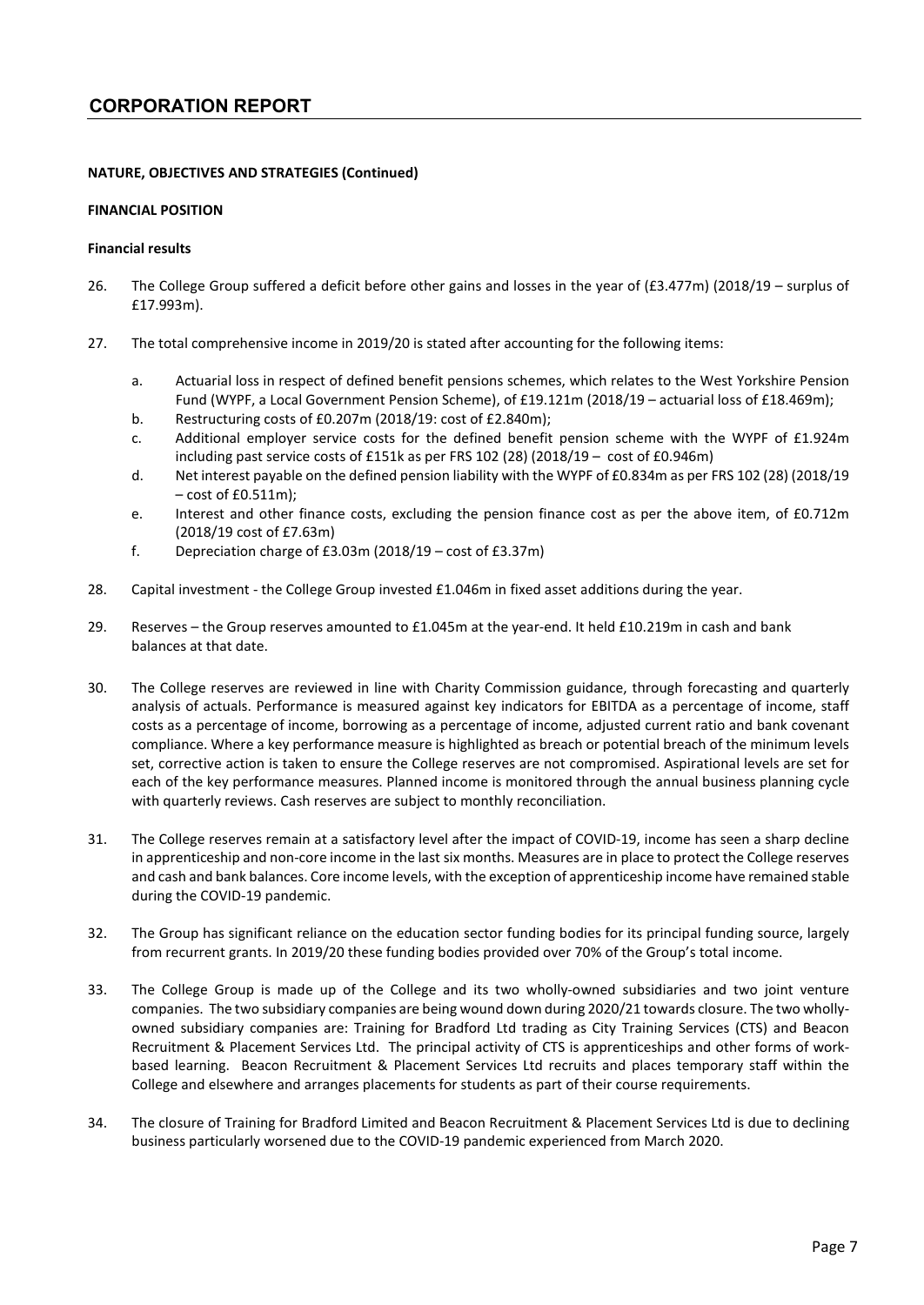# CORPORATION REPORT

**NATURE, OBJECTIVES AND STRATEGIES (Continued)**

**FINANCIAL POSITION**

**Financial results**

26. The College Group suffered a deficit before other gains and losses in the year of (£3.477m) (2018/19 – surplus of £17.993m).

27. The total comprehensive income in 2019/20 is stated after accounting for the following items:

    a. Actuarial loss in respect of defined benefit pensions schemes, which relates to the West Yorkshire Pension Fund (WYPF, a Local Government Pension Scheme), of £19.121m (2018/19 – actuarial loss of £18.469m);
    b. Restructuring costs of £0.207m (2018/19: cost of £2.840m);
    c. Additional employer service costs for the defined benefit pension scheme with the WYPF of £1.924m including past service costs of £151k as per FRS 102 (28) (2018/19 – cost of £0.946m)
    d. Net interest payable on the defined pension liability with the WYPF of £0.834m as per FRS 102 (28) (2018/19 – cost of £0.511m);
    e. Interest and other finance costs, excluding the pension finance cost as per the above item, of £0.712m (2018/19 cost of £7.63m)
    f. Depreciation charge of £3.03m (2018/19 – cost of £3.37m)

28. Capital investment - the College Group invested £1.046m in fixed asset additions during the year.

29. Reserves – the Group reserves amounted to £1.045m at the year-end. It held £10.219m in cash and bank balances at that date.

30. The College reserves are reviewed in line with Charity Commission guidance, through forecasting and quarterly analysis of actuals. Performance is measured against key indicators for EBITDA as a percentage of income, staff costs as a percentage of income, borrowing as a percentage of income, adjusted current ratio and bank covenant compliance. Where a key performance measure is highlighted as breach or potential breach of the minimum levels set, corrective action is taken to ensure the College reserves are not compromised. Aspirational levels are set for each of the key performance measures. Planned income is monitored through the annual business planning cycle with quarterly reviews. Cash reserves are subject to monthly reconciliation.

31. The College reserves remain at a satisfactory level after the impact of COVID-19, income has seen a sharp decline in apprenticeship and non-core income in the last six months. Measures are in place to protect the College reserves and cash and bank balances. Core income levels, with the exception of apprenticeship income have remained stable during the COVID-19 pandemic.

32. The Group has significant reliance on the education sector funding bodies for its principal funding source, largely from recurrent grants. In 2019/20 these funding bodies provided over 70% of the Group's total income.

33. The College Group is made up of the College and its two wholly-owned subsidiaries and two joint venture companies. The two subsidiary companies are being wound down during 2020/21 towards closure. The two wholly-owned subsidiary companies are: Training for Bradford Ltd trading as City Training Services (CTS) and Beacon Recruitment & Placement Services Ltd. The principal activity of CTS is apprenticeships and other forms of work-based learning. Beacon Recruitment & Placement Services Ltd recruits and places temporary staff within the College and elsewhere and arranges placements for students as part of their course requirements.

34. The closure of Training for Bradford Limited and Beacon Recruitment & Placement Services Ltd is due to declining business particularly worsened due to the COVID-19 pandemic experienced from March 2020.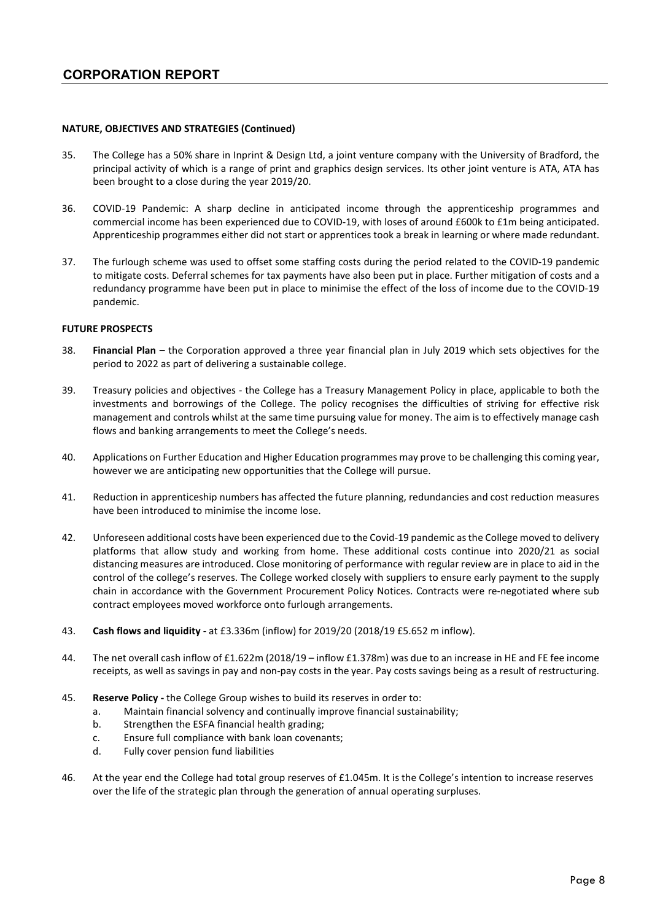# CORPORATION REPORT

**NATURE, OBJECTIVES AND STRATEGIES (Continued)**

35. The College has a 50% share in Inprint & Design Ltd, a joint venture company with the University of Bradford, the principal activity of which is a range of print and graphics design services. Its other joint venture is ATA, ATA has been brought to a close during the year 2019/20.

36. COVID-19 Pandemic: A sharp decline in anticipated income through the apprenticeship programmes and commercial income has been experienced due to COVID-19, with loses of around £600k to £1m being anticipated. Apprenticeship programmes either did not start or apprentices took a break in learning or where made redundant.

37. The furlough scheme was used to offset some staffing costs during the period related to the COVID-19 pandemic to mitigate costs. Deferral schemes for tax payments have also been put in place. Further mitigation of costs and a redundancy programme have been put in place to minimise the effect of the loss of income due to the COVID-19 pandemic.

**FUTURE PROSPECTS**

38. **Financial Plan –** the Corporation approved a three year financial plan in July 2019 which sets objectives for the period to 2022 as part of delivering a sustainable college.

39. Treasury policies and objectives - the College has a Treasury Management Policy in place, applicable to both the investments and borrowings of the College. The policy recognises the difficulties of striving for effective risk management and controls whilst at the same time pursuing value for money. The aim is to effectively manage cash flows and banking arrangements to meet the College's needs.

40. Applications on Further Education and Higher Education programmes may prove to be challenging this coming year, however we are anticipating new opportunities that the College will pursue.

41. Reduction in apprenticeship numbers has affected the future planning, redundancies and cost reduction measures have been introduced to minimise the income lose.

42. Unforeseen additional costs have been experienced due to the Covid-19 pandemic as the College moved to delivery platforms that allow study and working from home. These additional costs continue into 2020/21 as social distancing measures are introduced. Close monitoring of performance with regular review are in place to aid in the control of the college's reserves. The College worked closely with suppliers to ensure early payment to the supply chain in accordance with the Government Procurement Policy Notices. Contracts were re-negotiated where sub contract employees moved workforce onto furlough arrangements.

43. **Cash flows and liquidity** - at £3.336m (inflow) for 2019/20 (2018/19 £5.652 m inflow).

44. The net overall cash inflow of £1.622m (2018/19 – inflow £1.378m) was due to an increase in HE and FE fee income receipts, as well as savings in pay and non-pay costs in the year. Pay costs savings being as a result of restructuring.

45. **Reserve Policy -** the College Group wishes to build its reserves in order to:
    a. Maintain financial solvency and continually improve financial sustainability;
    b. Strengthen the ESFA financial health grading;
    c. Ensure full compliance with bank loan covenants;
    d. Fully cover pension fund liabilities

46. At the year end the College had total group reserves of £1.045m. It is the College's intention to increase reserves over the life of the strategic plan through the generation of annual operating surpluses.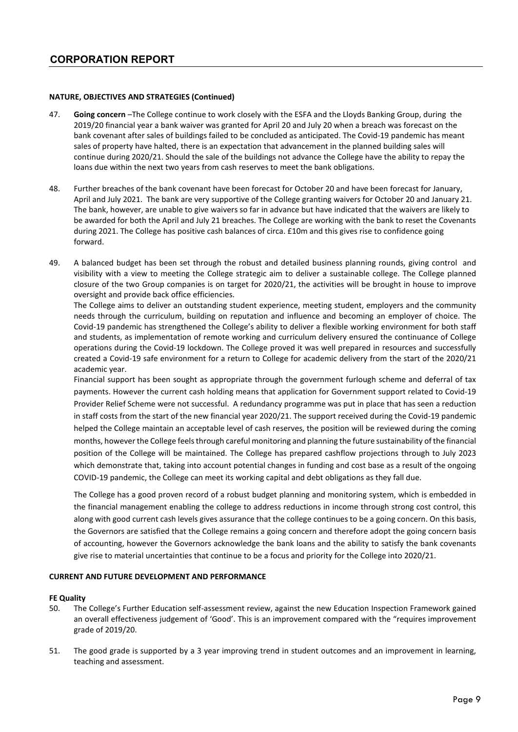## NATURE, OBJECTIVES AND STRATEGIES (Continued)

47. **Going concern** –The College continue to work closely with the ESFA and the Lloyds Banking Group, during the 2019/20 financial year a bank waiver was granted for April 20 and July 20 when a breach was forecast on the bank covenant after sales of buildings failed to be concluded as anticipated. The Covid-19 pandemic has meant sales of property have halted, there is an expectation that advancement in the planned building sales will continue during 2020/21. Should the sale of the buildings not advance the College have the ability to repay the loans due within the next two years from cash reserves to meet the bank obligations.

48. Further breaches of the bank covenant have been forecast for October 20 and have been forecast for January, April and July 2021. The bank are very supportive of the College granting waivers for October 20 and January 21. The bank, however, are unable to give waivers so far in advance but have indicated that the waivers are likely to be awarded for both the April and July 21 breaches. The College are working with the bank to reset the Covenants during 2021. The College has positive cash balances of circa. £10m and this gives rise to confidence going forward.

49. A balanced budget has been set through the robust and detailed business planning rounds, giving control and visibility with a view to meeting the College strategic aim to deliver a sustainable college. The College planned closure of the two Group companies is on target for 2020/21, the activities will be brought in house to improve oversight and provide back office efficiencies.

    The College aims to deliver an outstanding student experience, meeting student, employers and the community needs through the curriculum, building on reputation and influence and becoming an employer of choice. The Covid-19 pandemic has strengthened the College's ability to deliver a flexible working environment for both staff and students, as implementation of remote working and curriculum delivery ensured the continuance of College operations during the Covid-19 lockdown. The College proved it was well prepared in resources and successfully created a Covid-19 safe environment for a return to College for academic delivery from the start of the 2020/21 academic year.

    Financial support has been sought as appropriate through the government furlough scheme and deferral of tax payments. However the current cash holding means that application for Government support related to Covid-19 Provider Relief Scheme were not successful. A redundancy programme was put in place that has seen a reduction in staff costs from the start of the new financial year 2020/21. The support received during the Covid-19 pandemic helped the College maintain an acceptable level of cash reserves, the position will be reviewed during the coming months, however the College feels through careful monitoring and planning the future sustainability of the financial position of the College will be maintained. The College has prepared cashflow projections through to July 2023 which demonstrate that, taking into account potential changes in funding and cost base as a result of the ongoing COVID-19 pandemic, the College can meet its working capital and debt obligations as they fall due.

    The College has a good proven record of a robust budget planning and monitoring system, which is embedded in the financial management enabling the college to address reductions in income through strong cost control, this along with good current cash levels gives assurance that the college continues to be a going concern. On this basis, the Governors are satisfied that the College remains a going concern and therefore adopt the going concern basis of accounting, however the Governors acknowledge the bank loans and the ability to satisfy the bank covenants give rise to material uncertainties that continue to be a focus and priority for the College into 2020/21.

## CURRENT AND FUTURE DEVELOPMENT AND PERFORMANCE

### FE Quality

50. The College's Further Education self-assessment review, against the new Education Inspection Framework gained an overall effectiveness judgement of 'Good'. This is an improvement compared with the "requires improvement grade of 2019/20.

51. The good grade is supported by a 3 year improving trend in student outcomes and an improvement in learning, teaching and assessment.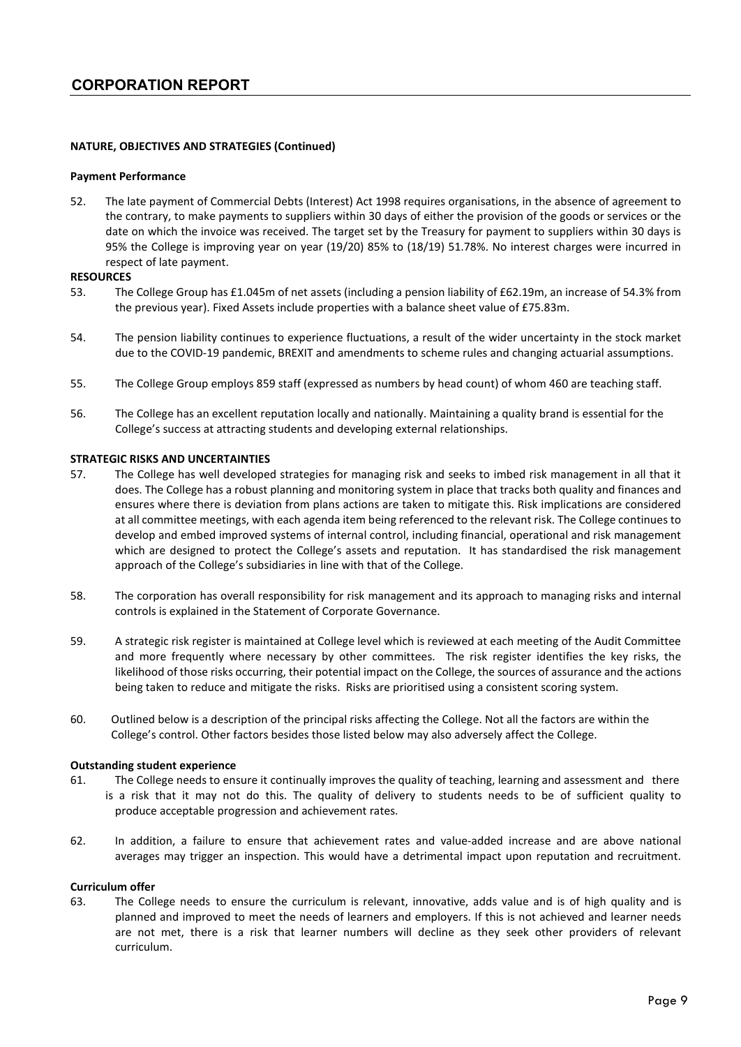## CORPORATION REPORT

**NATURE, OBJECTIVES AND STRATEGIES (Continued)**

**Payment Performance**

52. The late payment of Commercial Debts (Interest) Act 1998 requires organisations, in the absence of agreement to the contrary, to make payments to suppliers within 30 days of either the provision of the goods or services or the date on which the invoice was received. The target set by the Treasury for payment to suppliers within 30 days is 95% the College is improving year on year (19/20) 85% to (18/19) 51.78%. No interest charges were incurred in respect of late payment.

**RESOURCES**

53. The College Group has £1.045m of net assets (including a pension liability of £62.19m, an increase of 54.3% from the previous year). Fixed Assets include properties with a balance sheet value of £75.83m.

54. The pension liability continues to experience fluctuations, a result of the wider uncertainty in the stock market due to the COVID-19 pandemic, BREXIT and amendments to scheme rules and changing actuarial assumptions.

55. The College Group employs 859 staff (expressed as numbers by head count) of whom 460 are teaching staff.

56. The College has an excellent reputation locally and nationally. Maintaining a quality brand is essential for the College's success at attracting students and developing external relationships.

**STRATEGIC RISKS AND UNCERTAINTIES**

57. The College has well developed strategies for managing risk and seeks to imbed risk management in all that it does. The College has a robust planning and monitoring system in place that tracks both quality and finances and ensures where there is deviation from plans actions are taken to mitigate this. Risk implications are considered at all committee meetings, with each agenda item being referenced to the relevant risk. The College continues to develop and embed improved systems of internal control, including financial, operational and risk management which are designed to protect the College's assets and reputation. It has standardised the risk management approach of the College's subsidiaries in line with that of the College.

58. The corporation has overall responsibility for risk management and its approach to managing risks and internal controls is explained in the Statement of Corporate Governance.

59. A strategic risk register is maintained at College level which is reviewed at each meeting of the Audit Committee and more frequently where necessary by other committees. The risk register identifies the key risks, the likelihood of those risks occurring, their potential impact on the College, the sources of assurance and the actions being taken to reduce and mitigate the risks. Risks are prioritised using a consistent scoring system.

60. Outlined below is a description of the principal risks affecting the College. Not all the factors are within the College's control. Other factors besides those listed below may also adversely affect the College.

**Outstanding student experience**

61. The College needs to ensure it continually improves the quality of teaching, learning and assessment and there is a risk that it may not do this. The quality of delivery to students needs to be of sufficient quality to produce acceptable progression and achievement rates.

62. In addition, a failure to ensure that achievement rates and value-added increase and are above national averages may trigger an inspection. This would have a detrimental impact upon reputation and recruitment.

**Curriculum offer**

63. The College needs to ensure the curriculum is relevant, innovative, adds value and is of high quality and is planned and improved to meet the needs of learners and employers. If this is not achieved and learner needs are not met, there is a risk that learner numbers will decline as they seek other providers of relevant curriculum.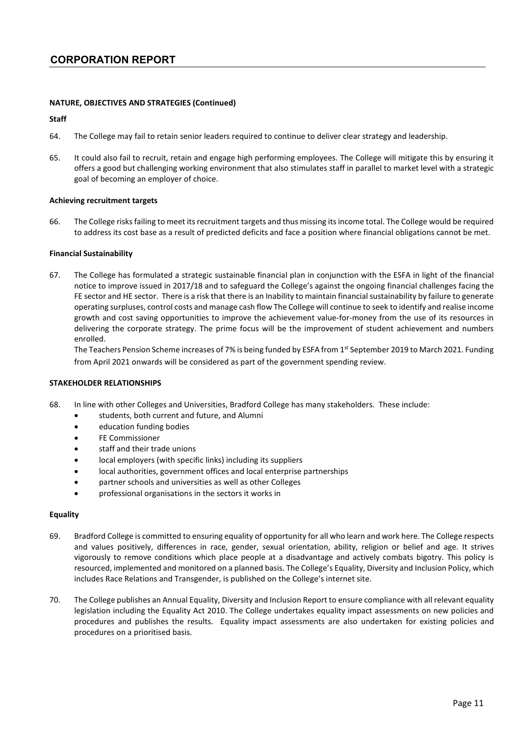# CORPORATION REPORT

**NATURE, OBJECTIVES AND STRATEGIES (Continued)**

**Staff**

64. The College may fail to retain senior leaders required to continue to deliver clear strategy and leadership.

65. It could also fail to recruit, retain and engage high performing employees. The College will mitigate this by ensuring it offers a good but challenging working environment that also stimulates staff in parallel to market level with a strategic goal of becoming an employer of choice.

**Achieving recruitment targets**

66. The College risks failing to meet its recruitment targets and thus missing its income total. The College would be required to address its cost base as a result of predicted deficits and face a position where financial obligations cannot be met.

**Financial Sustainability**

67. The College has formulated a strategic sustainable financial plan in conjunction with the ESFA in light of the financial notice to improve issued in 2017/18 and to safeguard the College's against the ongoing financial challenges facing the FE sector and HE sector. There is a risk that there is an Inability to maintain financial sustainability by failure to generate operating surpluses, control costs and manage cash flow The College will continue to seek to identify and realise income growth and cost saving opportunities to improve the achievement value-for-money from the use of its resources in delivering the corporate strategy. The prime focus will be the improvement of student achievement and numbers enrolled.

    The Teachers Pension Scheme increases of 7% is being funded by ESFA from 1st September 2019 to March 2021. Funding from April 2021 onwards will be considered as part of the government spending review.

**STAKEHOLDER RELATIONSHIPS**

68. In line with other Colleges and Universities, Bradford College has many stakeholders. These include:
    - students, both current and future, and Alumni
    - education funding bodies
    - FE Commissioner
    - staff and their trade unions
    - local employers (with specific links) including its suppliers
    - local authorities, government offices and local enterprise partnerships
    - partner schools and universities as well as other Colleges
    - professional organisations in the sectors it works in

**Equality**

69. Bradford College is committed to ensuring equality of opportunity for all who learn and work here. The College respects and values positively, differences in race, gender, sexual orientation, ability, religion or belief and age. It strives vigorously to remove conditions which place people at a disadvantage and actively combats bigotry. This policy is resourced, implemented and monitored on a planned basis. The College's Equality, Diversity and Inclusion Policy, which includes Race Relations and Transgender, is published on the College's internet site.

70. The College publishes an Annual Equality, Diversity and Inclusion Report to ensure compliance with all relevant equality legislation including the Equality Act 2010. The College undertakes equality impact assessments on new policies and procedures and publishes the results. Equality impact assessments are also undertaken for existing policies and procedures on a prioritised basis.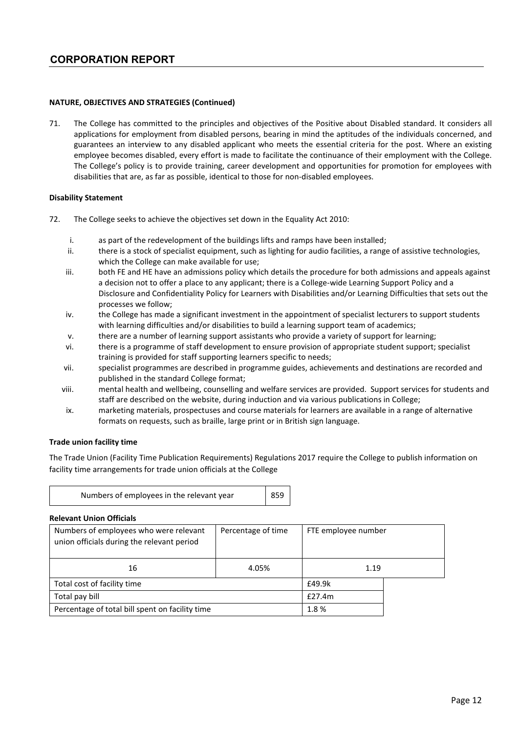# CORPORATION REPORT

**NATURE, OBJECTIVES AND STRATEGIES (Continued)**

71. The College has committed to the principles and objectives of the Positive about Disabled standard. It considers all applications for employment from disabled persons, bearing in mind the aptitudes of the individuals concerned, and guarantees an interview to any disabled applicant who meets the essential criteria for the post. Where an existing employee becomes disabled, every effort is made to facilitate the continuance of their employment with the College. The College's policy is to provide training, career development and opportunities for promotion for employees with disabilities that are, as far as possible, identical to those for non-disabled employees.

**Disability Statement**

72. The College seeks to achieve the objectives set down in the Equality Act 2010:

   i. as part of the redevelopment of the buildings lifts and ramps have been installed;
   ii. there is a stock of specialist equipment, such as lighting for audio facilities, a range of assistive technologies, which the College can make available for use;
   iii. both FE and HE have an admissions policy which details the procedure for both admissions and appeals against a decision not to offer a place to any applicant; there is a College-wide Learning Support Policy and a Disclosure and Confidentiality Policy for Learners with Disabilities and/or Learning Difficulties that sets out the processes we follow;
   iv. the College has made a significant investment in the appointment of specialist lecturers to support students with learning difficulties and/or disabilities to build a learning support team of academics;
   v. there are a number of learning support assistants who provide a variety of support for learning;
   vi. there is a programme of staff development to ensure provision of appropriate student support; specialist training is provided for staff supporting learners specific to needs;
   vii. specialist programmes are described in programme guides, achievements and destinations are recorded and published in the standard College format;
   viii. mental health and wellbeing, counselling and welfare services are provided. Support services for students and staff are described on the website, during induction and via various publications in College;
   ix. marketing materials, prospectuses and course materials for learners are available in a range of alternative formats on requests, such as braille, large print or in British sign language.

**Trade union facility time**

The Trade Union (Facility Time Publication Requirements) Regulations 2017 require the College to publish information on facility time arrangements for trade union officials at the College

| Numbers of employees in the relevant year | 859 |
|---|---|

**Relevant Union Officials**

| Numbers of employees who were relevant union officials during the relevant period | Percentage of time | FTE employee number |
|---|---|---|
| 16 | 4.05% | 1.19 |

| | |
|---|---|
| Total cost of facility time | £49.9k |
| Total pay bill | £27.4m |
| Percentage of total bill spent on facility time | 1.8 % |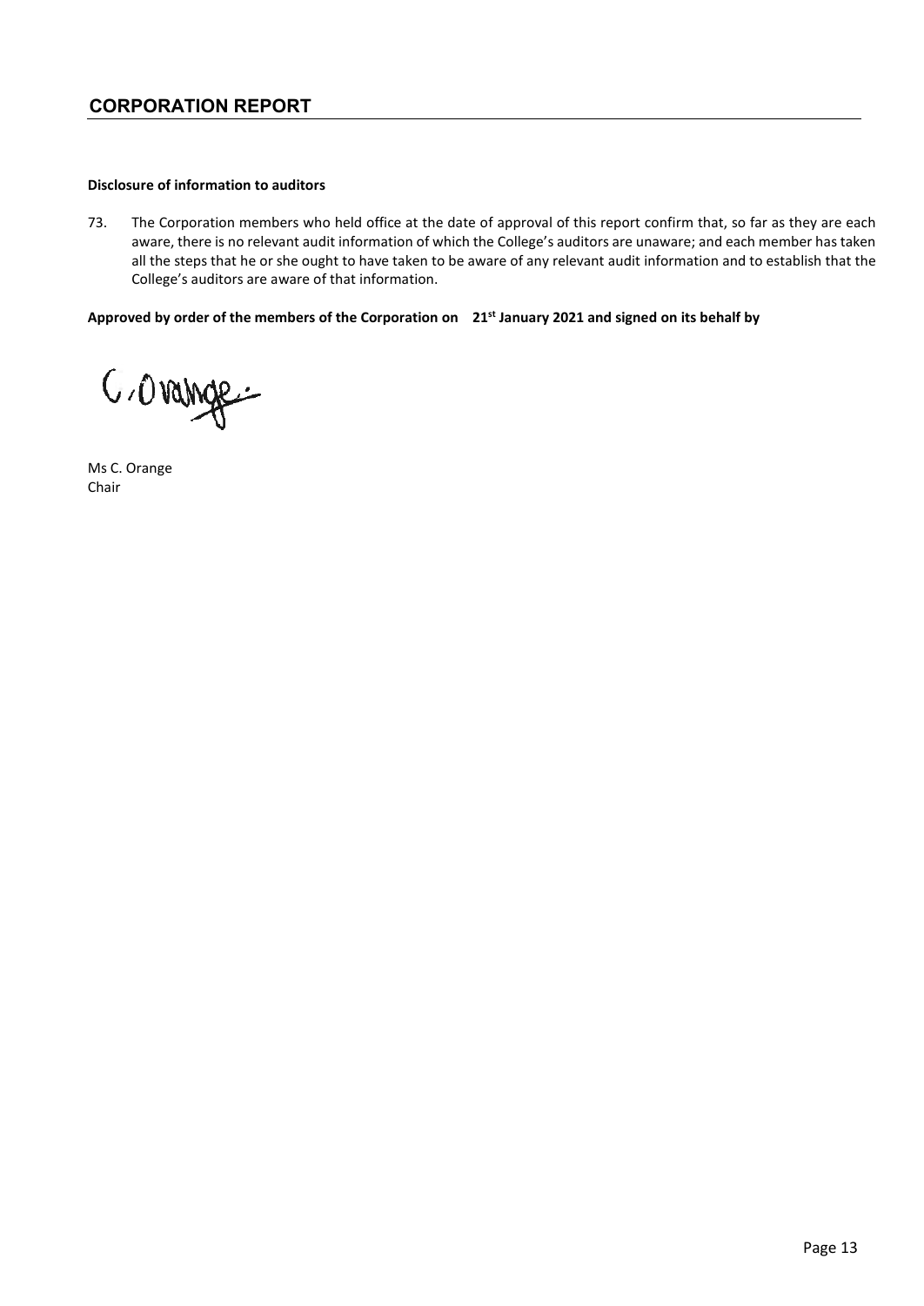## CORPORATION REPORT

**Disclosure of information to auditors**

73. The Corporation members who held office at the date of approval of this report confirm that, so far as they are each aware, there is no relevant audit information of which the College's auditors are unaware; and each member has taken all the steps that he or she ought to have taken to be aware of any relevant audit information and to establish that the College's auditors are aware of that information.

**Approved by order of the members of the Corporation on 21st January 2021 and signed on its behalf by**

C. Orange

Ms C. Orange
Chair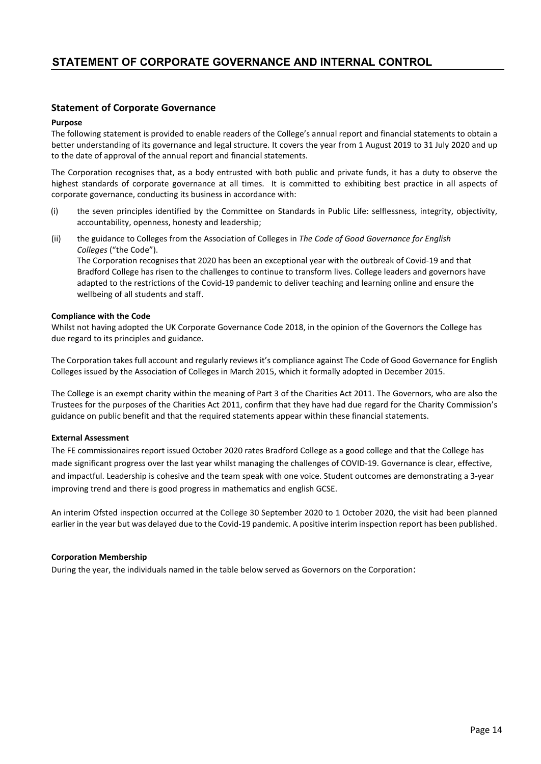# STATEMENT OF CORPORATE GOVERNANCE AND INTERNAL CONTROL

## Statement of Corporate Governance

**Purpose**

The following statement is provided to enable readers of the College's annual report and financial statements to obtain a better understanding of its governance and legal structure. It covers the year from 1 August 2019 to 31 July 2020 and up to the date of approval of the annual report and financial statements.

The Corporation recognises that, as a body entrusted with both public and private funds, it has a duty to observe the highest standards of corporate governance at all times. It is committed to exhibiting best practice in all aspects of corporate governance, conducting its business in accordance with:

(i) the seven principles identified by the Committee on Standards in Public Life: selflessness, integrity, objectivity, accountability, openness, honesty and leadership;

(ii) the guidance to Colleges from the Association of Colleges in *The Code of Good Governance for English Colleges* ("the Code").
The Corporation recognises that 2020 has been an exceptional year with the outbreak of Covid-19 and that Bradford College has risen to the challenges to continue to transform lives. College leaders and governors have adapted to the restrictions of the Covid-19 pandemic to deliver teaching and learning online and ensure the wellbeing of all students and staff.

**Compliance with the Code**

Whilst not having adopted the UK Corporate Governance Code 2018, in the opinion of the Governors the College has due regard to its principles and guidance.

The Corporation takes full account and regularly reviews it's compliance against The Code of Good Governance for English Colleges issued by the Association of Colleges in March 2015, which it formally adopted in December 2015.

The College is an exempt charity within the meaning of Part 3 of the Charities Act 2011. The Governors, who are also the Trustees for the purposes of the Charities Act 2011, confirm that they have had due regard for the Charity Commission's guidance on public benefit and that the required statements appear within these financial statements.

**External Assessment**

The FE commissionaires report issued October 2020 rates Bradford College as a good college and that the College has made significant progress over the last year whilst managing the challenges of COVID-19. Governance is clear, effective, and impactful. Leadership is cohesive and the team speak with one voice. Student outcomes are demonstrating a 3-year improving trend and there is good progress in mathematics and english GCSE.

An interim Ofsted inspection occurred at the College 30 September 2020 to 1 October 2020, the visit had been planned earlier in the year but was delayed due to the Covid-19 pandemic. A positive interim inspection report has been published.

**Corporation Membership**

During the year, the individuals named in the table below served as Governors on the Corporation: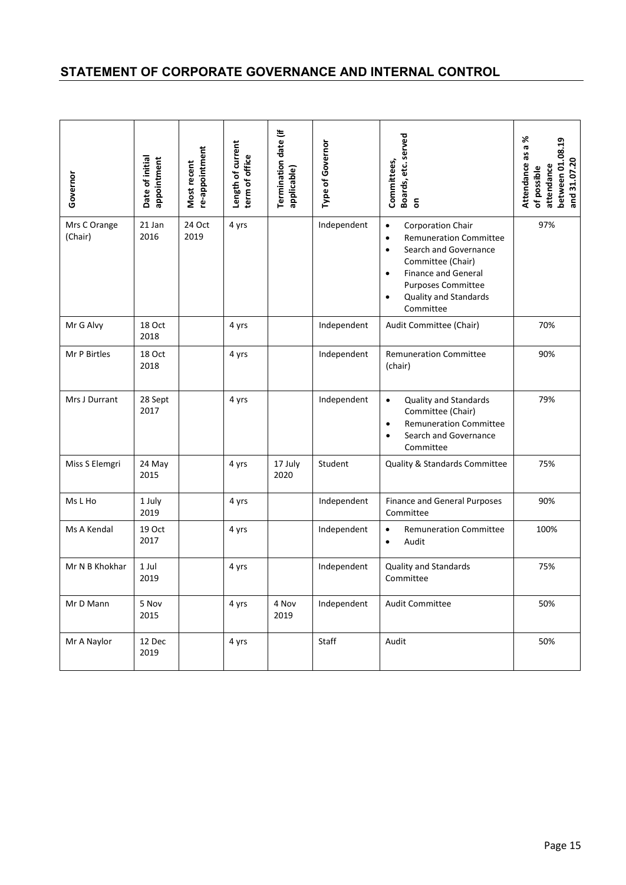## STATEMENT OF CORPORATE GOVERNANCE AND INTERNAL CONTROL

| Governor | Date of initial appointment | Most recent re-appointment | Length of current term of office | Termination date (if applicable) | Type of Governor | Committees, Boards, etc. served on | Attendance as a % of possible attendance between 01.08.19 and 31.07.20 |
|---|---|---|---|---|---|---|---|
| Mrs C Orange (Chair) | 21 Jan 2016 | 24 Oct 2019 | 4 yrs | | Independent | • Corporation Chair<br>• Remuneration Committee<br>• Search and Governance Committee (Chair)<br>• Finance and General Purposes Committee<br>• Quality and Standards Committee | 97% |
| Mr G Alvy | 18 Oct 2018 | | 4 yrs | | Independent | Audit Committee (Chair) | 70% |
| Mr P Birtles | 18 Oct 2018 | | 4 yrs | | Independent | Remuneration Committee (chair) | 90% |
| Mrs J Durrant | 28 Sept 2017 | | 4 yrs | | Independent | • Quality and Standards Committee (Chair)<br>• Remuneration Committee<br>• Search and Governance Committee | 79% |
| Miss S Elemgri | 24 May 2015 | | 4 yrs | 17 July 2020 | Student | Quality & Standards Committee | 75% |
| Ms L Ho | 1 July 2019 | | 4 yrs | | Independent | Finance and General Purposes Committee | 90% |
| Ms A Kendal | 19 Oct 2017 | | 4 yrs | | Independent | • Remuneration Committee<br>• Audit | 100% |
| Mr N B Khokhar | 1 Jul 2019 | | 4 yrs | | Independent | Quality and Standards Committee | 75% |
| Mr D Mann | 5 Nov 2015 | | 4 yrs | 4 Nov 2019 | Independent | Audit Committee | 50% |
| Mr A Naylor | 12 Dec 2019 | | 4 yrs | | Staff | Audit | 50% |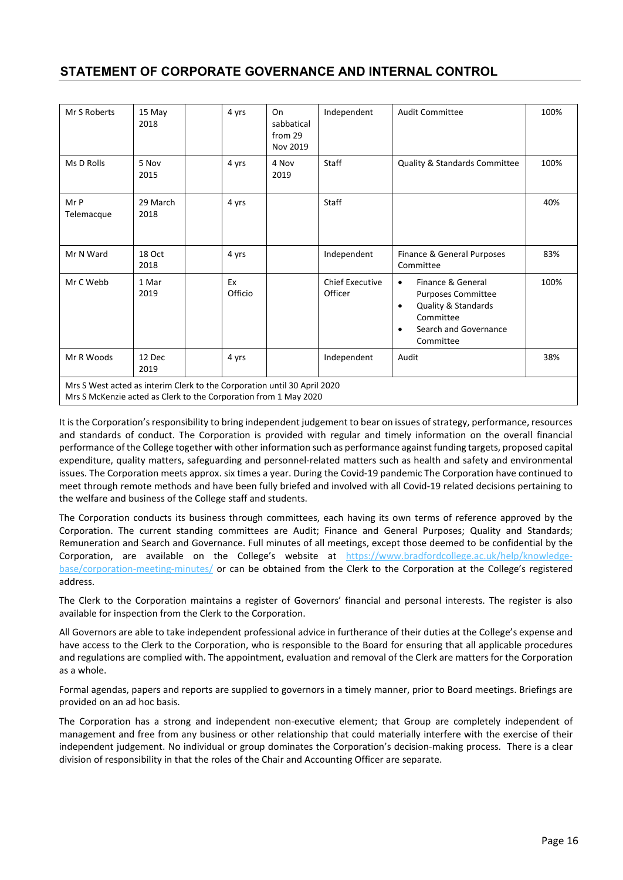## STATEMENT OF CORPORATE GOVERNANCE AND INTERNAL CONTROL

| | | | | | | | |
|---|---|---|---|---|---|---|---|
| Mr S Roberts | 15 May 2018 | | 4 yrs | On sabbatical from 29 Nov 2019 | Independent | Audit Committee | 100% |
| Ms D Rolls | 5 Nov 2015 | | 4 yrs | 4 Nov 2019 | Staff | Quality & Standards Committee | 100% |
| Mr P Telemacque | 29 March 2018 | | 4 yrs | | Staff | | 40% |
| Mr N Ward | 18 Oct 2018 | | 4 yrs | | Independent | Finance & General Purposes Committee | 83% |
| Mr C Webb | 1 Mar 2019 | | Ex Officio | | Chief Executive Officer | • Finance & General Purposes Committee<br>• Quality & Standards Committee<br>• Search and Governance Committee | 100% |
| Mr R Woods | 12 Dec 2019 | | 4 yrs | | Independent | Audit | 38% |
| Mrs S West acted as interim Clerk to the Corporation until 30 April 2020<br>Mrs S McKenzie acted as Clerk to the Corporation from 1 May 2020 | | | | | | | |

It is the Corporation's responsibility to bring independent judgement to bear on issues of strategy, performance, resources and standards of conduct. The Corporation is provided with regular and timely information on the overall financial performance of the College together with other information such as performance against funding targets, proposed capital expenditure, quality matters, safeguarding and personnel-related matters such as health and safety and environmental issues. The Corporation meets approx. six times a year. During the Covid-19 pandemic The Corporation have continued to meet through remote methods and have been fully briefed and involved with all Covid-19 related decisions pertaining to the welfare and business of the College staff and students.

The Corporation conducts its business through committees, each having its own terms of reference approved by the Corporation. The current standing committees are Audit; Finance and General Purposes; Quality and Standards; Remuneration and Search and Governance. Full minutes of all meetings, except those deemed to be confidential by the Corporation, are available on the College's website at https://www.bradfordcollege.ac.uk/help/knowledge-base/corporation-meeting-minutes/ or can be obtained from the Clerk to the Corporation at the College's registered address.

The Clerk to the Corporation maintains a register of Governors' financial and personal interests. The register is also available for inspection from the Clerk to the Corporation.

All Governors are able to take independent professional advice in furtherance of their duties at the College's expense and have access to the Clerk to the Corporation, who is responsible to the Board for ensuring that all applicable procedures and regulations are complied with. The appointment, evaluation and removal of the Clerk are matters for the Corporation as a whole.

Formal agendas, papers and reports are supplied to governors in a timely manner, prior to Board meetings. Briefings are provided on an ad hoc basis.

The Corporation has a strong and independent non-executive element; that Group are completely independent of management and free from any business or other relationship that could materially interfere with the exercise of their independent judgement. No individual or group dominates the Corporation's decision-making process. There is a clear division of responsibility in that the roles of the Chair and Accounting Officer are separate.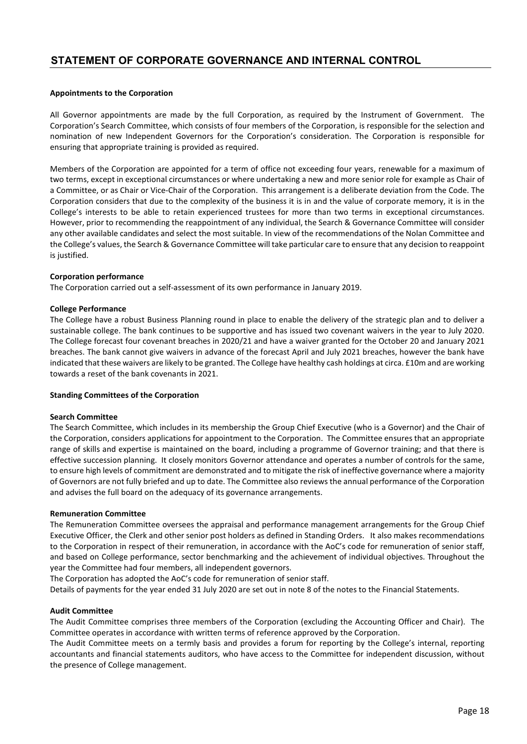## STATEMENT OF CORPORATE GOVERNANCE AND INTERNAL CONTROL

**Appointments to the Corporation**

All Governor appointments are made by the full Corporation, as required by the Instrument of Government. The Corporation's Search Committee, which consists of four members of the Corporation, is responsible for the selection and nomination of new Independent Governors for the Corporation's consideration. The Corporation is responsible for ensuring that appropriate training is provided as required.

Members of the Corporation are appointed for a term of office not exceeding four years, renewable for a maximum of two terms, except in exceptional circumstances or where undertaking a new and more senior role for example as Chair of a Committee, or as Chair or Vice-Chair of the Corporation. This arrangement is a deliberate deviation from the Code. The Corporation considers that due to the complexity of the business it is in and the value of corporate memory, it is in the College's interests to be able to retain experienced trustees for more than two terms in exceptional circumstances. However, prior to recommending the reappointment of any individual, the Search & Governance Committee will consider any other available candidates and select the most suitable. In view of the recommendations of the Nolan Committee and the College's values, the Search & Governance Committee will take particular care to ensure that any decision to reappoint is justified.

**Corporation performance**

The Corporation carried out a self-assessment of its own performance in January 2019.

**College Performance**

The College have a robust Business Planning round in place to enable the delivery of the strategic plan and to deliver a sustainable college. The bank continues to be supportive and has issued two covenant waivers in the year to July 2020. The College forecast four covenant breaches in 2020/21 and have a waiver granted for the October 20 and January 2021 breaches. The bank cannot give waivers in advance of the forecast April and July 2021 breaches, however the bank have indicated that these waivers are likely to be granted. The College have healthy cash holdings at circa. £10m and are working towards a reset of the bank covenants in 2021.

**Standing Committees of the Corporation**

**Search Committee**

The Search Committee, which includes in its membership the Group Chief Executive (who is a Governor) and the Chair of the Corporation, considers applications for appointment to the Corporation. The Committee ensures that an appropriate range of skills and expertise is maintained on the board, including a programme of Governor training; and that there is effective succession planning. It closely monitors Governor attendance and operates a number of controls for the same, to ensure high levels of commitment are demonstrated and to mitigate the risk of ineffective governance where a majority of Governors are not fully briefed and up to date. The Committee also reviews the annual performance of the Corporation and advises the full board on the adequacy of its governance arrangements.

**Remuneration Committee**

The Remuneration Committee oversees the appraisal and performance management arrangements for the Group Chief Executive Officer, the Clerk and other senior post holders as defined in Standing Orders. It also makes recommendations to the Corporation in respect of their remuneration, in accordance with the AoC's code for remuneration of senior staff, and based on College performance, sector benchmarking and the achievement of individual objectives. Throughout the year the Committee had four members, all independent governors.

The Corporation has adopted the AoC's code for remuneration of senior staff.

Details of payments for the year ended 31 July 2020 are set out in note 8 of the notes to the Financial Statements.

**Audit Committee**

The Audit Committee comprises three members of the Corporation (excluding the Accounting Officer and Chair). The Committee operates in accordance with written terms of reference approved by the Corporation.

The Audit Committee meets on a termly basis and provides a forum for reporting by the College's internal, reporting accountants and financial statements auditors, who have access to the Committee for independent discussion, without the presence of College management.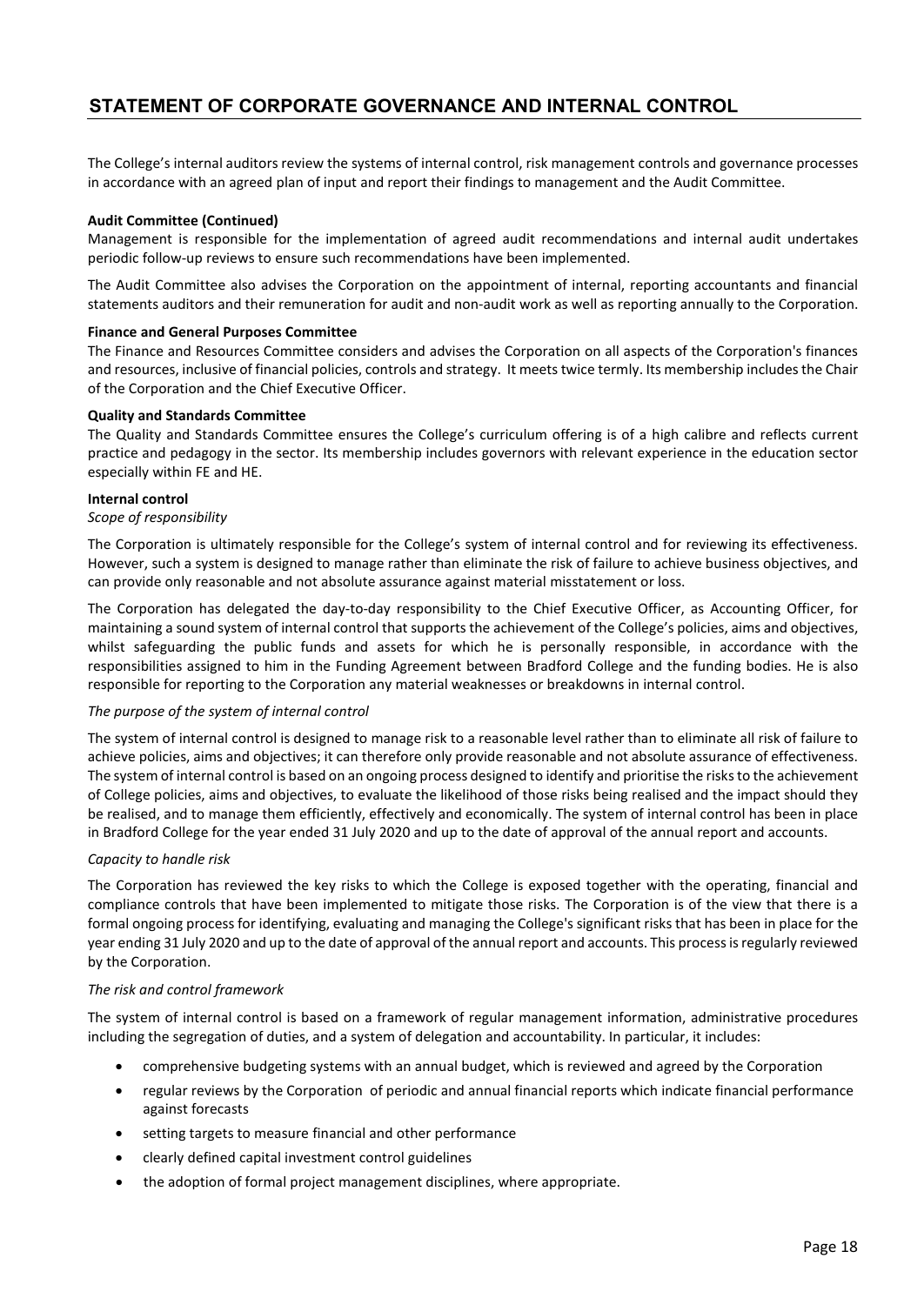## STATEMENT OF CORPORATE GOVERNANCE AND INTERNAL CONTROL

The College's internal auditors review the systems of internal control, risk management controls and governance processes in accordance with an agreed plan of input and report their findings to management and the Audit Committee.

**Audit Committee (Continued)**

Management is responsible for the implementation of agreed audit recommendations and internal audit undertakes periodic follow-up reviews to ensure such recommendations have been implemented.

The Audit Committee also advises the Corporation on the appointment of internal, reporting accountants and financial statements auditors and their remuneration for audit and non-audit work as well as reporting annually to the Corporation.

**Finance and General Purposes Committee**

The Finance and Resources Committee considers and advises the Corporation on all aspects of the Corporation's finances and resources, inclusive of financial policies, controls and strategy. It meets twice termly. Its membership includes the Chair of the Corporation and the Chief Executive Officer.

**Quality and Standards Committee**

The Quality and Standards Committee ensures the College's curriculum offering is of a high calibre and reflects current practice and pedagogy in the sector. Its membership includes governors with relevant experience in the education sector especially within FE and HE.

**Internal control**

*Scope of responsibility*

The Corporation is ultimately responsible for the College's system of internal control and for reviewing its effectiveness. However, such a system is designed to manage rather than eliminate the risk of failure to achieve business objectives, and can provide only reasonable and not absolute assurance against material misstatement or loss.

The Corporation has delegated the day-to-day responsibility to the Chief Executive Officer, as Accounting Officer, for maintaining a sound system of internal control that supports the achievement of the College's policies, aims and objectives, whilst safeguarding the public funds and assets for which he is personally responsible, in accordance with the responsibilities assigned to him in the Funding Agreement between Bradford College and the funding bodies. He is also responsible for reporting to the Corporation any material weaknesses or breakdowns in internal control.

*The purpose of the system of internal control*

The system of internal control is designed to manage risk to a reasonable level rather than to eliminate all risk of failure to achieve policies, aims and objectives; it can therefore only provide reasonable and not absolute assurance of effectiveness. The system of internal control is based on an ongoing process designed to identify and prioritise the risks to the achievement of College policies, aims and objectives, to evaluate the likelihood of those risks being realised and the impact should they be realised, and to manage them efficiently, effectively and economically. The system of internal control has been in place in Bradford College for the year ended 31 July 2020 and up to the date of approval of the annual report and accounts.

*Capacity to handle risk*

The Corporation has reviewed the key risks to which the College is exposed together with the operating, financial and compliance controls that have been implemented to mitigate those risks. The Corporation is of the view that there is a formal ongoing process for identifying, evaluating and managing the College's significant risks that has been in place for the year ending 31 July 2020 and up to the date of approval of the annual report and accounts. This process is regularly reviewed by the Corporation.

*The risk and control framework*

The system of internal control is based on a framework of regular management information, administrative procedures including the segregation of duties, and a system of delegation and accountability. In particular, it includes:

- comprehensive budgeting systems with an annual budget, which is reviewed and agreed by the Corporation
- regular reviews by the Corporation of periodic and annual financial reports which indicate financial performance against forecasts
- setting targets to measure financial and other performance
- clearly defined capital investment control guidelines
- the adoption of formal project management disciplines, where appropriate.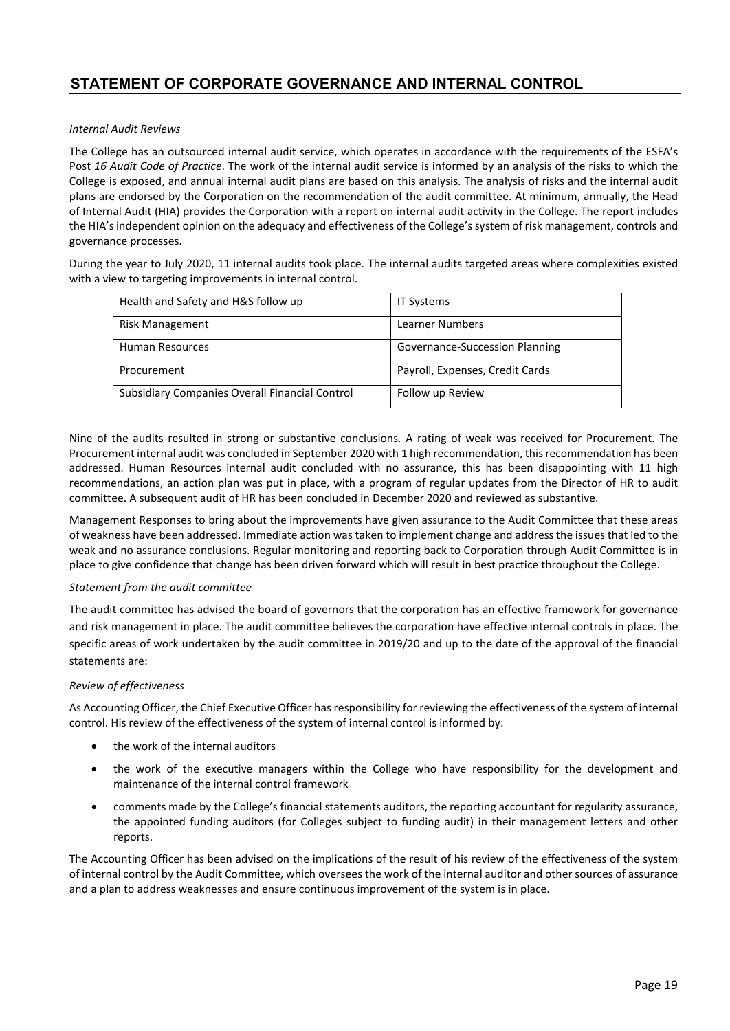## STATEMENT OF CORPORATE GOVERNANCE AND INTERNAL CONTROL

*Internal Audit Reviews*

The College has an outsourced internal audit service, which operates in accordance with the requirements of the ESFA's Post *16 Audit Code of Practice*. The work of the internal audit service is informed by an analysis of the risks to which the College is exposed, and annual internal audit plans are based on this analysis. The analysis of risks and the internal audit plans are endorsed by the Corporation on the recommendation of the audit committee. At minimum, annually, the Head of Internal Audit (HIA) provides the Corporation with a report on internal audit activity in the College. The report includes the HIA's independent opinion on the adequacy and effectiveness of the College's system of risk management, controls and governance processes.

During the year to July 2020, 11 internal audits took place. The internal audits targeted areas where complexities existed with a view to targeting improvements in internal control.

| | |
|---|---|
| Health and Safety and H&S follow up | IT Systems |
| Risk Management | Learner Numbers |
| Human Resources | Governance-Succession Planning |
| Procurement | Payroll, Expenses, Credit Cards |
| Subsidiary Companies Overall Financial Control | Follow up Review |

Nine of the audits resulted in strong or substantive conclusions. A rating of weak was received for Procurement. The Procurement internal audit was concluded in September 2020 with 1 high recommendation, this recommendation has been addressed. Human Resources internal audit concluded with no assurance, this has been disappointing with 11 high recommendations, an action plan was put in place, with a program of regular updates from the Director of HR to audit committee. A subsequent audit of HR has been concluded in December 2020 and reviewed as substantive.

Management Responses to bring about the improvements have given assurance to the Audit Committee that these areas of weakness have been addressed. Immediate action was taken to implement change and address the issues that led to the weak and no assurance conclusions. Regular monitoring and reporting back to Corporation through Audit Committee is in place to give confidence that change has been driven forward which will result in best practice throughout the College.

*Statement from the audit committee*

The audit committee has advised the board of governors that the corporation has an effective framework for governance and risk management in place. The audit committee believes the corporation have effective internal controls in place. The specific areas of work undertaken by the audit committee in 2019/20 and up to the date of the approval of the financial statements are:

*Review of effectiveness*

As Accounting Officer, the Chief Executive Officer has responsibility for reviewing the effectiveness of the system of internal control. His review of the effectiveness of the system of internal control is informed by:

- the work of the internal auditors
- the work of the executive managers within the College who have responsibility for the development and maintenance of the internal control framework
- comments made by the College's financial statements auditors, the reporting accountant for regularity assurance, the appointed funding auditors (for Colleges subject to funding audit) in their management letters and other reports.

The Accounting Officer has been advised on the implications of the result of his review of the effectiveness of the system of internal control by the Audit Committee, which oversees the work of the internal auditor and other sources of assurance and a plan to address weaknesses and ensure continuous improvement of the system is in place.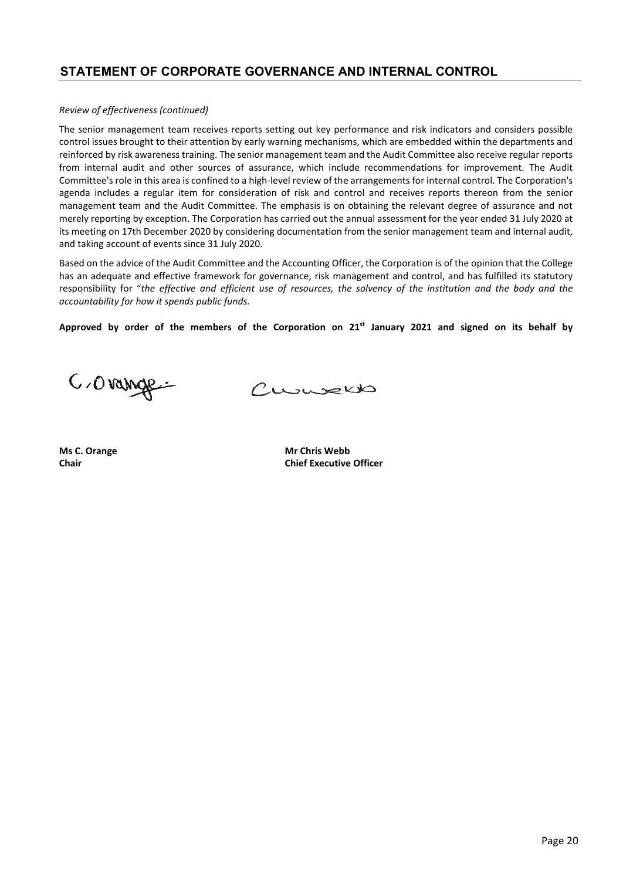## STATEMENT OF CORPORATE GOVERNANCE AND INTERNAL CONTROL

*Review of effectiveness (continued)*

The senior management team receives reports setting out key performance and risk indicators and considers possible control issues brought to their attention by early warning mechanisms, which are embedded within the departments and reinforced by risk awareness training. The senior management team and the Audit Committee also receive regular reports from internal audit and other sources of assurance, which include recommendations for improvement. The Audit Committee's role in this area is confined to a high-level review of the arrangements for internal control. The Corporation's agenda includes a regular item for consideration of risk and control and receives reports thereon from the senior management team and the Audit Committee. The emphasis is on obtaining the relevant degree of assurance and not merely reporting by exception. The Corporation has carried out the annual assessment for the year ended 31 July 2020 at its meeting on 17th December 2020 by considering documentation from the senior management team and internal audit, and taking account of events since 31 July 2020.

Based on the advice of the Audit Committee and the Accounting Officer, the Corporation is of the opinion that the College has an adequate and effective framework for governance, risk management and control, and has fulfilled its statutory responsibility for "*the effective and efficient use of resources, the solvency of the institution and the body and the accountability for how it spends public funds.*

**Approved by order of the members of the Corporation on 21st January 2021 and signed on its behalf by**

C. Orange

C Webb

**Ms C. Orange**
**Chair**

**Mr Chris Webb**
**Chief Executive Officer**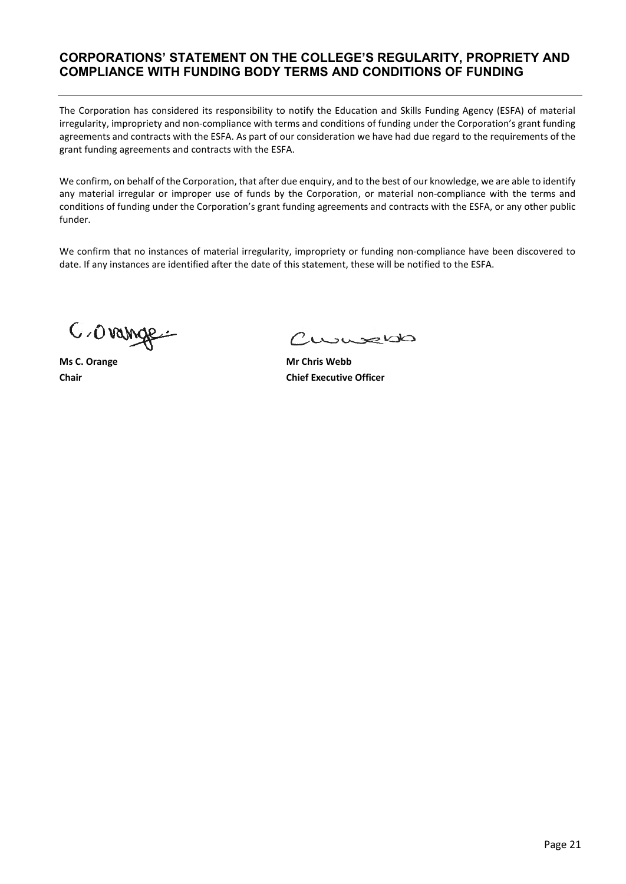## CORPORATIONS' STATEMENT ON THE COLLEGE'S REGULARITY, PROPRIETY AND COMPLIANCE WITH FUNDING BODY TERMS AND CONDITIONS OF FUNDING

The Corporation has considered its responsibility to notify the Education and Skills Funding Agency (ESFA) of material irregularity, impropriety and non-compliance with terms and conditions of funding under the Corporation's grant funding agreements and contracts with the ESFA. As part of our consideration we have had due regard to the requirements of the grant funding agreements and contracts with the ESFA.

We confirm, on behalf of the Corporation, that after due enquiry, and to the best of our knowledge, we are able to identify any material irregular or improper use of funds by the Corporation, or material non-compliance with the terms and conditions of funding under the Corporation's grant funding agreements and contracts with the ESFA, or any other public funder.

We confirm that no instances of material irregularity, impropriety or funding non-compliance have been discovered to date. If any instances are identified after the date of this statement, these will be notified to the ESFA.

C. Orange

**Ms C. Orange**
**Chair**

C W Webb

**Mr Chris Webb**
**Chief Executive Officer**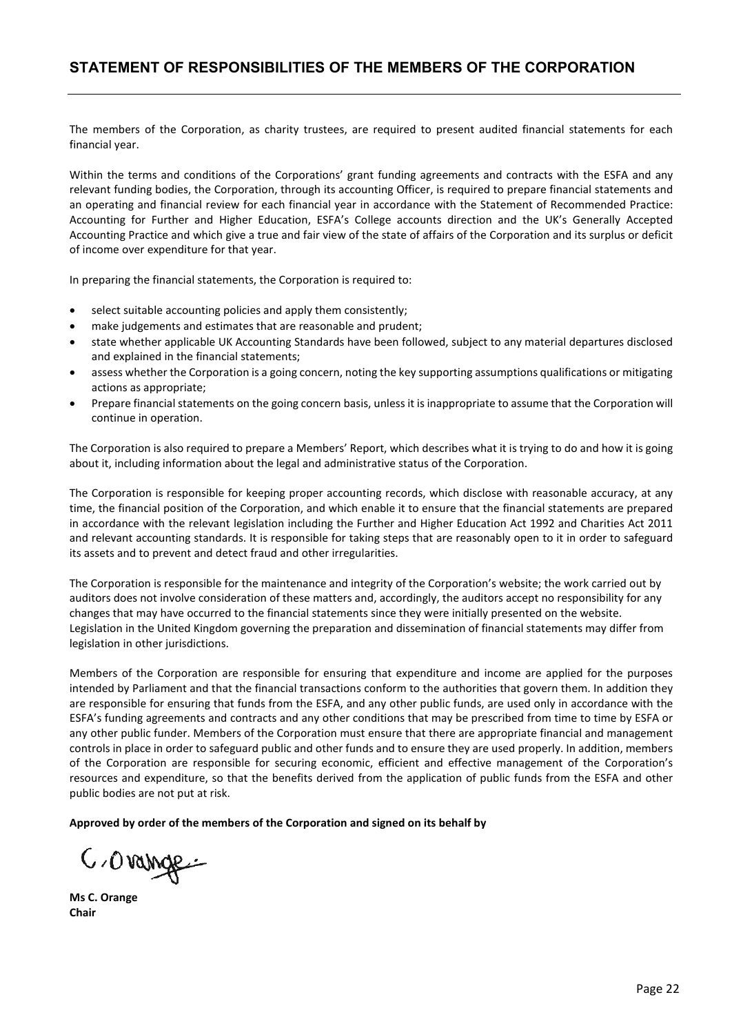## STATEMENT OF RESPONSIBILITIES OF THE MEMBERS OF THE CORPORATION

The members of the Corporation, as charity trustees, are required to present audited financial statements for each financial year.

Within the terms and conditions of the Corporations' grant funding agreements and contracts with the ESFA and any relevant funding bodies, the Corporation, through its accounting Officer, is required to prepare financial statements and an operating and financial review for each financial year in accordance with the Statement of Recommended Practice: Accounting for Further and Higher Education, ESFA's College accounts direction and the UK's Generally Accepted Accounting Practice and which give a true and fair view of the state of affairs of the Corporation and its surplus or deficit of income over expenditure for that year.

In preparing the financial statements, the Corporation is required to:

- select suitable accounting policies and apply them consistently;
- make judgements and estimates that are reasonable and prudent;
- state whether applicable UK Accounting Standards have been followed, subject to any material departures disclosed and explained in the financial statements;
- assess whether the Corporation is a going concern, noting the key supporting assumptions qualifications or mitigating actions as appropriate;
- Prepare financial statements on the going concern basis, unless it is inappropriate to assume that the Corporation will continue in operation.

The Corporation is also required to prepare a Members' Report, which describes what it is trying to do and how it is going about it, including information about the legal and administrative status of the Corporation.

The Corporation is responsible for keeping proper accounting records, which disclose with reasonable accuracy, at any time, the financial position of the Corporation, and which enable it to ensure that the financial statements are prepared in accordance with the relevant legislation including the Further and Higher Education Act 1992 and Charities Act 2011 and relevant accounting standards. It is responsible for taking steps that are reasonably open to it in order to safeguard its assets and to prevent and detect fraud and other irregularities.

The Corporation is responsible for the maintenance and integrity of the Corporation's website; the work carried out by auditors does not involve consideration of these matters and, accordingly, the auditors accept no responsibility for any changes that may have occurred to the financial statements since they were initially presented on the website. Legislation in the United Kingdom governing the preparation and dissemination of financial statements may differ from legislation in other jurisdictions.

Members of the Corporation are responsible for ensuring that expenditure and income are applied for the purposes intended by Parliament and that the financial transactions conform to the authorities that govern them. In addition they are responsible for ensuring that funds from the ESFA, and any other public funds, are used only in accordance with the ESFA's funding agreements and contracts and any other conditions that may be prescribed from time to time by ESFA or any other public funder. Members of the Corporation must ensure that there are appropriate financial and management controls in place in order to safeguard public and other funds and to ensure they are used properly. In addition, members of the Corporation are responsible for securing economic, efficient and effective management of the Corporation's resources and expenditure, so that the benefits derived from the application of public funds from the ESFA and other public bodies are not put at risk.

**Approved by order of the members of the Corporation and signed on its behalf by**

C. Orange

**Ms C. Orange**
**Chair**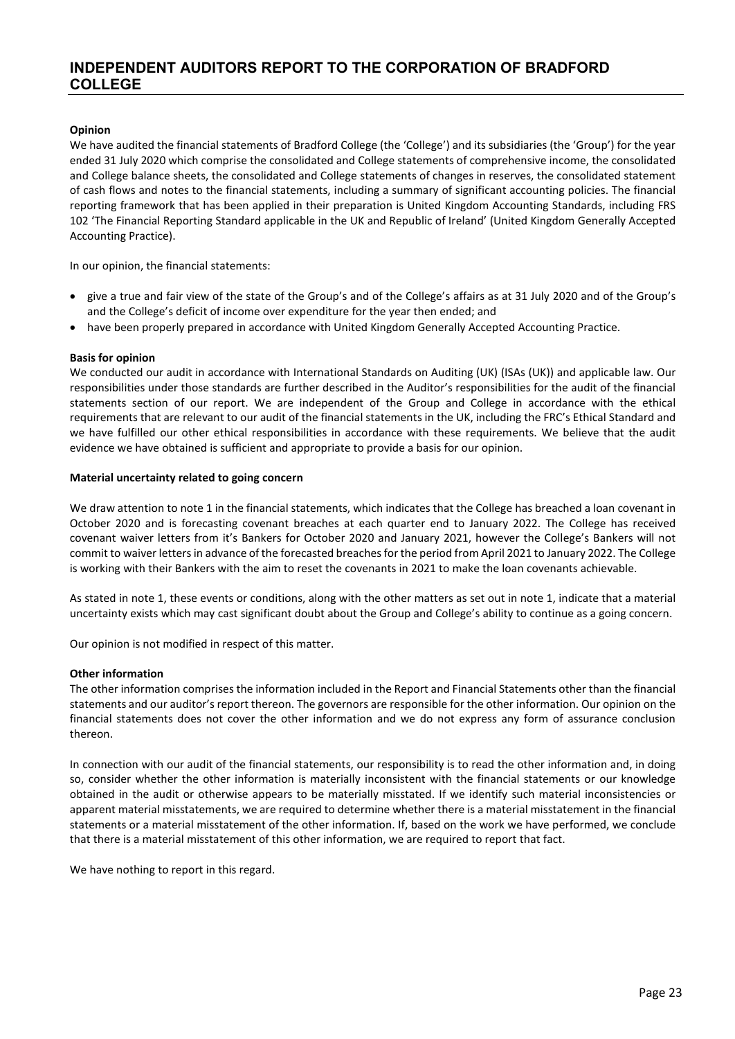# INDEPENDENT AUDITORS REPORT TO THE CORPORATION OF BRADFORD COLLEGE

**Opinion**

We have audited the financial statements of Bradford College (the 'College') and its subsidiaries (the 'Group') for the year ended 31 July 2020 which comprise the consolidated and College statements of comprehensive income, the consolidated and College balance sheets, the consolidated and College statements of changes in reserves, the consolidated statement of cash flows and notes to the financial statements, including a summary of significant accounting policies. The financial reporting framework that has been applied in their preparation is United Kingdom Accounting Standards, including FRS 102 'The Financial Reporting Standard applicable in the UK and Republic of Ireland' (United Kingdom Generally Accepted Accounting Practice).

In our opinion, the financial statements:

- give a true and fair view of the state of the Group's and of the College's affairs as at 31 July 2020 and of the Group's and the College's deficit of income over expenditure for the year then ended; and
- have been properly prepared in accordance with United Kingdom Generally Accepted Accounting Practice.

**Basis for opinion**

We conducted our audit in accordance with International Standards on Auditing (UK) (ISAs (UK)) and applicable law. Our responsibilities under those standards are further described in the Auditor's responsibilities for the audit of the financial statements section of our report. We are independent of the Group and College in accordance with the ethical requirements that are relevant to our audit of the financial statements in the UK, including the FRC's Ethical Standard and we have fulfilled our other ethical responsibilities in accordance with these requirements. We believe that the audit evidence we have obtained is sufficient and appropriate to provide a basis for our opinion.

**Material uncertainty related to going concern**

We draw attention to note 1 in the financial statements, which indicates that the College has breached a loan covenant in October 2020 and is forecasting covenant breaches at each quarter end to January 2022. The College has received covenant waiver letters from it's Bankers for October 2020 and January 2021, however the College's Bankers will not commit to waiver letters in advance of the forecasted breaches for the period from April 2021 to January 2022. The College is working with their Bankers with the aim to reset the covenants in 2021 to make the loan covenants achievable.

As stated in note 1, these events or conditions, along with the other matters as set out in note 1, indicate that a material uncertainty exists which may cast significant doubt about the Group and College's ability to continue as a going concern.

Our opinion is not modified in respect of this matter.

**Other information**

The other information comprises the information included in the Report and Financial Statements other than the financial statements and our auditor's report thereon. The governors are responsible for the other information. Our opinion on the financial statements does not cover the other information and we do not express any form of assurance conclusion thereon.

In connection with our audit of the financial statements, our responsibility is to read the other information and, in doing so, consider whether the other information is materially inconsistent with the financial statements or our knowledge obtained in the audit or otherwise appears to be materially misstated. If we identify such material inconsistencies or apparent material misstatements, we are required to determine whether there is a material misstatement in the financial statements or a material misstatement of the other information. If, based on the work we have performed, we conclude that there is a material misstatement of this other information, we are required to report that fact.

We have nothing to report in this regard.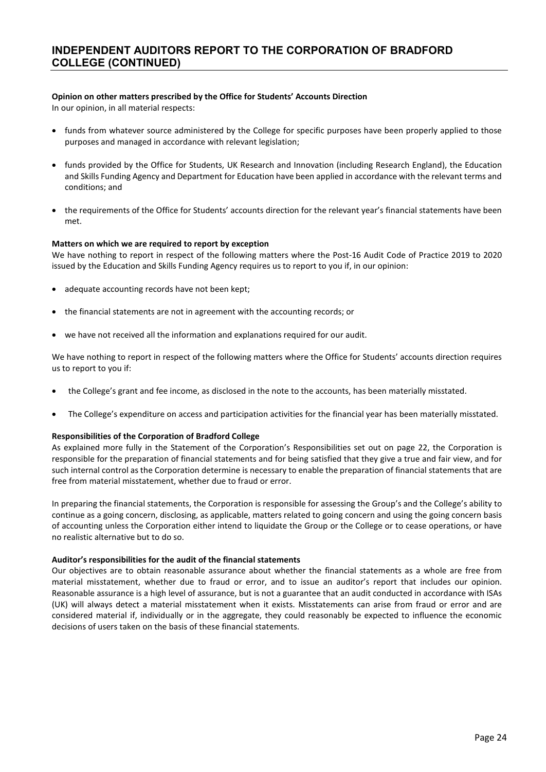# INDEPENDENT AUDITORS REPORT TO THE CORPORATION OF BRADFORD COLLEGE (CONTINUED)

**Opinion on other matters prescribed by the Office for Students' Accounts Direction**

In our opinion, in all material respects:

- funds from whatever source administered by the College for specific purposes have been properly applied to those purposes and managed in accordance with relevant legislation;
- funds provided by the Office for Students, UK Research and Innovation (including Research England), the Education and Skills Funding Agency and Department for Education have been applied in accordance with the relevant terms and conditions; and
- the requirements of the Office for Students' accounts direction for the relevant year's financial statements have been met.

**Matters on which we are required to report by exception**

We have nothing to report in respect of the following matters where the Post-16 Audit Code of Practice 2019 to 2020 issued by the Education and Skills Funding Agency requires us to report to you if, in our opinion:

- adequate accounting records have not been kept;
- the financial statements are not in agreement with the accounting records; or
- we have not received all the information and explanations required for our audit.

We have nothing to report in respect of the following matters where the Office for Students' accounts direction requires us to report to you if:

- the College's grant and fee income, as disclosed in the note to the accounts, has been materially misstated.
- The College's expenditure on access and participation activities for the financial year has been materially misstated.

**Responsibilities of the Corporation of Bradford College**

As explained more fully in the Statement of the Corporation's Responsibilities set out on page 22, the Corporation is responsible for the preparation of financial statements and for being satisfied that they give a true and fair view, and for such internal control as the Corporation determine is necessary to enable the preparation of financial statements that are free from material misstatement, whether due to fraud or error.

In preparing the financial statements, the Corporation is responsible for assessing the Group's and the College's ability to continue as a going concern, disclosing, as applicable, matters related to going concern and using the going concern basis of accounting unless the Corporation either intend to liquidate the Group or the College or to cease operations, or have no realistic alternative but to do so.

**Auditor's responsibilities for the audit of the financial statements**

Our objectives are to obtain reasonable assurance about whether the financial statements as a whole are free from material misstatement, whether due to fraud or error, and to issue an auditor's report that includes our opinion. Reasonable assurance is a high level of assurance, but is not a guarantee that an audit conducted in accordance with ISAs (UK) will always detect a material misstatement when it exists. Misstatements can arise from fraud or error and are considered material if, individually or in the aggregate, they could reasonably be expected to influence the economic decisions of users taken on the basis of these financial statements.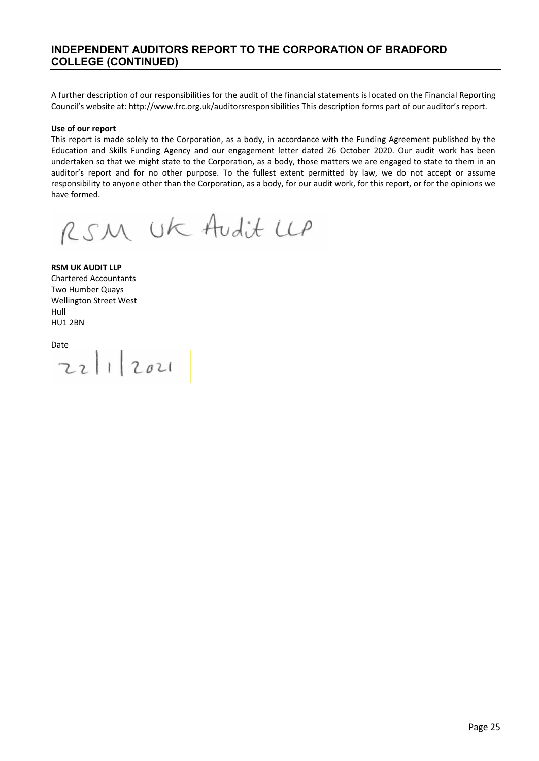## INDEPENDENT AUDITORS REPORT TO THE CORPORATION OF BRADFORD COLLEGE (CONTINUED)

A further description of our responsibilities for the audit of the financial statements is located on the Financial Reporting Council's website at: http://www.frc.org.uk/auditorsresponsibilities This description forms part of our auditor's report.

**Use of our report**

This report is made solely to the Corporation, as a body, in accordance with the Funding Agreement published by the Education and Skills Funding Agency and our engagement letter dated 26 October 2020. Our audit work has been undertaken so that we might state to the Corporation, as a body, those matters we are engaged to state to them in an auditor's report and for no other purpose. To the fullest extent permitted by law, we do not accept or assume responsibility to anyone other than the Corporation, as a body, for our audit work, for this report, or for the opinions we have formed.

RSM UK Audit LLP

**RSM UK AUDIT LLP**
Chartered Accountants
Two Humber Quays
Wellington Street West
Hull
HU1 2BN

Date

22/1/2021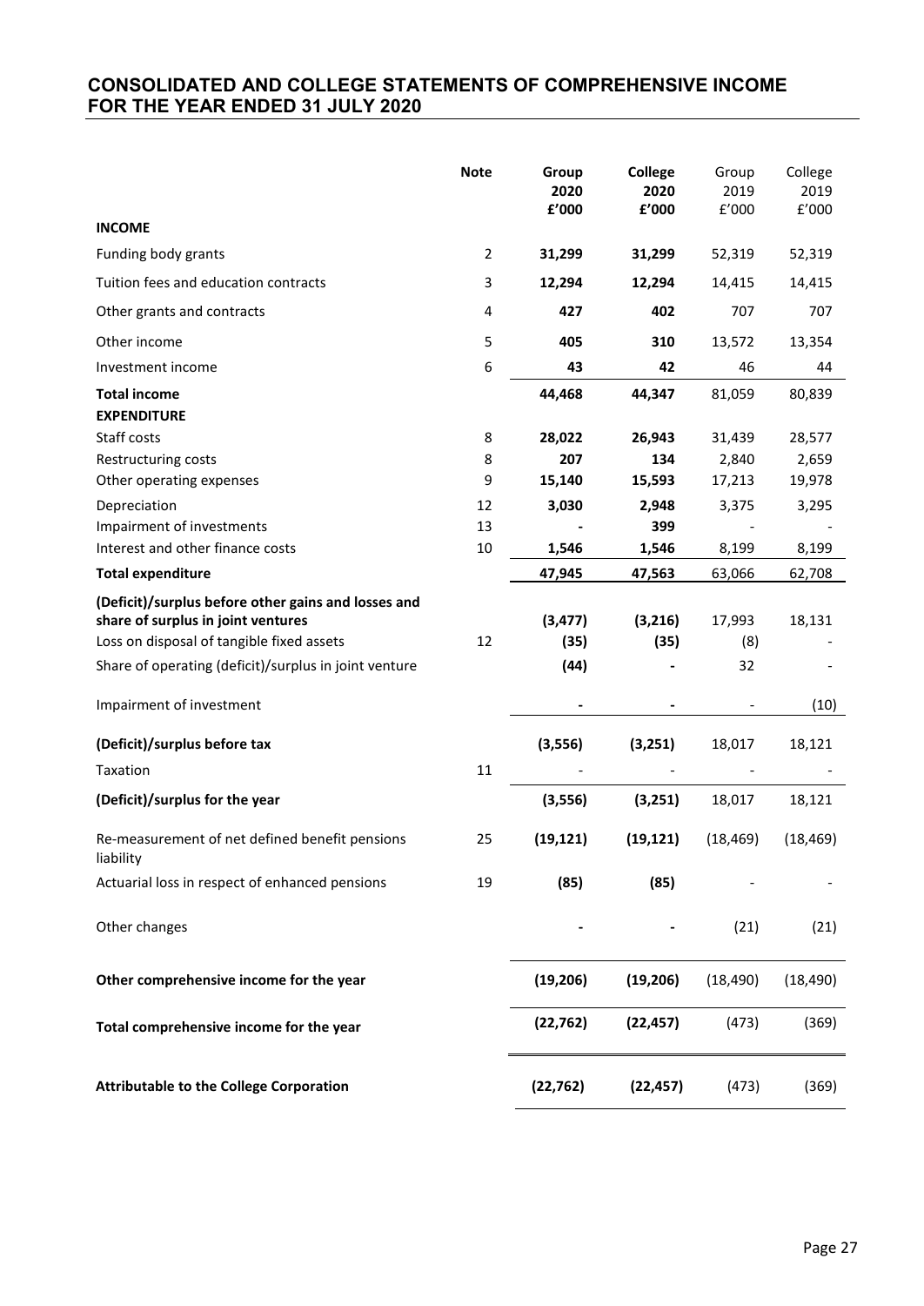# CONSOLIDATED AND COLLEGE STATEMENTS OF COMPREHENSIVE INCOME FOR THE YEAR ENDED 31 JULY 2020

| | Note | Group 2020 £'000 | College 2020 £'000 | Group 2019 £'000 | College 2019 £'000 |
|---|---|---|---|---|---|
| **INCOME** | | | | | |
| Funding body grants | 2 | **31,299** | **31,299** | 52,319 | 52,319 |
| Tuition fees and education contracts | 3 | **12,294** | **12,294** | 14,415 | 14,415 |
| Other grants and contracts | 4 | **427** | **402** | 707 | 707 |
| Other income | 5 | **405** | **310** | 13,572 | 13,354 |
| Investment income | 6 | **43** | **42** | 46 | 44 |
| **Total income** | | **44,468** | **44,347** | 81,059 | 80,839 |
| **EXPENDITURE** | | | | | |
| Staff costs | 8 | **28,022** | **26,943** | 31,439 | 28,577 |
| Restructuring costs | 8 | **207** | **134** | 2,840 | 2,659 |
| Other operating expenses | 9 | **15,140** | **15,593** | 17,213 | 19,978 |
| Depreciation | 12 | **3,030** | **2,948** | 3,375 | 3,295 |
| Impairment of investments | 13 | **-** | **399** | - | - |
| Interest and other finance costs | 10 | **1,546** | **1,546** | 8,199 | 8,199 |
| **Total expenditure** | | **47,945** | **47,563** | 63,066 | 62,708 |
| **(Deficit)/surplus before other gains and losses and share of surplus in joint ventures** | | **(3,477)** | **(3,216)** | 17,993 | 18,131 |
| Loss on disposal of tangible fixed assets | 12 | **(35)** | **(35)** | (8) | - |
| Share of operating (deficit)/surplus in joint venture | | **(44)** | **-** | 32 | - |
| Impairment of investment | | **-** | **-** | - | (10) |
| **(Deficit)/surplus before tax** | | **(3,556)** | **(3,251)** | 18,017 | 18,121 |
| Taxation | 11 | - | - | - | - |
| **(Deficit)/surplus for the year** | | **(3,556)** | **(3,251)** | 18,017 | 18,121 |
| Re-measurement of net defined benefit pensions liability | 25 | **(19,121)** | **(19,121)** | (18,469) | (18,469) |
| Actuarial loss in respect of enhanced pensions | 19 | **(85)** | **(85)** | - | - |
| Other changes | | **-** | **-** | (21) | (21) |
| **Other comprehensive income for the year** | | **(19,206)** | **(19,206)** | (18,490) | (18,490) |
| **Total comprehensive income for the year** | | **(22,762)** | **(22,457)** | (473) | (369) |
| **Attributable to the College Corporation** | | **(22,762)** | **(22,457)** | (473) | (369) |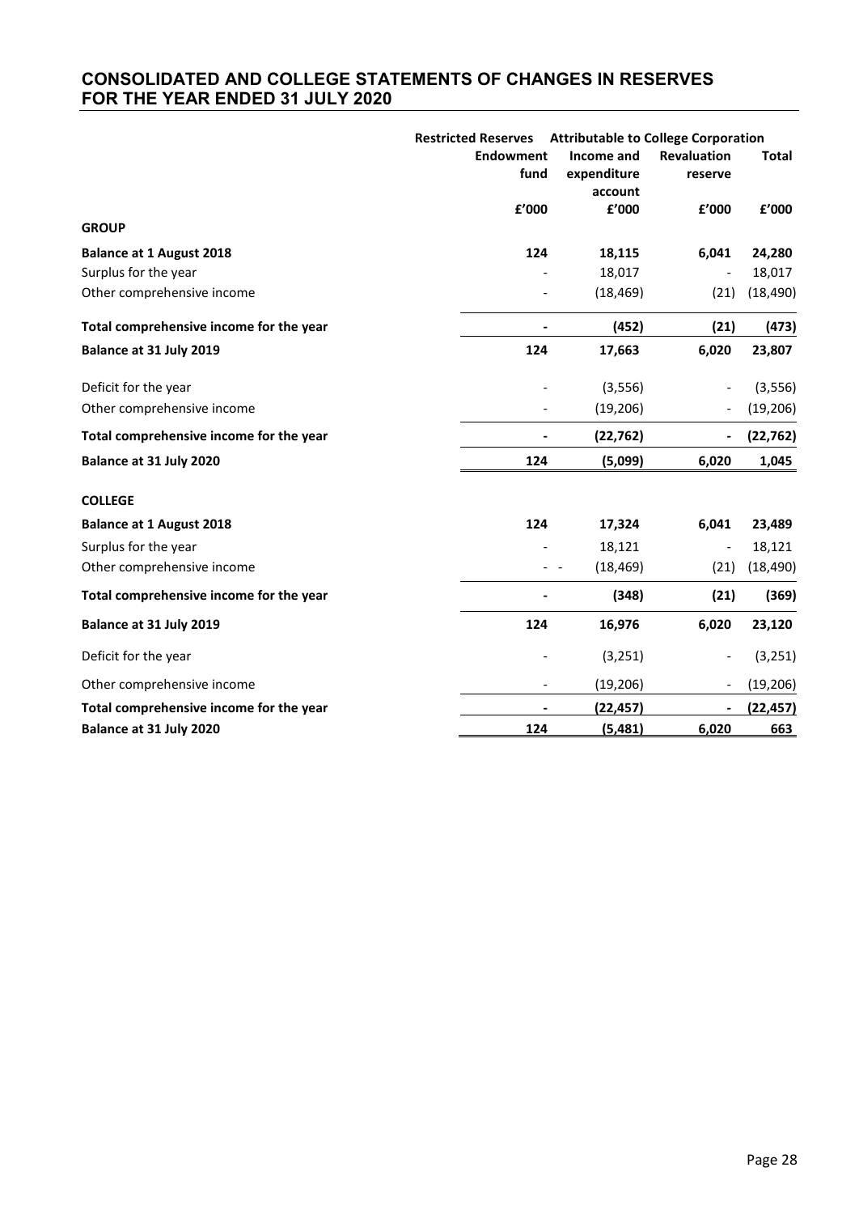# CONSOLIDATED AND COLLEGE STATEMENTS OF CHANGES IN RESERVES FOR THE YEAR ENDED 31 JULY 2020

| | Restricted Reserves | Attributable to College Corporation | | |
|---|---|---|---|---|
| | Endowment fund | Income and expenditure account | Revaluation reserve | Total |
| | £'000 | £'000 | £'000 | £'000 |
| **GROUP** | | | | |
| **Balance at 1 August 2018** | **124** | **18,115** | **6,041** | **24,280** |
| Surplus for the year | - | 18,017 | - | 18,017 |
| Other comprehensive income | - | (18,469) | (21) | (18,490) |
| **Total comprehensive income for the year** | **-** | **(452)** | **(21)** | **(473)** |
| **Balance at 31 July 2019** | **124** | **17,663** | **6,020** | **23,807** |
| Deficit for the year | - | (3,556) | - | (3,556) |
| Other comprehensive income | - | (19,206) | - | (19,206) |
| **Total comprehensive income for the year** | **-** | **(22,762)** | **-** | **(22,762)** |
| **Balance at 31 July 2020** | **124** | **(5,099)** | **6,020** | **1,045** |
| **COLLEGE** | | | | |
| **Balance at 1 August 2018** | **124** | **17,324** | **6,041** | **23,489** |
| Surplus for the year | - | 18,121 | - | 18,121 |
| Other comprehensive income | - - | (18,469) | (21) | (18,490) |
| **Total comprehensive income for the year** | **-** | **(348)** | **(21)** | **(369)** |
| **Balance at 31 July 2019** | **124** | **16,976** | **6,020** | **23,120** |
| Deficit for the year | - | (3,251) | - | (3,251) |
| Other comprehensive income | - | (19,206) | - | (19,206) |
| **Total comprehensive income for the year** | **-** | **(22,457)** | **-** | **(22,457)** |
| **Balance at 31 July 2020** | **124** | **(5,481)** | **6,020** | **663** |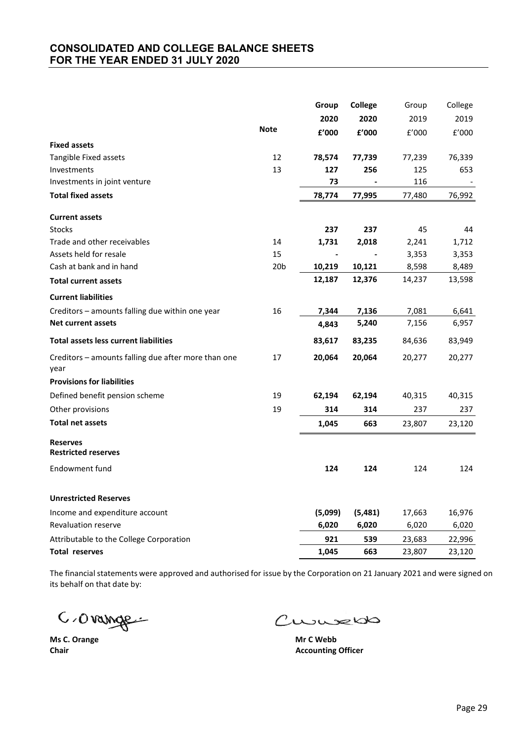# CONSOLIDATED AND COLLEGE BALANCE SHEETS FOR THE YEAR ENDED 31 JULY 2020

| | Note | Group 2020 £'000 | College 2020 £'000 | Group 2019 £'000 | College 2019 £'000 |
|---|---|---|---|---|---|
| **Fixed assets** | | | | | |
| Tangible Fixed assets | 12 | **78,574** | **77,739** | 77,239 | 76,339 |
| Investments | 13 | **127** | **256** | 125 | 653 |
| Investments in joint venture | | **73** | **-** | 116 | - |
| **Total fixed assets** | | **78,774** | **77,995** | 77,480 | 76,992 |
| **Current assets** | | | | | |
| Stocks | | **237** | **237** | 45 | 44 |
| Trade and other receivables | 14 | **1,731** | **2,018** | 2,241 | 1,712 |
| Assets held for resale | 15 | **-** | **-** | 3,353 | 3,353 |
| Cash at bank and in hand | 20b | **10,219** | **10,121** | 8,598 | 8,489 |
| **Total current assets** | | **12,187** | **12,376** | 14,237 | 13,598 |
| **Current liabilities** | | | | | |
| Creditors – amounts falling due within one year | 16 | **7,344** | **7,136** | 7,081 | 6,641 |
| **Net current assets** | | **4,843** | **5,240** | 7,156 | 6,957 |
| **Total assets less current liabilities** | | **83,617** | **83,235** | 84,636 | 83,949 |
| Creditors – amounts falling due after more than one year | 17 | **20,064** | **20,064** | 20,277 | 20,277 |
| **Provisions for liabilities** | | | | | |
| Defined benefit pension scheme | 19 | **62,194** | **62,194** | 40,315 | 40,315 |
| Other provisions | 19 | **314** | **314** | 237 | 237 |
| **Total net assets** | | **1,045** | **663** | 23,807 | 23,120 |
| **Reserves** | | | | | |
| **Restricted reserves** | | | | | |
| Endowment fund | | **124** | **124** | 124 | 124 |
| **Unrestricted Reserves** | | | | | |
| Income and expenditure account | | **(5,099)** | **(5,481)** | 17,663 | 16,976 |
| Revaluation reserve | | **6,020** | **6,020** | 6,020 | 6,020 |
| Attributable to the College Corporation | | **921** | **539** | 23,683 | 22,996 |
| **Total reserves** | | **1,045** | **663** | 23,807 | 23,120 |

The financial statements were approved and authorised for issue by the Corporation on 21 January 2021 and were signed on its behalf on that date by:

C. Orange

**Ms C. Orange**
**Chair**

C Webb

**Mr C Webb**
**Accounting Officer**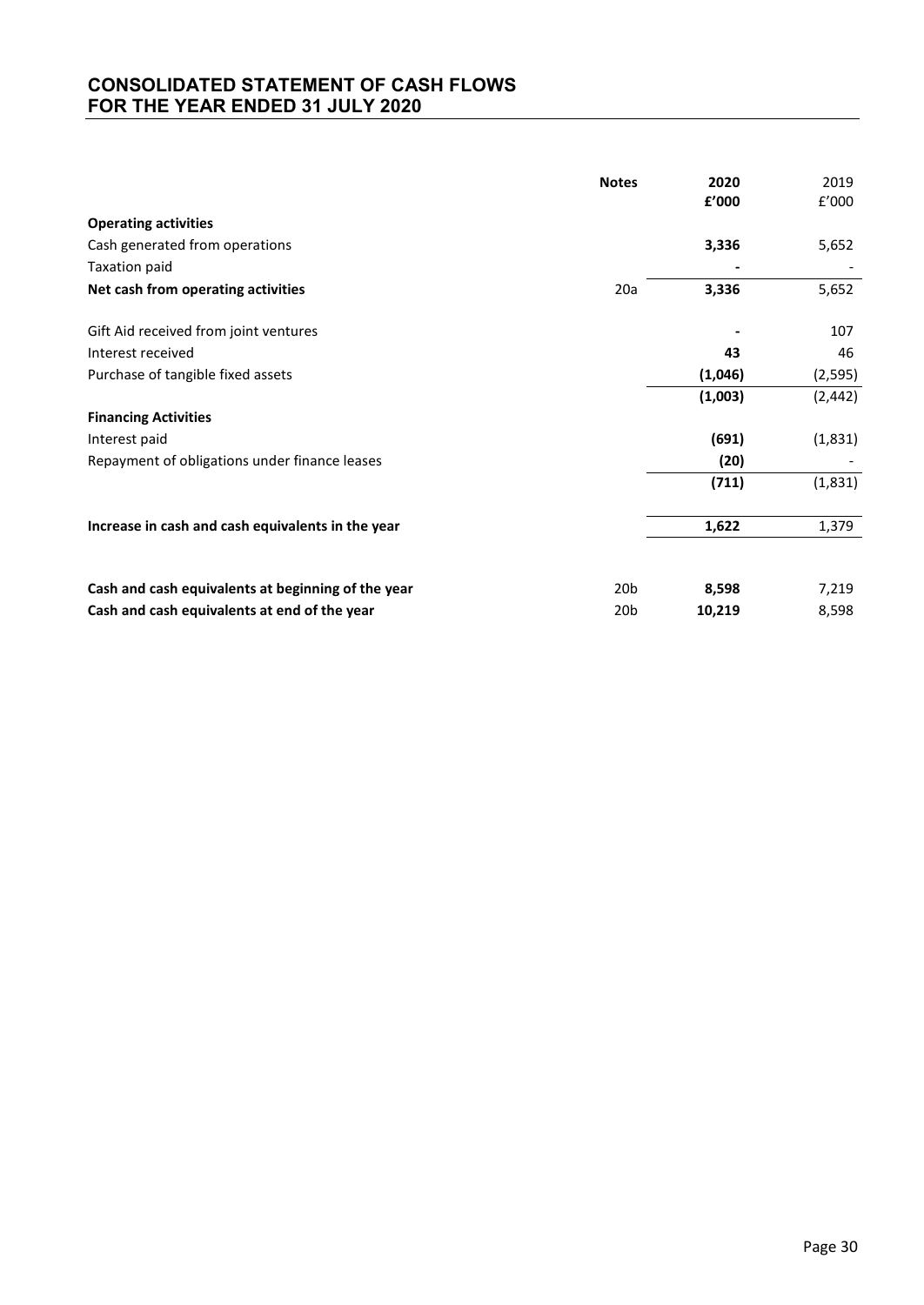## CONSOLIDATED STATEMENT OF CASH FLOWS
## FOR THE YEAR ENDED 31 JULY 2020

| | Notes | 2020 £'000 | 2019 £'000 |
|---|---|---|---|
| **Operating activities** | | | |
| Cash generated from operations | | **3,336** | 5,652 |
| Taxation paid | | **-** | - |
| **Net cash from operating activities** | 20a | **3,336** | 5,652 |
| | | | |
| Gift Aid received from joint ventures | | **-** | 107 |
| Interest received | | **43** | 46 |
| Purchase of tangible fixed assets | | **(1,046)** | (2,595) |
| | | **(1,003)** | (2,442) |
| **Financing Activities** | | | |
| Interest paid | | **(691)** | (1,831) |
| Repayment of obligations under finance leases | | **(20)** | - |
| | | **(711)** | (1,831) |
| | | | |
| **Increase in cash and cash equivalents in the year** | | **1,622** | 1,379 |
| | | | |
| **Cash and cash equivalents at beginning of the year** | 20b | **8,598** | 7,219 |
| **Cash and cash equivalents at end of the year** | 20b | **10,219** | 8,598 |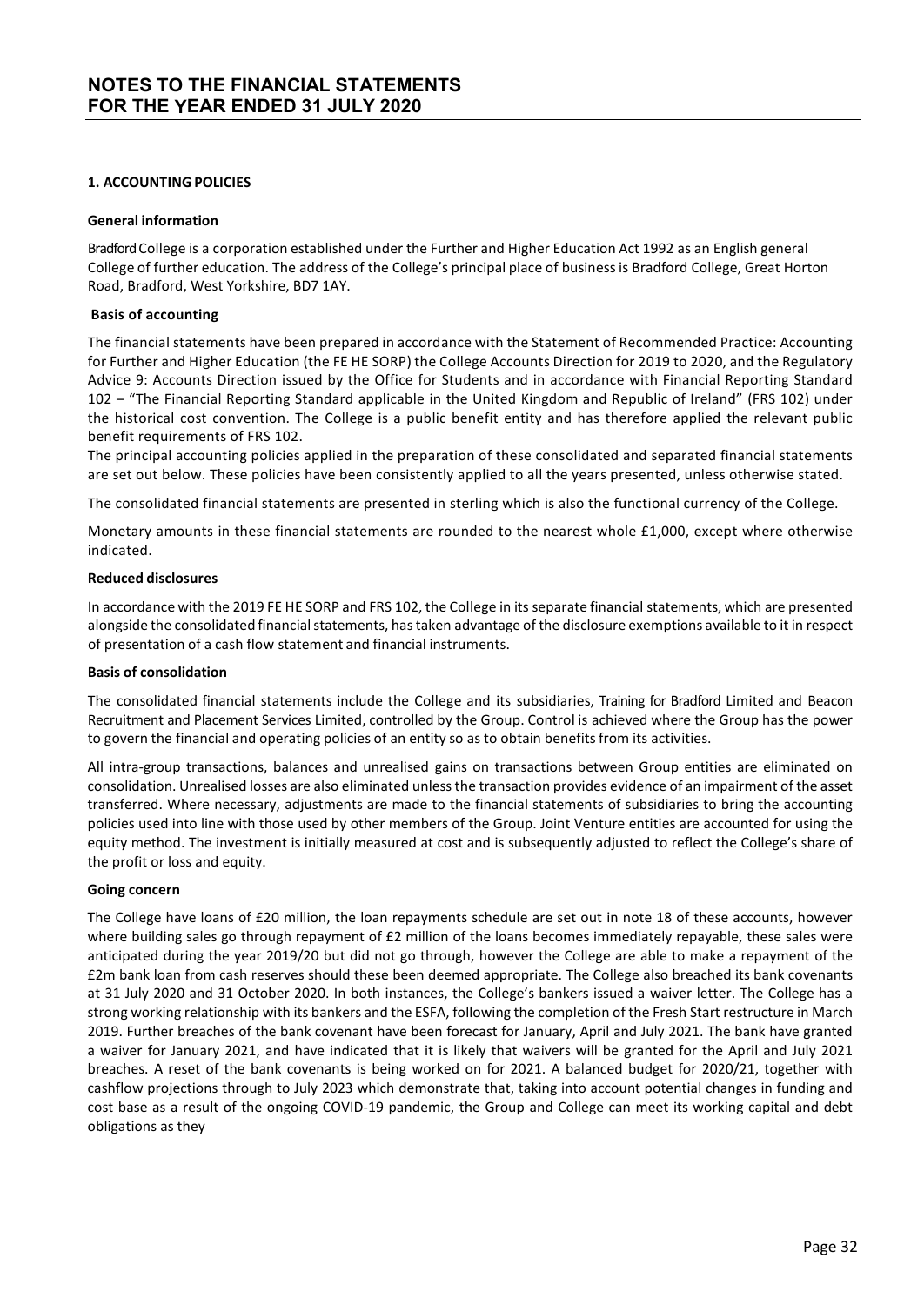# NOTES TO THE FINANCIAL STATEMENTS FOR THE YEAR ENDED 31 JULY 2020

## 1. ACCOUNTING POLICIES

### General information

Bradford College is a corporation established under the Further and Higher Education Act 1992 as an English general College of further education. The address of the College's principal place of business is Bradford College, Great Horton Road, Bradford, West Yorkshire, BD7 1AY.

### Basis of accounting

The financial statements have been prepared in accordance with the Statement of Recommended Practice: Accounting for Further and Higher Education (the FE HE SORP) the College Accounts Direction for 2019 to 2020, and the Regulatory Advice 9: Accounts Direction issued by the Office for Students and in accordance with Financial Reporting Standard 102 – "The Financial Reporting Standard applicable in the United Kingdom and Republic of Ireland" (FRS 102) under the historical cost convention. The College is a public benefit entity and has therefore applied the relevant public benefit requirements of FRS 102.

The principal accounting policies applied in the preparation of these consolidated and separated financial statements are set out below. These policies have been consistently applied to all the years presented, unless otherwise stated.

The consolidated financial statements are presented in sterling which is also the functional currency of the College.

Monetary amounts in these financial statements are rounded to the nearest whole £1,000, except where otherwise indicated.

### Reduced disclosures

In accordance with the 2019 FE HE SORP and FRS 102, the College in its separate financial statements, which are presented alongside the consolidated financial statements, has taken advantage of the disclosure exemptions available to it in respect of presentation of a cash flow statement and financial instruments.

### Basis of consolidation

The consolidated financial statements include the College and its subsidiaries, Training for Bradford Limited and Beacon Recruitment and Placement Services Limited, controlled by the Group. Control is achieved where the Group has the power to govern the financial and operating policies of an entity so as to obtain benefits from its activities.

All intra-group transactions, balances and unrealised gains on transactions between Group entities are eliminated on consolidation. Unrealised losses are also eliminated unless the transaction provides evidence of an impairment of the asset transferred. Where necessary, adjustments are made to the financial statements of subsidiaries to bring the accounting policies used into line with those used by other members of the Group. Joint Venture entities are accounted for using the equity method. The investment is initially measured at cost and is subsequently adjusted to reflect the College's share of the profit or loss and equity.

### Going concern

The College have loans of £20 million, the loan repayments schedule are set out in note 18 of these accounts, however where building sales go through repayment of £2 million of the loans becomes immediately repayable, these sales were anticipated during the year 2019/20 but did not go through, however the College are able to make a repayment of the £2m bank loan from cash reserves should these been deemed appropriate. The College also breached its bank covenants at 31 July 2020 and 31 October 2020. In both instances, the College's bankers issued a waiver letter. The College has a strong working relationship with its bankers and the ESFA, following the completion of the Fresh Start restructure in March 2019. Further breaches of the bank covenant have been forecast for January, April and July 2021. The bank have granted a waiver for January 2021, and have indicated that it is likely that waivers will be granted for the April and July 2021 breaches. A reset of the bank covenants is being worked on for 2021. A balanced budget for 2020/21, together with cashflow projections through to July 2023 which demonstrate that, taking into account potential changes in funding and cost base as a result of the ongoing COVID-19 pandemic, the Group and College can meet its working capital and debt obligations as they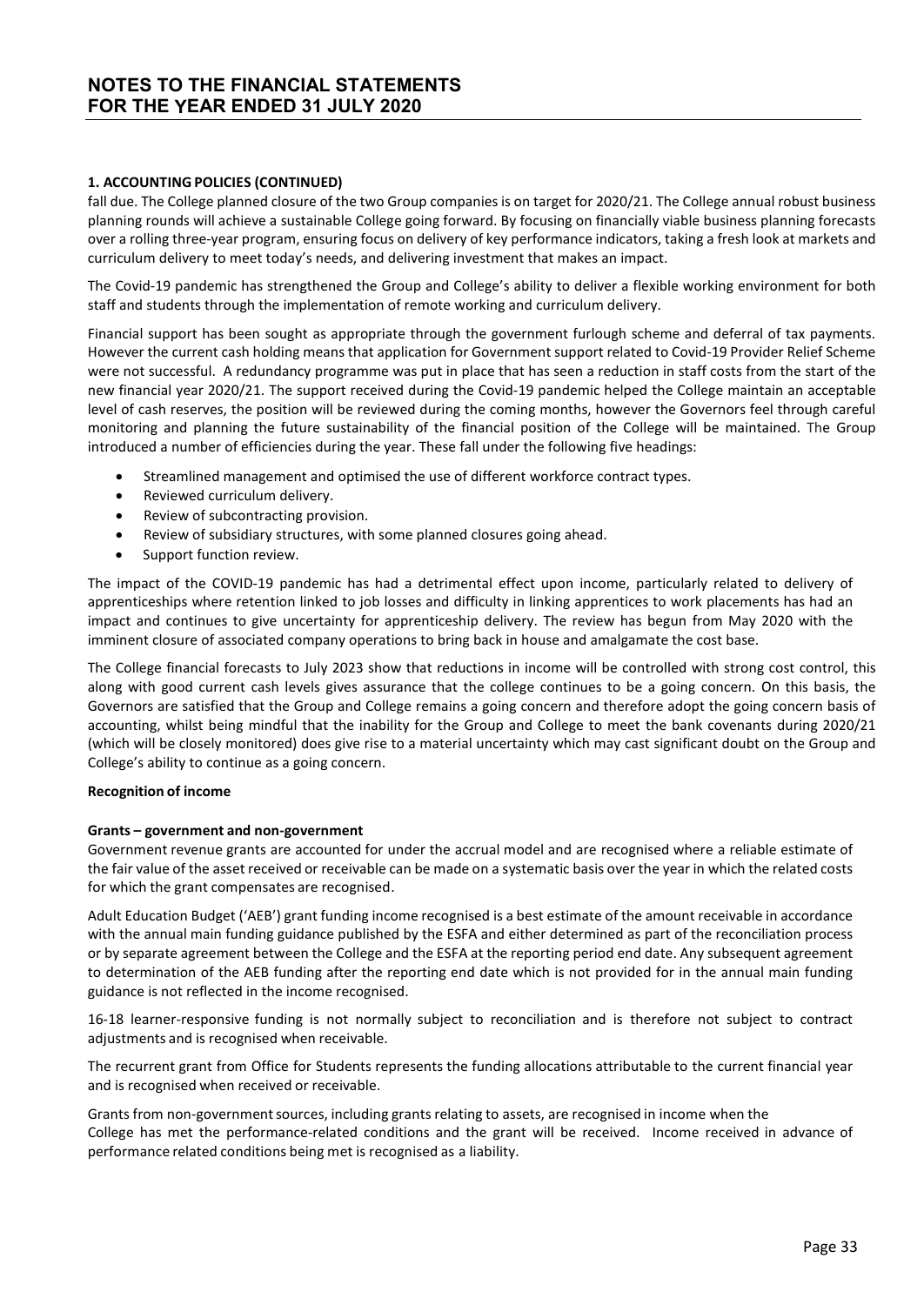**1. ACCOUNTING POLICIES (CONTINUED)**

fall due. The College planned closure of the two Group companies is on target for 2020/21. The College annual robust business planning rounds will achieve a sustainable College going forward. By focusing on financially viable business planning forecasts over a rolling three-year program, ensuring focus on delivery of key performance indicators, taking a fresh look at markets and curriculum delivery to meet today's needs, and delivering investment that makes an impact.

The Covid-19 pandemic has strengthened the Group and College's ability to deliver a flexible working environment for both staff and students through the implementation of remote working and curriculum delivery.

Financial support has been sought as appropriate through the government furlough scheme and deferral of tax payments. However the current cash holding means that application for Government support related to Covid-19 Provider Relief Scheme were not successful. A redundancy programme was put in place that has seen a reduction in staff costs from the start of the new financial year 2020/21. The support received during the Covid-19 pandemic helped the College maintain an acceptable level of cash reserves, the position will be reviewed during the coming months, however the Governors feel through careful monitoring and planning the future sustainability of the financial position of the College will be maintained. The Group introduced a number of efficiencies during the year. These fall under the following five headings:

- Streamlined management and optimised the use of different workforce contract types.
- Reviewed curriculum delivery.
- Review of subcontracting provision.
- Review of subsidiary structures, with some planned closures going ahead.
- Support function review.

The impact of the COVID-19 pandemic has had a detrimental effect upon income, particularly related to delivery of apprenticeships where retention linked to job losses and difficulty in linking apprentices to work placements has had an impact and continues to give uncertainty for apprenticeship delivery. The review has begun from May 2020 with the imminent closure of associated company operations to bring back in house and amalgamate the cost base.

The College financial forecasts to July 2023 show that reductions in income will be controlled with strong cost control, this along with good current cash levels gives assurance that the college continues to be a going concern. On this basis, the Governors are satisfied that the Group and College remains a going concern and therefore adopt the going concern basis of accounting, whilst being mindful that the inability for the Group and College to meet the bank covenants during 2020/21 (which will be closely monitored) does give rise to a material uncertainty which may cast significant doubt on the Group and College's ability to continue as a going concern.

**Recognition of income**

**Grants – government and non-government**

Government revenue grants are accounted for under the accrual model and are recognised where a reliable estimate of the fair value of the asset received or receivable can be made on a systematic basis over the year in which the related costs for which the grant compensates are recognised.

Adult Education Budget ('AEB') grant funding income recognised is a best estimate of the amount receivable in accordance with the annual main funding guidance published by the ESFA and either determined as part of the reconciliation process or by separate agreement between the College and the ESFA at the reporting period end date. Any subsequent agreement to determination of the AEB funding after the reporting end date which is not provided for in the annual main funding guidance is not reflected in the income recognised.

16-18 learner-responsive funding is not normally subject to reconciliation and is therefore not subject to contract adjustments and is recognised when receivable.

The recurrent grant from Office for Students represents the funding allocations attributable to the current financial year and is recognised when received or receivable.

Grants from non-government sources, including grants relating to assets, are recognised in income when the College has met the performance-related conditions and the grant will be received. Income received in advance of performance related conditions being met is recognised as a liability.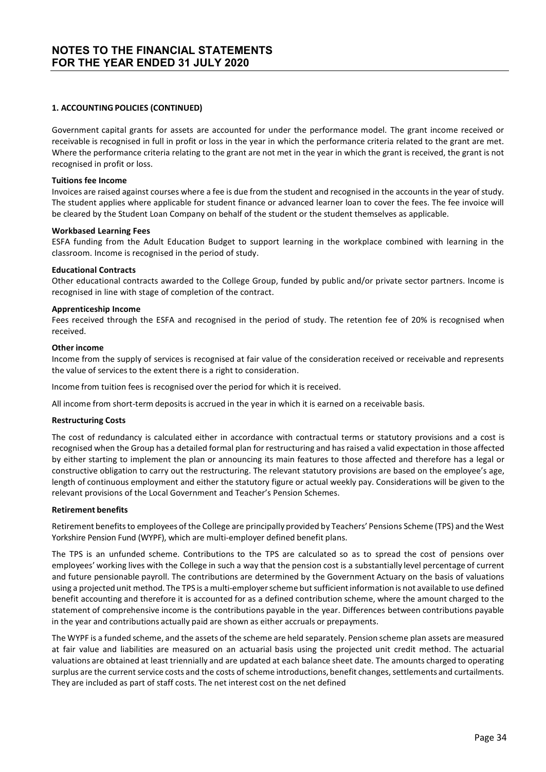## 1. ACCOUNTING POLICIES (CONTINUED)

Government capital grants for assets are accounted for under the performance model. The grant income received or receivable is recognised in full in profit or loss in the year in which the performance criteria related to the grant are met. Where the performance criteria relating to the grant are not met in the year in which the grant is received, the grant is not recognised in profit or loss.

**Tuitions fee Income**

Invoices are raised against courses where a fee is due from the student and recognised in the accounts in the year of study. The student applies where applicable for student finance or advanced learner loan to cover the fees. The fee invoice will be cleared by the Student Loan Company on behalf of the student or the student themselves as applicable.

**Workbased Learning Fees**

ESFA funding from the Adult Education Budget to support learning in the workplace combined with learning in the classroom. Income is recognised in the period of study.

**Educational Contracts**

Other educational contracts awarded to the College Group, funded by public and/or private sector partners. Income is recognised in line with stage of completion of the contract.

**Apprenticeship Income**

Fees received through the ESFA and recognised in the period of study. The retention fee of 20% is recognised when received.

**Other income**

Income from the supply of services is recognised at fair value of the consideration received or receivable and represents the value of services to the extent there is a right to consideration.

Income from tuition fees is recognised over the period for which it is received.

All income from short-term deposits is accrued in the year in which it is earned on a receivable basis.

**Restructuring Costs**

The cost of redundancy is calculated either in accordance with contractual terms or statutory provisions and a cost is recognised when the Group has a detailed formal plan for restructuring and has raised a valid expectation in those affected by either starting to implement the plan or announcing its main features to those affected and therefore has a legal or constructive obligation to carry out the restructuring. The relevant statutory provisions are based on the employee's age, length of continuous employment and either the statutory figure or actual weekly pay. Considerations will be given to the relevant provisions of the Local Government and Teacher's Pension Schemes.

**Retirement benefits**

Retirement benefits to employees of the College are principally provided by Teachers' Pensions Scheme (TPS) and the West Yorkshire Pension Fund (WYPF), which are multi-employer defined benefit plans.

The TPS is an unfunded scheme. Contributions to the TPS are calculated so as to spread the cost of pensions over employees' working lives with the College in such a way that the pension cost is a substantially level percentage of current and future pensionable payroll. The contributions are determined by the Government Actuary on the basis of valuations using a projected unit method. The TPS is a multi-employer scheme but sufficient information is not available to use defined benefit accounting and therefore it is accounted for as a defined contribution scheme, where the amount charged to the statement of comprehensive income is the contributions payable in the year. Differences between contributions payable in the year and contributions actually paid are shown as either accruals or prepayments.

The WYPF is a funded scheme, and the assets of the scheme are held separately. Pension scheme plan assets are measured at fair value and liabilities are measured on an actuarial basis using the projected unit credit method. The actuarial valuations are obtained at least triennially and are updated at each balance sheet date. The amounts charged to operating surplus are the current service costs and the costs of scheme introductions, benefit changes, settlements and curtailments. They are included as part of staff costs. The net interest cost on the net defined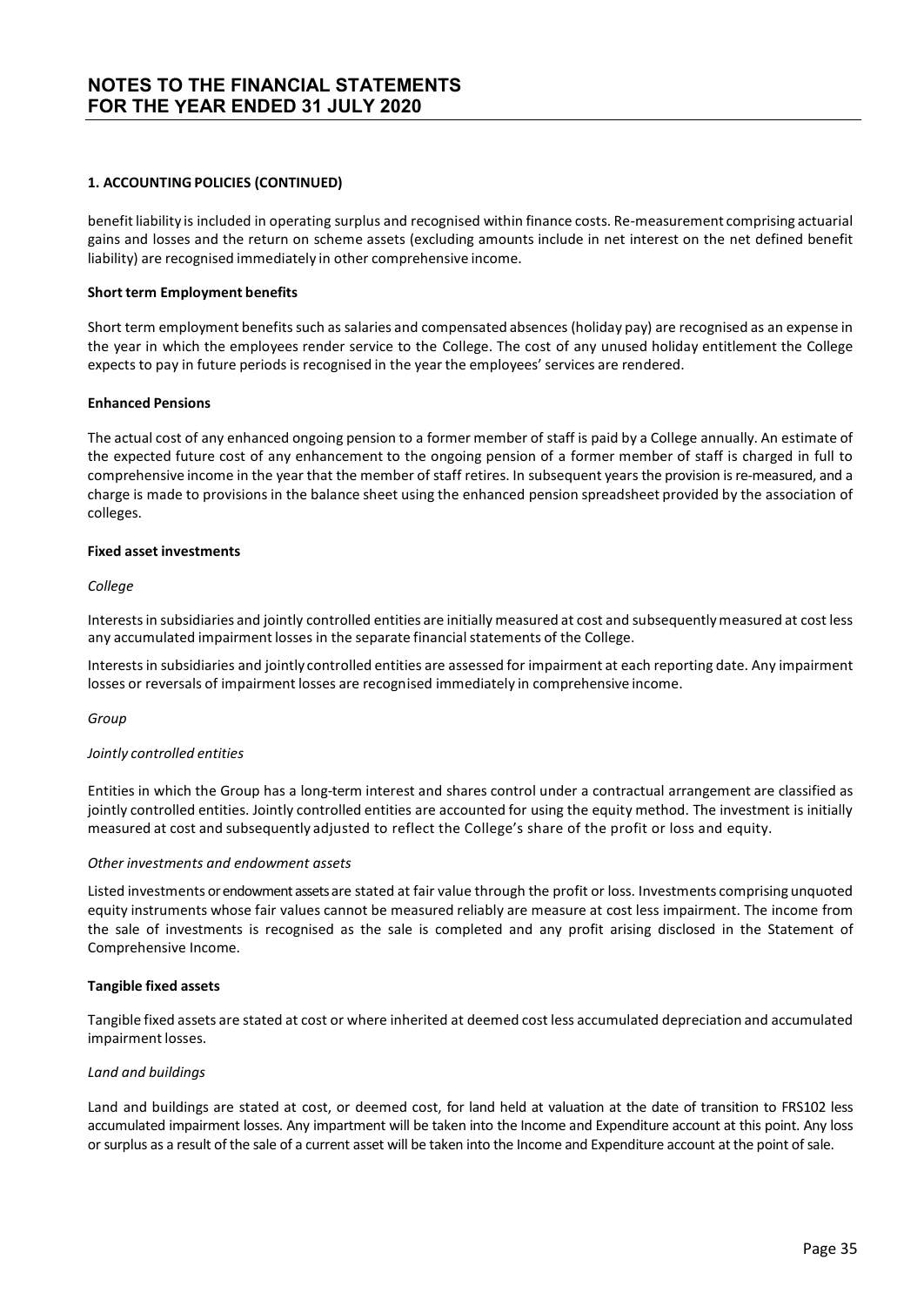## 1. ACCOUNTING POLICIES (CONTINUED)

benefit liability is included in operating surplus and recognised within finance costs. Re-measurement comprising actuarial gains and losses and the return on scheme assets (excluding amounts include in net interest on the net defined benefit liability) are recognised immediately in other comprehensive income.

### Short term Employment benefits

Short term employment benefits such as salaries and compensated absences (holiday pay) are recognised as an expense in the year in which the employees render service to the College. The cost of any unused holiday entitlement the College expects to pay in future periods is recognised in the year the employees' services are rendered.

### Enhanced Pensions

The actual cost of any enhanced ongoing pension to a former member of staff is paid by a College annually. An estimate of the expected future cost of any enhancement to the ongoing pension of a former member of staff is charged in full to comprehensive income in the year that the member of staff retires. In subsequent years the provision is re-measured, and a charge is made to provisions in the balance sheet using the enhanced pension spreadsheet provided by the association of colleges.

### Fixed asset investments

*College*

Interests in subsidiaries and jointly controlled entities are initially measured at cost and subsequently measured at cost less any accumulated impairment losses in the separate financial statements of the College.

Interests in subsidiaries and jointly controlled entities are assessed for impairment at each reporting date. Any impairment losses or reversals of impairment losses are recognised immediately in comprehensive income.

*Group*

*Jointly controlled entities*

Entities in which the Group has a long-term interest and shares control under a contractual arrangement are classified as jointly controlled entities. Jointly controlled entities are accounted for using the equity method. The investment is initially measured at cost and subsequently adjusted to reflect the College's share of the profit or loss and equity.

*Other investments and endowment assets*

Listed investments or endowment assets are stated at fair value through the profit or loss. Investments comprising unquoted equity instruments whose fair values cannot be measured reliably are measure at cost less impairment. The income from the sale of investments is recognised as the sale is completed and any profit arising disclosed in the Statement of Comprehensive Income.

### Tangible fixed assets

Tangible fixed assets are stated at cost or where inherited at deemed cost less accumulated depreciation and accumulated impairment losses.

*Land and buildings*

Land and buildings are stated at cost, or deemed cost, for land held at valuation at the date of transition to FRS102 less accumulated impairment losses. Any impartment will be taken into the Income and Expenditure account at this point. Any loss or surplus as a result of the sale of a current asset will be taken into the Income and Expenditure account at the point of sale.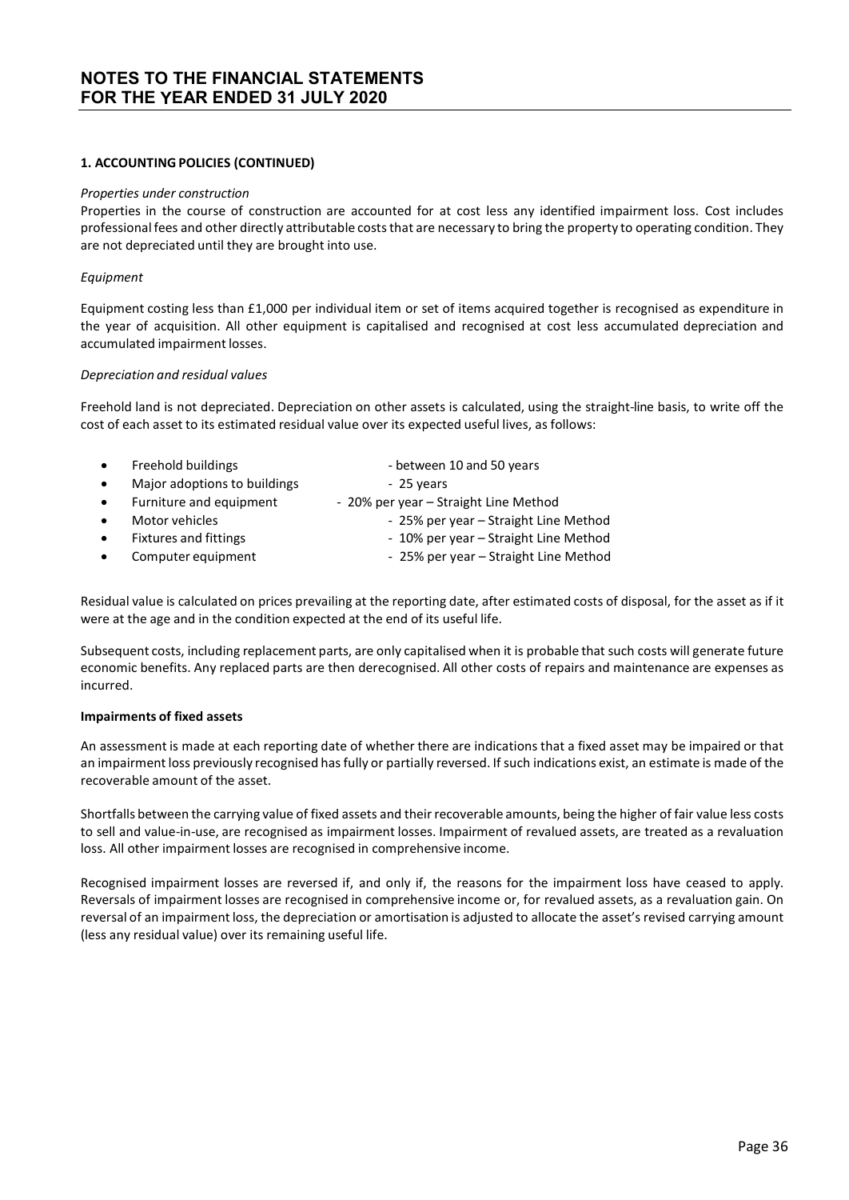# NOTES TO THE FINANCIAL STATEMENTS FOR THE YEAR ENDED 31 JULY 2020

## 1. ACCOUNTING POLICIES (CONTINUED)

*Properties under construction*

Properties in the course of construction are accounted for at cost less any identified impairment loss. Cost includes professional fees and other directly attributable costs that are necessary to bring the property to operating condition. They are not depreciated until they are brought into use.

*Equipment*

Equipment costing less than £1,000 per individual item or set of items acquired together is recognised as expenditure in the year of acquisition. All other equipment is capitalised and recognised at cost less accumulated depreciation and accumulated impairment losses.

*Depreciation and residual values*

Freehold land is not depreciated. Depreciation on other assets is calculated, using the straight-line basis, to write off the cost of each asset to its estimated residual value over its expected useful lives, as follows:

- Freehold buildings - between 10 and 50 years
- Major adoptions to buildings - 25 years
- Furniture and equipment - 20% per year – Straight Line Method
- Motor vehicles - 25% per year – Straight Line Method
- Fixtures and fittings - 10% per year – Straight Line Method
- Computer equipment - 25% per year – Straight Line Method

Residual value is calculated on prices prevailing at the reporting date, after estimated costs of disposal, for the asset as if it were at the age and in the condition expected at the end of its useful life.

Subsequent costs, including replacement parts, are only capitalised when it is probable that such costs will generate future economic benefits. Any replaced parts are then derecognised. All other costs of repairs and maintenance are expenses as incurred.

**Impairments of fixed assets**

An assessment is made at each reporting date of whether there are indications that a fixed asset may be impaired or that an impairment loss previously recognised has fully or partially reversed. If such indications exist, an estimate is made of the recoverable amount of the asset.

Shortfalls between the carrying value of fixed assets and their recoverable amounts, being the higher of fair value less costs to sell and value-in-use, are recognised as impairment losses. Impairment of revalued assets, are treated as a revaluation loss. All other impairment losses are recognised in comprehensive income.

Recognised impairment losses are reversed if, and only if, the reasons for the impairment loss have ceased to apply. Reversals of impairment losses are recognised in comprehensive income or, for revalued assets, as a revaluation gain. On reversal of an impairment loss, the depreciation or amortisation is adjusted to allocate the asset's revised carrying amount (less any residual value) over its remaining useful life.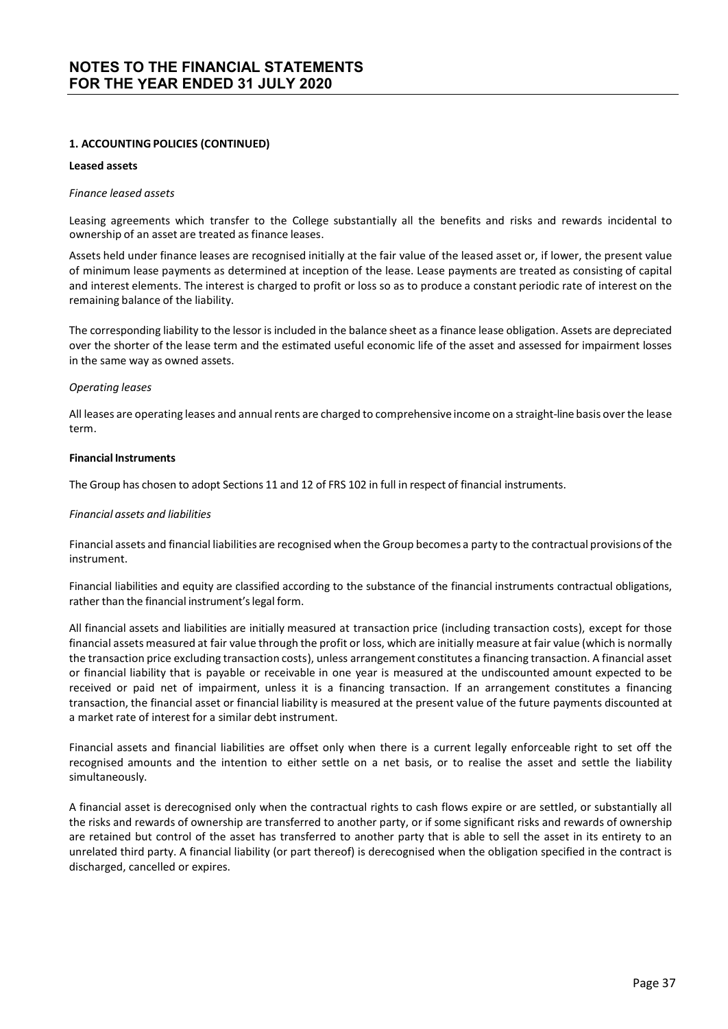# NOTES TO THE FINANCIAL STATEMENTS FOR THE YEAR ENDED 31 JULY 2020

## 1. ACCOUNTING POLICIES (CONTINUED)

### Leased assets

*Finance leased assets*

Leasing agreements which transfer to the College substantially all the benefits and risks and rewards incidental to ownership of an asset are treated as finance leases.

Assets held under finance leases are recognised initially at the fair value of the leased asset or, if lower, the present value of minimum lease payments as determined at inception of the lease. Lease payments are treated as consisting of capital and interest elements. The interest is charged to profit or loss so as to produce a constant periodic rate of interest on the remaining balance of the liability.

The corresponding liability to the lessor is included in the balance sheet as a finance lease obligation. Assets are depreciated over the shorter of the lease term and the estimated useful economic life of the asset and assessed for impairment losses in the same way as owned assets.

*Operating leases*

All leases are operating leases and annual rents are charged to comprehensive income on a straight-line basis over the lease term.

### Financial Instruments

The Group has chosen to adopt Sections 11 and 12 of FRS 102 in full in respect of financial instruments.

*Financial assets and liabilities*

Financial assets and financial liabilities are recognised when the Group becomes a party to the contractual provisions of the instrument.

Financial liabilities and equity are classified according to the substance of the financial instruments contractual obligations, rather than the financial instrument's legal form.

All financial assets and liabilities are initially measured at transaction price (including transaction costs), except for those financial assets measured at fair value through the profit or loss, which are initially measure at fair value (which is normally the transaction price excluding transaction costs), unless arrangement constitutes a financing transaction. A financial asset or financial liability that is payable or receivable in one year is measured at the undiscounted amount expected to be received or paid net of impairment, unless it is a financing transaction. If an arrangement constitutes a financing transaction, the financial asset or financial liability is measured at the present value of the future payments discounted at a market rate of interest for a similar debt instrument.

Financial assets and financial liabilities are offset only when there is a current legally enforceable right to set off the recognised amounts and the intention to either settle on a net basis, or to realise the asset and settle the liability simultaneously.

A financial asset is derecognised only when the contractual rights to cash flows expire or are settled, or substantially all the risks and rewards of ownership are transferred to another party, or if some significant risks and rewards of ownership are retained but control of the asset has transferred to another party that is able to sell the asset in its entirety to an unrelated third party. A financial liability (or part thereof) is derecognised when the obligation specified in the contract is discharged, cancelled or expires.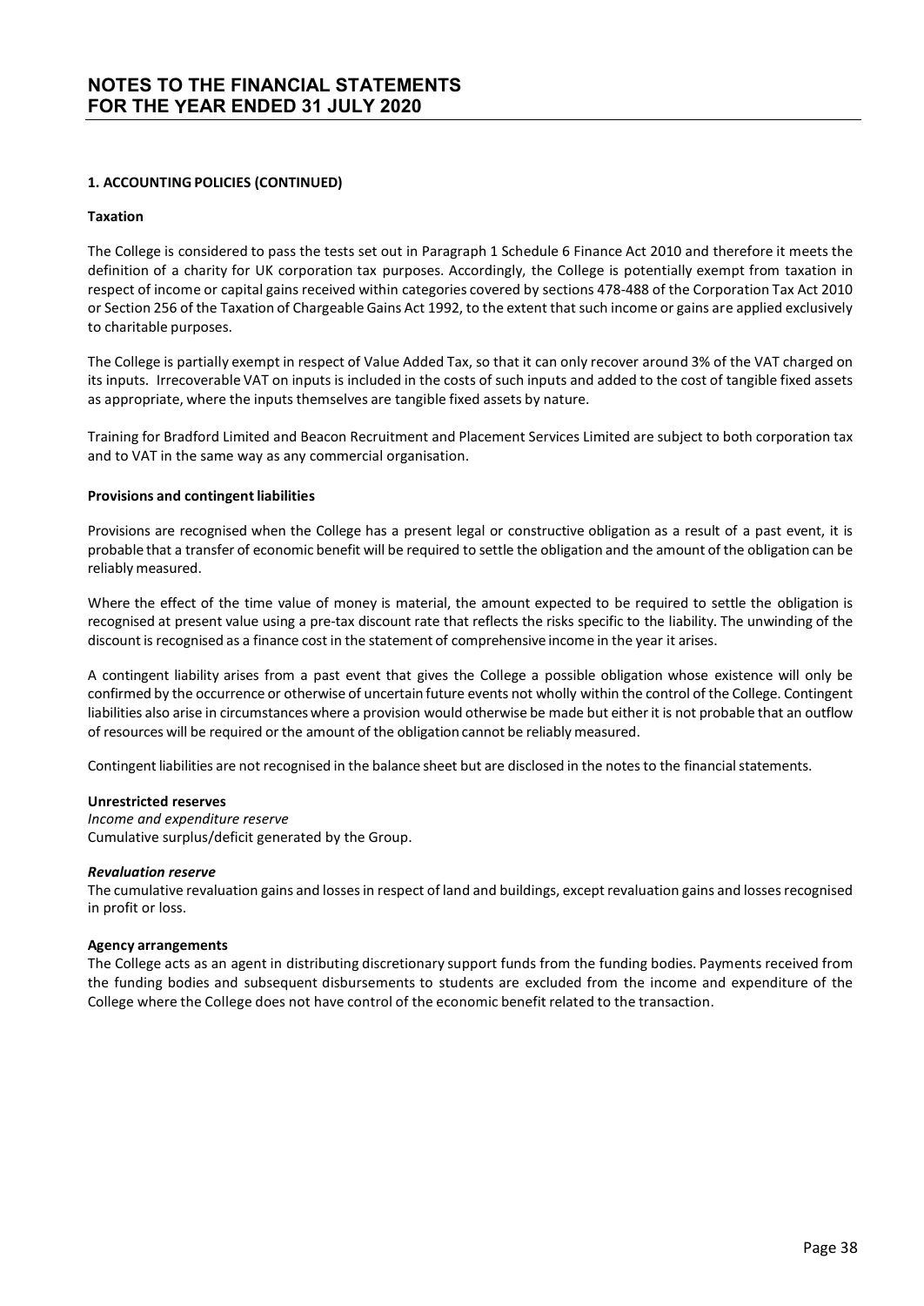# NOTES TO THE FINANCIAL STATEMENTS
# FOR THE YEAR ENDED 31 JULY 2020

## 1. ACCOUNTING POLICIES (CONTINUED)

### Taxation

The College is considered to pass the tests set out in Paragraph 1 Schedule 6 Finance Act 2010 and therefore it meets the definition of a charity for UK corporation tax purposes. Accordingly, the College is potentially exempt from taxation in respect of income or capital gains received within categories covered by sections 478-488 of the Corporation Tax Act 2010 or Section 256 of the Taxation of Chargeable Gains Act 1992, to the extent that such income or gains are applied exclusively to charitable purposes.

The College is partially exempt in respect of Value Added Tax, so that it can only recover around 3% of the VAT charged on its inputs. Irrecoverable VAT on inputs is included in the costs of such inputs and added to the cost of tangible fixed assets as appropriate, where the inputs themselves are tangible fixed assets by nature.

Training for Bradford Limited and Beacon Recruitment and Placement Services Limited are subject to both corporation tax and to VAT in the same way as any commercial organisation.

### Provisions and contingent liabilities

Provisions are recognised when the College has a present legal or constructive obligation as a result of a past event, it is probable that a transfer of economic benefit will be required to settle the obligation and the amount of the obligation can be reliably measured.

Where the effect of the time value of money is material, the amount expected to be required to settle the obligation is recognised at present value using a pre-tax discount rate that reflects the risks specific to the liability. The unwinding of the discount is recognised as a finance cost in the statement of comprehensive income in the year it arises.

A contingent liability arises from a past event that gives the College a possible obligation whose existence will only be confirmed by the occurrence or otherwise of uncertain future events not wholly within the control of the College. Contingent liabilities also arise in circumstances where a provision would otherwise be made but either it is not probable that an outflow of resources will be required or the amount of the obligation cannot be reliably measured.

Contingent liabilities are not recognised in the balance sheet but are disclosed in the notes to the financial statements.

### Unrestricted reserves

*Income and expenditure reserve*
Cumulative surplus/deficit generated by the Group.

***Revaluation reserve***
The cumulative revaluation gains and losses in respect of land and buildings, except revaluation gains and losses recognised in profit or loss.

### Agency arrangements

The College acts as an agent in distributing discretionary support funds from the funding bodies. Payments received from the funding bodies and subsequent disbursements to students are excluded from the income and expenditure of the College where the College does not have control of the economic benefit related to the transaction.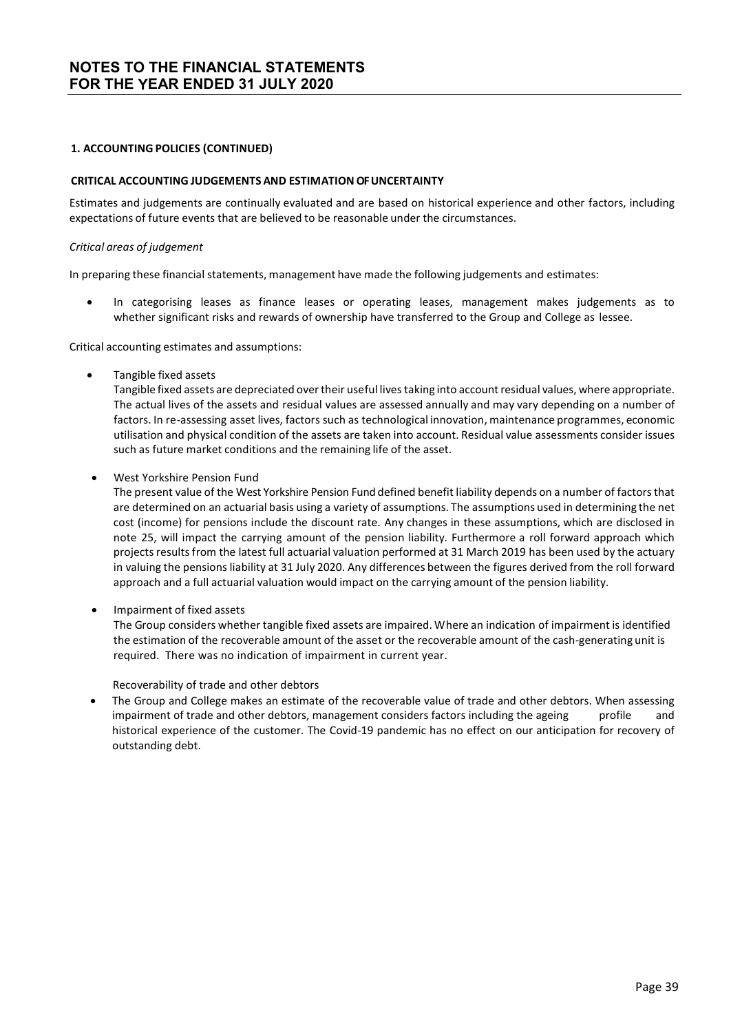# NOTES TO THE FINANCIAL STATEMENTS FOR THE YEAR ENDED 31 JULY 2020

## 1. ACCOUNTING POLICIES (CONTINUED)

### CRITICAL ACCOUNTING JUDGEMENTS AND ESTIMATION OF UNCERTAINTY

Estimates and judgements are continually evaluated and are based on historical experience and other factors, including expectations of future events that are believed to be reasonable under the circumstances.

*Critical areas of judgement*

In preparing these financial statements, management have made the following judgements and estimates:

- In categorising leases as finance leases or operating leases, management makes judgements as to whether significant risks and rewards of ownership have transferred to the Group and College as lessee.

Critical accounting estimates and assumptions:

- Tangible fixed assets
  Tangible fixed assets are depreciated over their useful lives taking into account residual values, where appropriate. The actual lives of the assets and residual values are assessed annually and may vary depending on a number of factors. In re-assessing asset lives, factors such as technological innovation, maintenance programmes, economic utilisation and physical condition of the assets are taken into account. Residual value assessments consider issues such as future market conditions and the remaining life of the asset.

- West Yorkshire Pension Fund
  The present value of the West Yorkshire Pension Fund defined benefit liability depends on a number of factors that are determined on an actuarial basis using a variety of assumptions. The assumptions used in determining the net cost (income) for pensions include the discount rate. Any changes in these assumptions, which are disclosed in note 25, will impact the carrying amount of the pension liability. Furthermore a roll forward approach which projects results from the latest full actuarial valuation performed at 31 March 2019 has been used by the actuary in valuing the pensions liability at 31 July 2020. Any differences between the figures derived from the roll forward approach and a full actuarial valuation would impact on the carrying amount of the pension liability.

- Impairment of fixed assets
  The Group considers whether tangible fixed assets are impaired. Where an indication of impairment is identified the estimation of the recoverable amount of the asset or the recoverable amount of the cash-generating unit is required. There was no indication of impairment in current year.

  Recoverability of trade and other debtors

- The Group and College makes an estimate of the recoverable value of trade and other debtors. When assessing impairment of trade and other debtors, management considers factors including the ageing profile and historical experience of the customer. The Covid-19 pandemic has no effect on our anticipation for recovery of outstanding debt.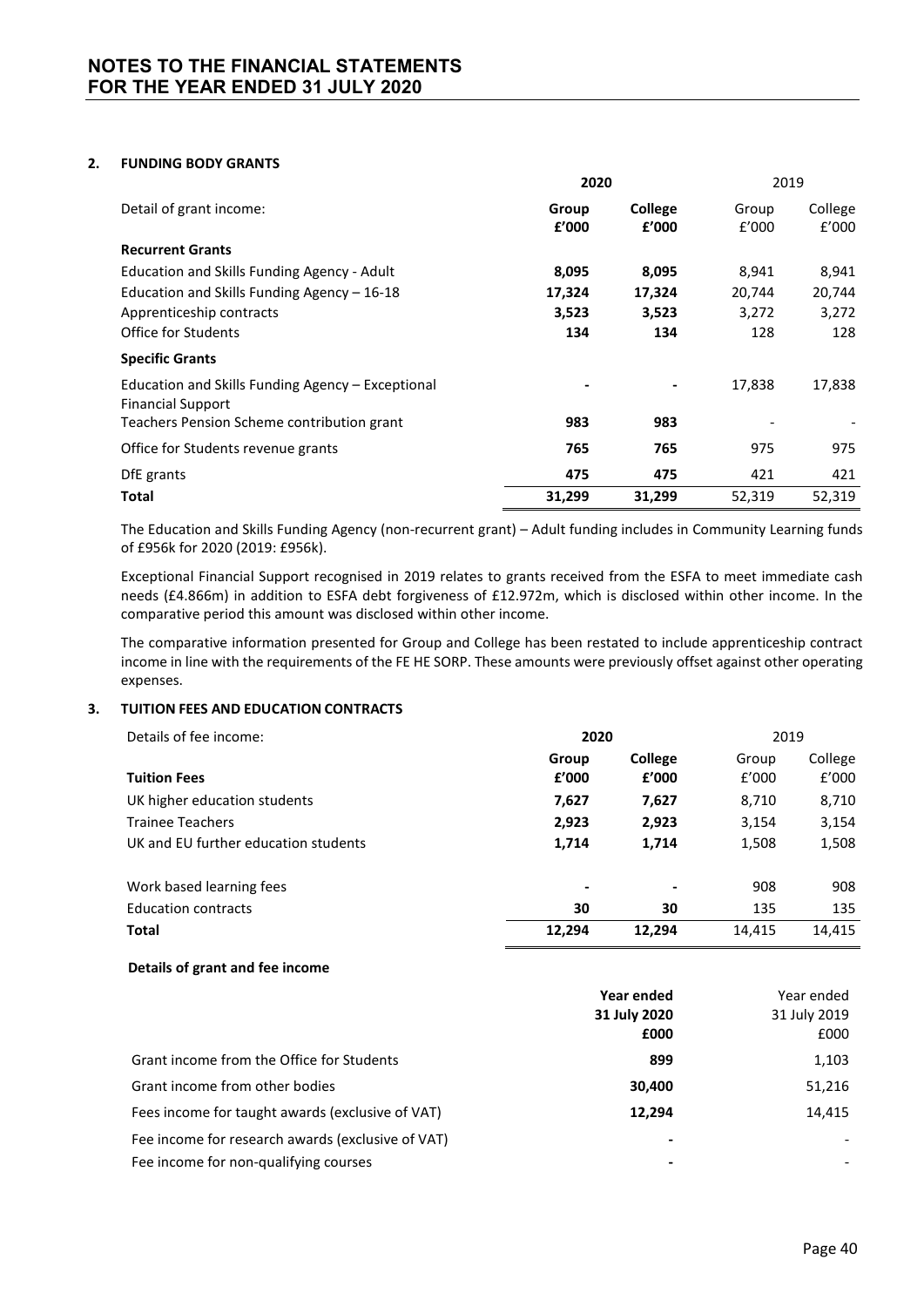## 2. FUNDING BODY GRANTS

| Detail of grant income: | 2020 Group £'000 | 2020 College £'000 | 2019 Group £'000 | 2019 College £'000 |
|---|---|---|---|---|
| **Recurrent Grants** | | | | |
| Education and Skills Funding Agency - Adult | **8,095** | **8,095** | 8,941 | 8,941 |
| Education and Skills Funding Agency – 16-18 | **17,324** | **17,324** | 20,744 | 20,744 |
| Apprenticeship contracts | **3,523** | **3,523** | 3,272 | 3,272 |
| Office for Students | **134** | **134** | 128 | 128 |
| **Specific Grants** | | | | |
| Education and Skills Funding Agency – Exceptional Financial Support | **-** | **-** | 17,838 | 17,838 |
| Teachers Pension Scheme contribution grant | **983** | **983** | - | - |
| Office for Students revenue grants | **765** | **765** | 975 | 975 |
| DfE grants | **475** | **475** | 421 | 421 |
| **Total** | **31,299** | **31,299** | 52,319 | 52,319 |

The Education and Skills Funding Agency (non-recurrent grant) – Adult funding includes in Community Learning funds of £956k for 2020 (2019: £956k).

Exceptional Financial Support recognised in 2019 relates to grants received from the ESFA to meet immediate cash needs (£4.866m) in addition to ESFA debt forgiveness of £12.972m, which is disclosed within other income. In the comparative period this amount was disclosed within other income.

The comparative information presented for Group and College has been restated to include apprenticeship contract income in line with the requirements of the FE HE SORP. These amounts were previously offset against other operating expenses.

## 3. TUITION FEES AND EDUCATION CONTRACTS

| Details of fee income: | 2020 Group £'000 | 2020 College £'000 | 2019 Group £'000 | 2019 College £'000 |
|---|---|---|---|---|
| **Tuition Fees** | | | | |
| UK higher education students | **7,627** | **7,627** | 8,710 | 8,710 |
| Trainee Teachers | **2,923** | **2,923** | 3,154 | 3,154 |
| UK and EU further education students | **1,714** | **1,714** | 1,508 | 1,508 |
| Work based learning fees | **-** | **-** | 908 | 908 |
| Education contracts | **30** | **30** | 135 | 135 |
| **Total** | **12,294** | **12,294** | 14,415 | 14,415 |

**Details of grant and fee income**

| | Year ended 31 July 2020 £000 | Year ended 31 July 2019 £000 |
|---|---|---|
| Grant income from the Office for Students | **899** | 1,103 |
| Grant income from other bodies | **30,400** | 51,216 |
| Fees income for taught awards (exclusive of VAT) | **12,294** | 14,415 |
| Fee income for research awards (exclusive of VAT) | **-** | - |
| Fee income for non-qualifying courses | **-** | - |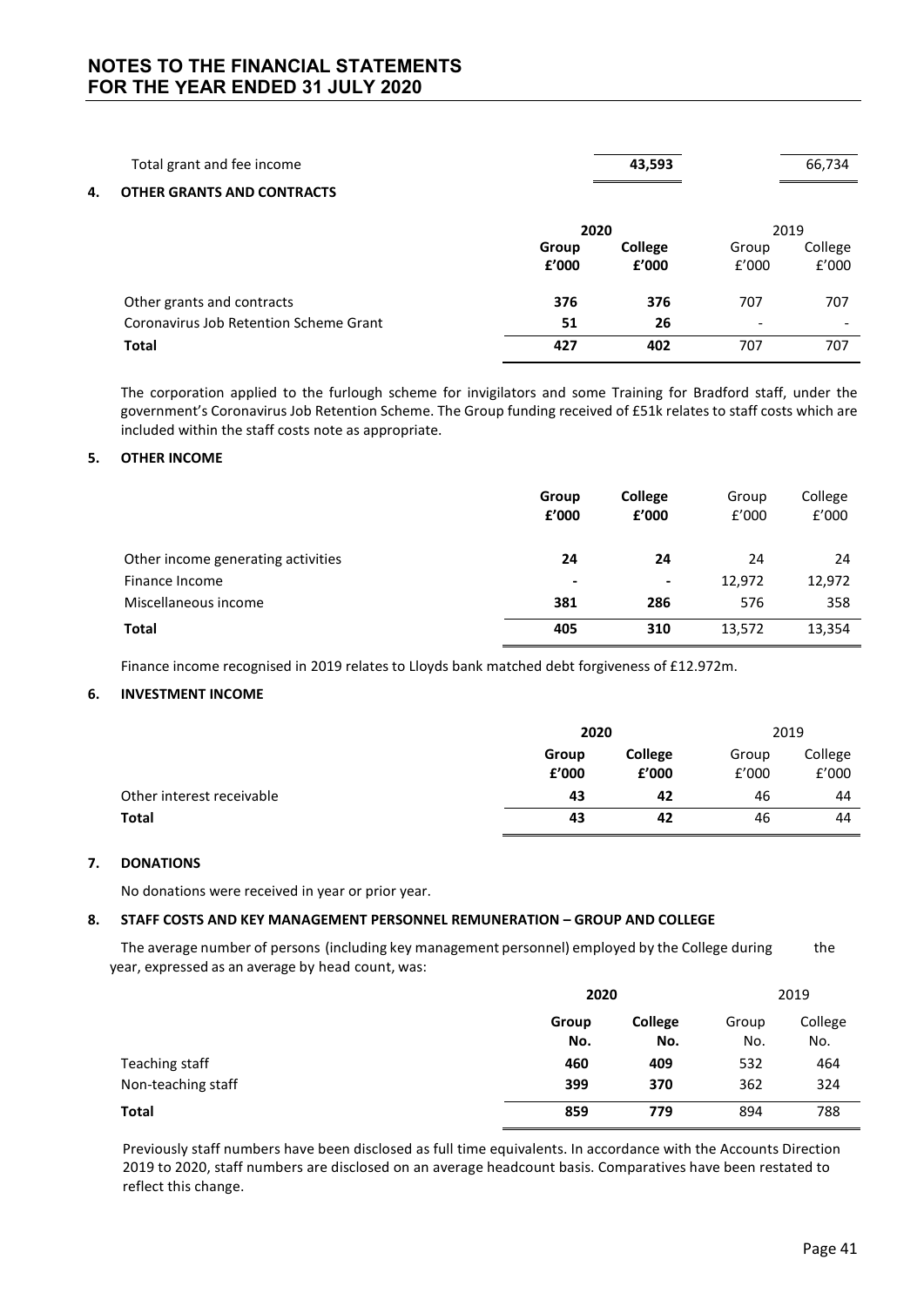| | | 2020 | | 2019 |
|---|---|---|---|---|
| Total grant and fee income | | **43,593** | | 66,734 |

## 4. OTHER GRANTS AND CONTRACTS

| | 2020 | | 2019 | |
|---|---|---|---|---|
| | **Group £'000** | **College £'000** | Group £'000 | College £'000 |
| Other grants and contracts | **376** | **376** | 707 | 707 |
| Coronavirus Job Retention Scheme Grant | **51** | **26** | - | - |
| **Total** | **427** | **402** | 707 | 707 |

The corporation applied to the furlough scheme for invigilators and some Training for Bradford staff, under the government's Coronavirus Job Retention Scheme. The Group funding received of £51k relates to staff costs which are included within the staff costs note as appropriate.

## 5. OTHER INCOME

| | Group £'000 | College £'000 | Group £'000 | College £'000 |
|---|---|---|---|---|
| Other income generating activities | **24** | **24** | 24 | 24 |
| Finance Income | **-** | **-** | 12,972 | 12,972 |
| Miscellaneous income | **381** | **286** | 576 | 358 |
| **Total** | **405** | **310** | 13,572 | 13,354 |

Finance income recognised in 2019 relates to Lloyds bank matched debt forgiveness of £12.972m.

## 6. INVESTMENT INCOME

| | 2020 | | 2019 | |
|---|---|---|---|---|
| | **Group £'000** | **College £'000** | Group £'000 | College £'000 |
| Other interest receivable | **43** | **42** | 46 | 44 |
| **Total** | **43** | **42** | 46 | 44 |

## 7. DONATIONS

No donations were received in year or prior year.

## 8. STAFF COSTS AND KEY MANAGEMENT PERSONNEL REMUNERATION – GROUP AND COLLEGE

The average number of persons (including key management personnel) employed by the College during the year, expressed as an average by head count, was:

| | 2020 | | 2019 | |
|---|---|---|---|---|
| | **Group No.** | **College No.** | Group No. | College No. |
| Teaching staff | **460** | **409** | 532 | 464 |
| Non-teaching staff | **399** | **370** | 362 | 324 |
| **Total** | **859** | **779** | 894 | 788 |

Previously staff numbers have been disclosed as full time equivalents. In accordance with the Accounts Direction 2019 to 2020, staff numbers are disclosed on an average headcount basis. Comparatives have been restated to reflect this change.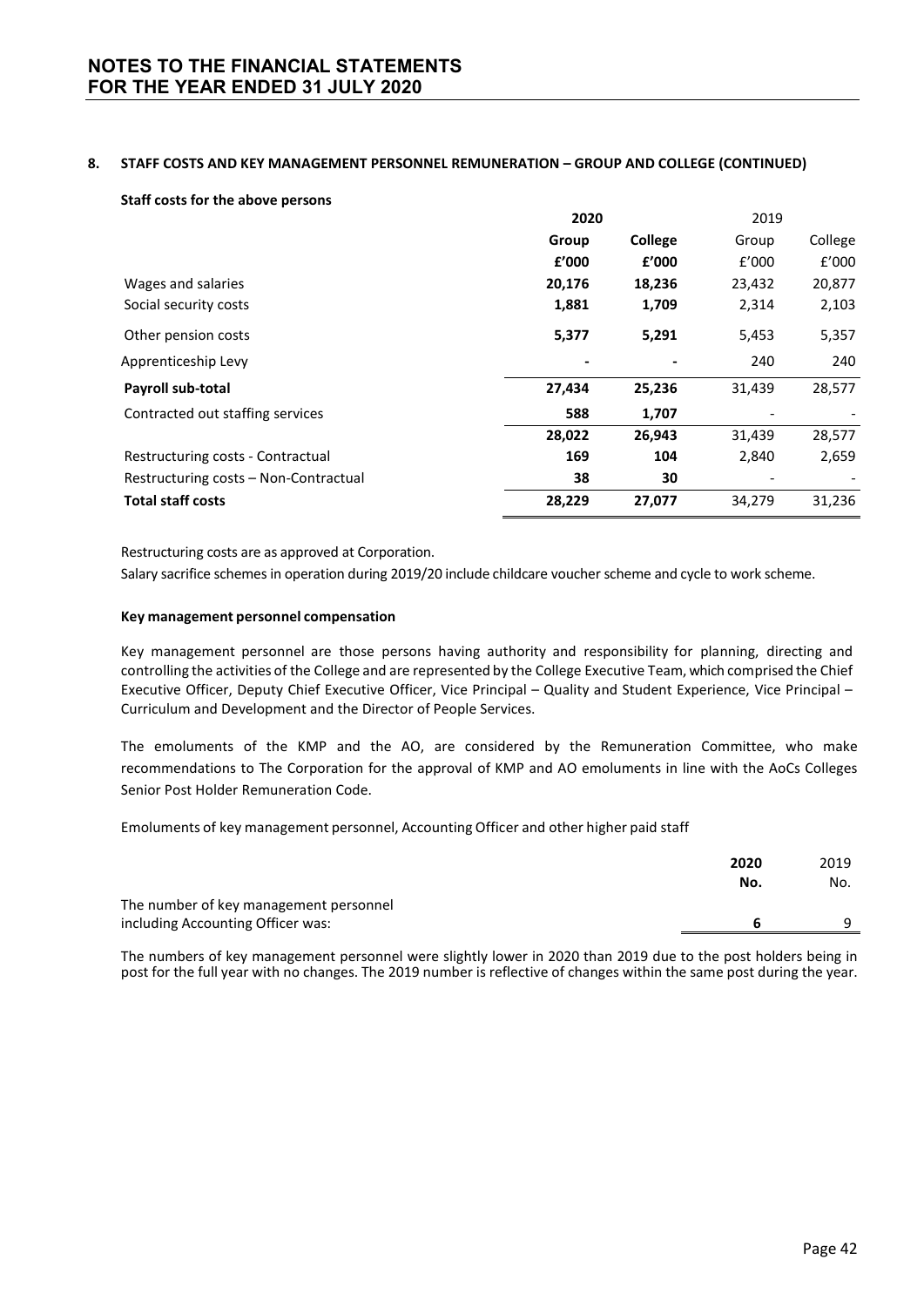### 8. STAFF COSTS AND KEY MANAGEMENT PERSONNEL REMUNERATION – GROUP AND COLLEGE (CONTINUED)

**Staff costs for the above persons**

| | **2020** | | 2019 | |
|---|---|---|---|---|
| | **Group** | **College** | Group | College |
| | **£'000** | **£'000** | £'000 | £'000 |
| Wages and salaries | **20,176** | **18,236** | 23,432 | 20,877 |
| Social security costs | **1,881** | **1,709** | 2,314 | 2,103 |
| Other pension costs | **5,377** | **5,291** | 5,453 | 5,357 |
| Apprenticeship Levy | **-** | **-** | 240 | 240 |
| **Payroll sub-total** | **27,434** | **25,236** | 31,439 | 28,577 |
| Contracted out staffing services | **588** | **1,707** | - | - |
| | **28,022** | **26,943** | 31,439 | 28,577 |
| Restructuring costs - Contractual | **169** | **104** | 2,840 | 2,659 |
| Restructuring costs – Non-Contractual | **38** | **30** | - | - |
| **Total staff costs** | **28,229** | **27,077** | 34,279 | 31,236 |

Restructuring costs are as approved at Corporation.

Salary sacrifice schemes in operation during 2019/20 include childcare voucher scheme and cycle to work scheme.

**Key management personnel compensation**

Key management personnel are those persons having authority and responsibility for planning, directing and controlling the activities of the College and are represented by the College Executive Team, which comprised the Chief Executive Officer, Deputy Chief Executive Officer, Vice Principal – Quality and Student Experience, Vice Principal – Curriculum and Development and the Director of People Services.

The emoluments of the KMP and the AO, are considered by the Remuneration Committee, who make recommendations to The Corporation for the approval of KMP and AO emoluments in line with the AoCs Colleges Senior Post Holder Remuneration Code.

Emoluments of key management personnel, Accounting Officer and other higher paid staff

| | **2020** | 2019 |
|---|---|---|
| | **No.** | No. |
| The number of key management personnel including Accounting Officer was: | **6** | 9 |

The numbers of key management personnel were slightly lower in 2020 than 2019 due to the post holders being in post for the full year with no changes. The 2019 number is reflective of changes within the same post during the year.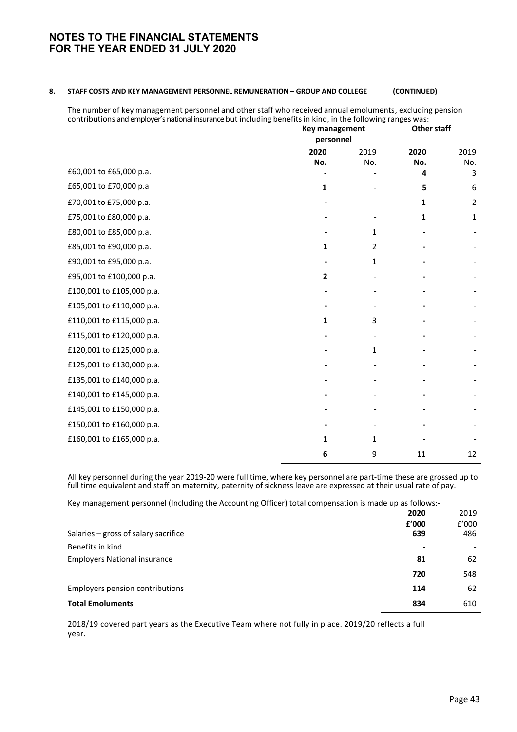## NOTES TO THE FINANCIAL STATEMENTS FOR THE YEAR ENDED 31 JULY 2020

**8. STAFF COSTS AND KEY MANAGEMENT PERSONNEL REMUNERATION – GROUP AND COLLEGE (CONTINUED)**

The number of key management personnel and other staff who received annual emoluments, excluding pension contributions and employer's national insurance but including benefits in kind, in the following ranges was:

| | Key management personnel | | Other staff | |
|---|---|---|---|---|
| | **2020** | 2019 | **2020** | 2019 |
| | **No.** | No. | **No.** | No. |
| £60,001 to £65,000 p.a. | **-** | - | **4** | 3 |
| £65,001 to £70,000 p.a | **1** | - | **5** | 6 |
| £70,001 to £75,000 p.a. | **-** | - | **1** | 2 |
| £75,001 to £80,000 p.a. | **-** | - | **1** | 1 |
| £80,001 to £85,000 p.a. | **-** | 1 | **-** | - |
| £85,001 to £90,000 p.a. | **1** | 2 | **-** | - |
| £90,001 to £95,000 p.a. | **-** | 1 | **-** | - |
| £95,001 to £100,000 p.a. | **2** | - | **-** | - |
| £100,001 to £105,000 p.a. | **-** | - | **-** | - |
| £105,001 to £110,000 p.a. | **-** | - | **-** | - |
| £110,001 to £115,000 p.a. | **1** | 3 | **-** | - |
| £115,001 to £120,000 p.a. | **-** | - | **-** | - |
| £120,001 to £125,000 p.a. | **-** | 1 | **-** | - |
| £125,001 to £130,000 p.a. | **-** | - | **-** | - |
| £135,001 to £140,000 p.a. | **-** | - | **-** | - |
| £140,001 to £145,000 p.a. | **-** | - | **-** | - |
| £145,001 to £150,000 p.a. | **-** | - | **-** | - |
| £150,001 to £160,000 p.a. | **-** | - | **-** | - |
| £160,001 to £165,000 p.a. | **1** | 1 | **-** | - |
| | **6** | 9 | **11** | 12 |

All key personnel during the year 2019-20 were full time, where key personnel are part-time these are grossed up to full time equivalent and staff on maternity, paternity of sickness leave are expressed at their usual rate of pay.

Key management personnel (Including the Accounting Officer) total compensation is made up as follows:-

| | **2020** | 2019 |
|---|---|---|
| | **£'000** | £'000 |
| Salaries – gross of salary sacrifice | **639** | 486 |
| Benefits in kind | **-** | - |
| Employers National insurance | **81** | 62 |
| | **720** | 548 |
| Employers pension contributions | **114** | 62 |
| **Total Emoluments** | **834** | 610 |

2018/19 covered part years as the Executive Team where not fully in place. 2019/20 reflects a full year.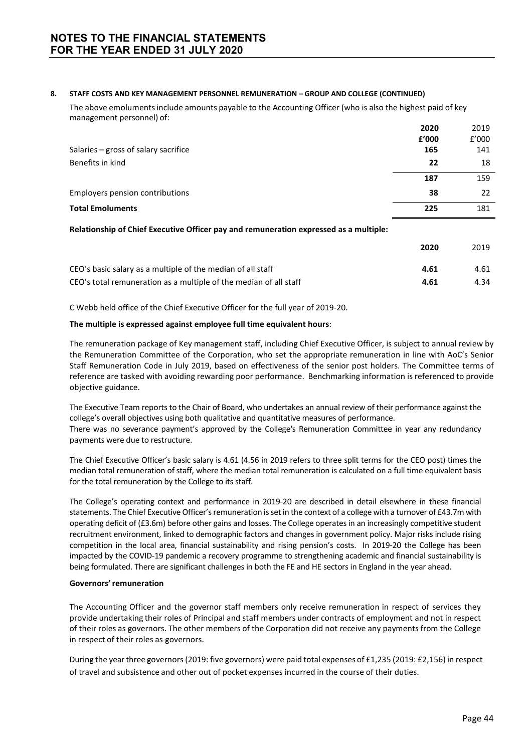**NOTES TO THE FINANCIAL STATEMENTS**
**FOR THE YEAR ENDED 31 JULY 2020**

## 8. STAFF COSTS AND KEY MANAGEMENT PERSONNEL REMUNERATION – GROUP AND COLLEGE (CONTINUED)

The above emoluments include amounts payable to the Accounting Officer (who is also the highest paid of key management personnel) of:

| | **2020** | 2019 |
|---|---|---|
| | **£'000** | £'000 |
| Salaries – gross of salary sacrifice | **165** | 141 |
| Benefits in kind | **22** | 18 |
| | **187** | 159 |
| Employers pension contributions | **38** | 22 |
| **Total Emoluments** | **225** | 181 |

**Relationship of Chief Executive Officer pay and remuneration expressed as a multiple:**

| | **2020** | 2019 |
|---|---|---|
| CEO's basic salary as a multiple of the median of all staff | **4.61** | 4.61 |
| CEO's total remuneration as a multiple of the median of all staff | **4.61** | 4.34 |

C Webb held office of the Chief Executive Officer for the full year of 2019-20.

**The multiple is expressed against employee full time equivalent hours**:

The remuneration package of Key management staff, including Chief Executive Officer, is subject to annual review by the Remuneration Committee of the Corporation, who set the appropriate remuneration in line with AoC's Senior Staff Remuneration Code in July 2019, based on effectiveness of the senior post holders. The Committee terms of reference are tasked with avoiding rewarding poor performance. Benchmarking information is referenced to provide objective guidance.

The Executive Team reports to the Chair of Board, who undertakes an annual review of their performance against the college's overall objectives using both qualitative and quantitative measures of performance.
There was no severance payment's approved by the College's Remuneration Committee in year any redundancy payments were due to restructure.

The Chief Executive Officer's basic salary is 4.61 (4.56 in 2019 refers to three split terms for the CEO post) times the median total remuneration of staff, where the median total remuneration is calculated on a full time equivalent basis for the total remuneration by the College to its staff.

The College's operating context and performance in 2019-20 are described in detail elsewhere in these financial statements. The Chief Executive Officer's remuneration is set in the context of a college with a turnover of £43.7m with operating deficit of (£3.6m) before other gains and losses. The College operates in an increasingly competitive student recruitment environment, linked to demographic factors and changes in government policy. Major risks include rising competition in the local area, financial sustainability and rising pension's costs. In 2019-20 the College has been impacted by the COVID-19 pandemic a recovery programme to strengthening academic and financial sustainability is being formulated. There are significant challenges in both the FE and HE sectors in England in the year ahead.

**Governors' remuneration**

The Accounting Officer and the governor staff members only receive remuneration in respect of services they provide undertaking their roles of Principal and staff members under contracts of employment and not in respect of their roles as governors. The other members of the Corporation did not receive any payments from the College in respect of their roles as governors.

During the year three governors (2019: five governors) were paid total expenses of £1,235 (2019: £2,156) in respect of travel and subsistence and other out of pocket expenses incurred in the course of their duties.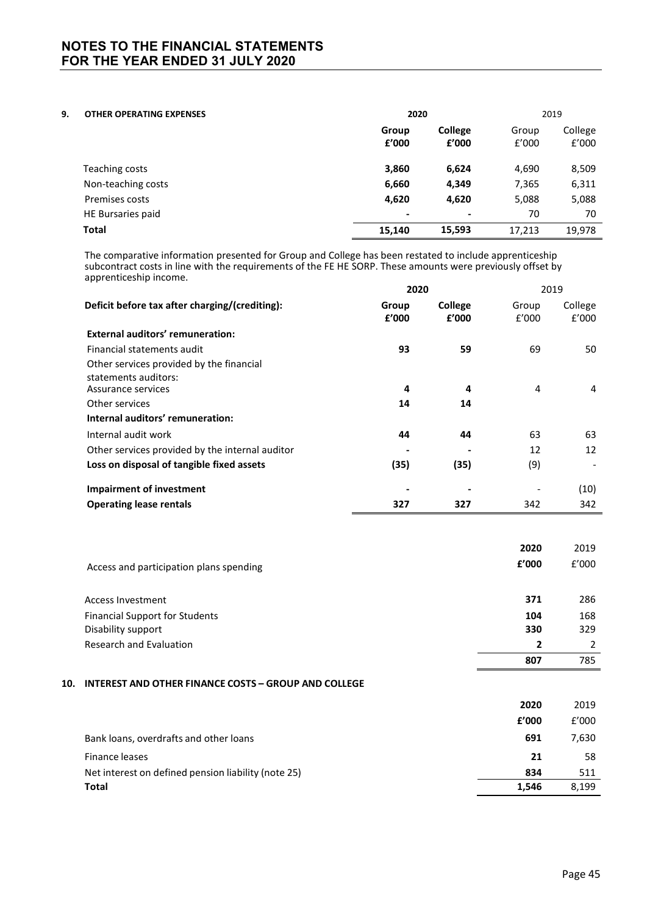# NOTES TO THE FINANCIAL STATEMENTS FOR THE YEAR ENDED 31 JULY 2020

## 9. OTHER OPERATING EXPENSES

| | 2020 | | 2019 | |
|---|---|---|---|---|
| | **Group £'000** | **College £'000** | Group £'000 | College £'000 |
| Teaching costs | **3,860** | **6,624** | 4,690 | 8,509 |
| Non-teaching costs | **6,660** | **4,349** | 7,365 | 6,311 |
| Premises costs | **4,620** | **4,620** | 5,088 | 5,088 |
| HE Bursaries paid | **-** | **-** | 70 | 70 |
| **Total** | **15,140** | **15,593** | 17,213 | 19,978 |

The comparative information presented for Group and College has been restated to include apprenticeship subcontract costs in line with the requirements of the FE HE SORP. These amounts were previously offset by apprenticeship income.

| | 2020 | | 2019 | |
|---|---|---|---|---|
| **Deficit before tax after charging/(crediting):** | **Group £'000** | **College £'000** | Group £'000 | College £'000 |
| **External auditors' remuneration:** | | | | |
| Financial statements audit | **93** | **59** | 69 | 50 |
| Other services provided by the financial statements auditors: | | | | |
| Assurance services | **4** | **4** | 4 | 4 |
| Other services | **14** | **14** | | |
| **Internal auditors' remuneration:** | | | | |
| Internal audit work | **44** | **44** | 63 | 63 |
| Other services provided by the internal auditor | **-** | **-** | 12 | 12 |
| **Loss on disposal of tangible fixed assets** | **(35)** | **(35)** | (9) | - |
| **Impairment of investment** | **-** | **-** | - | (10) |
| **Operating lease rentals** | **327** | **327** | 342 | 342 |

| Access and participation plans spending | **2020 £'000** | 2019 £'000 |
|---|---|---|
| Access Investment | **371** | 286 |
| Financial Support for Students | **104** | 168 |
| Disability support | **330** | 329 |
| Research and Evaluation | **2** | 2 |
| | **807** | 785 |

## 10. INTEREST AND OTHER FINANCE COSTS – GROUP AND COLLEGE

| | **2020 £'000** | 2019 £'000 |
|---|---|---|
| Bank loans, overdrafts and other loans | **691** | 7,630 |
| Finance leases | **21** | 58 |
| Net interest on defined pension liability (note 25) | **834** | 511 |
| **Total** | **1,546** | 8,199 |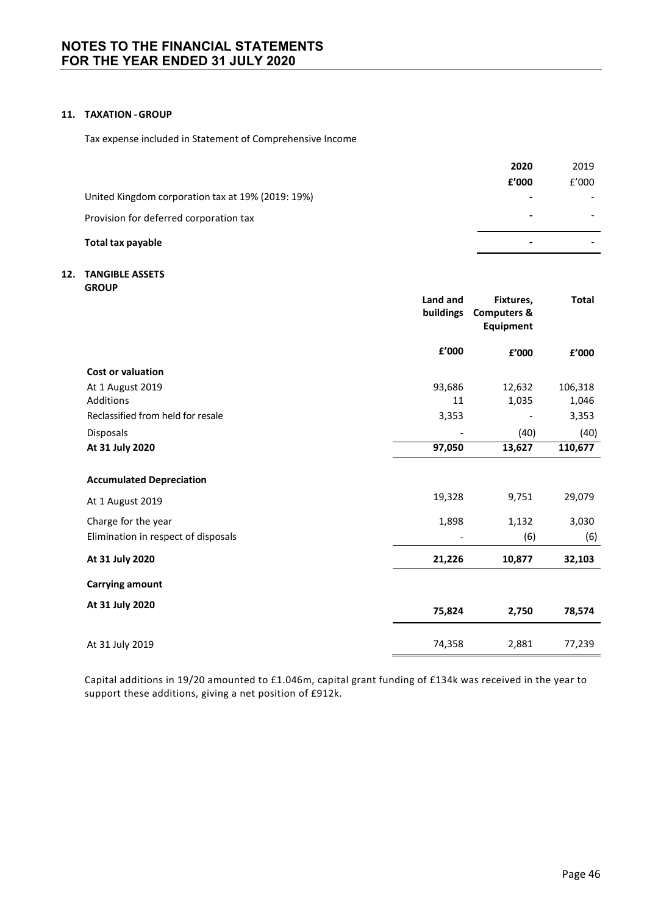## 11. TAXATION - GROUP

Tax expense included in Statement of Comprehensive Income

| | 2020 | 2019 |
|---|---|---|
| | £'000 | £'000 |
| United Kingdom corporation tax at 19% (2019: 19%) | - | - |
| Provision for deferred corporation tax | - | - |
| **Total tax payable** | - | - |

## 12. TANGIBLE ASSETS

**GROUP**

| | Land and buildings | Fixtures, Computers & Equipment | Total |
|---|---|---|---|
| | £'000 | £'000 | £'000 |
| **Cost or valuation** | | | |
| At 1 August 2019 | 93,686 | 12,632 | 106,318 |
| Additions | 11 | 1,035 | 1,046 |
| Reclassified from held for resale | 3,353 | - | 3,353 |
| Disposals | - | (40) | (40) |
| **At 31 July 2020** | **97,050** | **13,627** | **110,677** |
| **Accumulated Depreciation** | | | |
| At 1 August 2019 | 19,328 | 9,751 | 29,079 |
| Charge for the year | 1,898 | 1,132 | 3,030 |
| Elimination in respect of disposals | - | (6) | (6) |
| **At 31 July 2020** | **21,226** | **10,877** | **32,103** |
| **Carrying amount** | | | |
| **At 31 July 2020** | **75,824** | **2,750** | **78,574** |
| At 31 July 2019 | 74,358 | 2,881 | 77,239 |

Capital additions in 19/20 amounted to £1.046m, capital grant funding of £134k was received in the year to support these additions, giving a net position of £912k.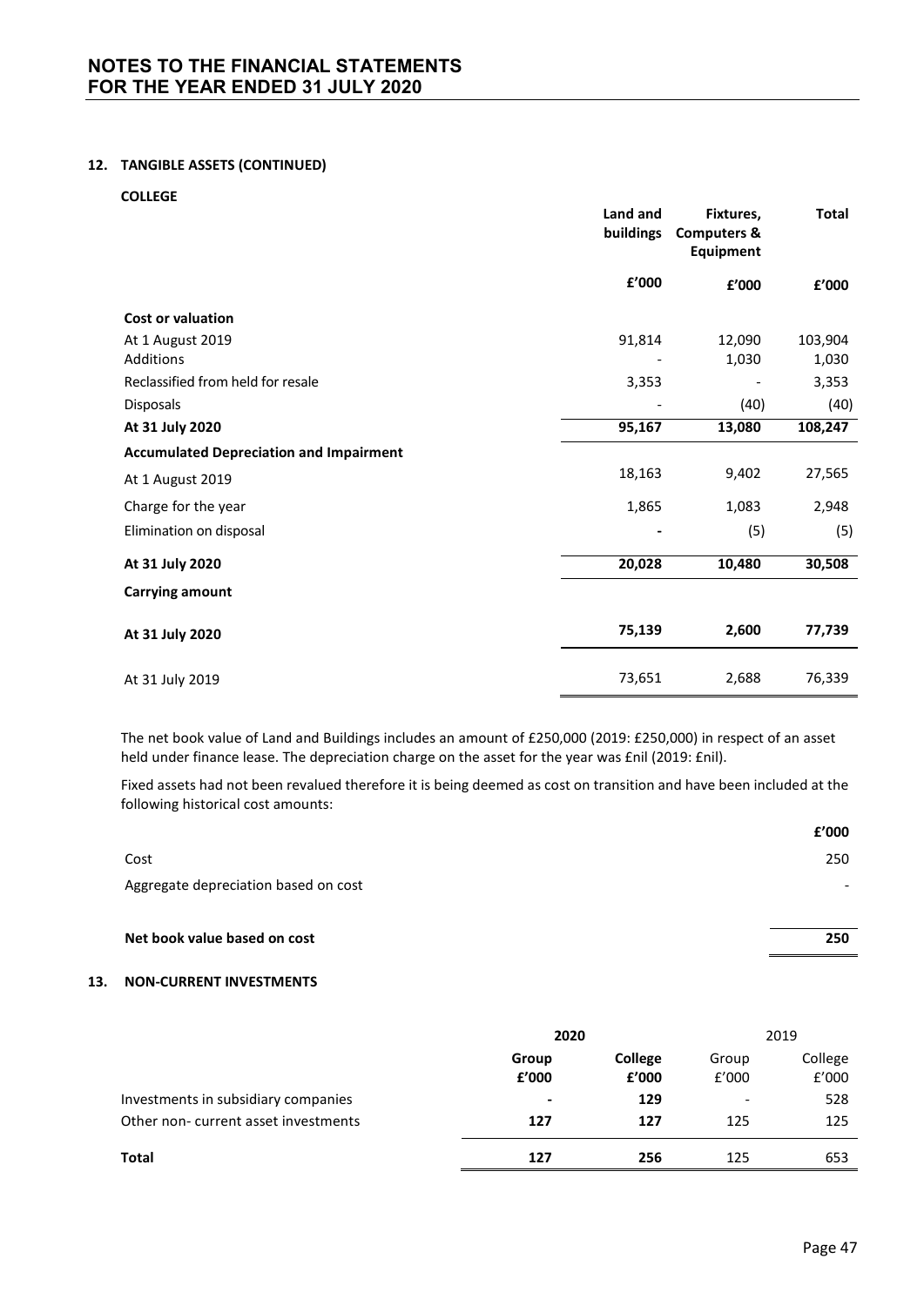# NOTES TO THE FINANCIAL STATEMENTS
# FOR THE YEAR ENDED 31 JULY 2020

### 12. TANGIBLE ASSETS (CONTINUED)

**COLLEGE**

| | Land and buildings | Fixtures, Computers & Equipment | Total |
|---|---|---|---|
| | £'000 | £'000 | £'000 |
| **Cost or valuation** | | | |
| At 1 August 2019 | 91,814 | 12,090 | 103,904 |
| Additions | - | 1,030 | 1,030 |
| Reclassified from held for resale | 3,353 | - | 3,353 |
| Disposals | - | (40) | (40) |
| **At 31 July 2020** | **95,167** | **13,080** | **108,247** |
| **Accumulated Depreciation and Impairment** | | | |
| At 1 August 2019 | 18,163 | 9,402 | 27,565 |
| Charge for the year | 1,865 | 1,083 | 2,948 |
| Elimination on disposal | - | (5) | (5) |
| **At 31 July 2020** | **20,028** | **10,480** | **30,508** |
| **Carrying amount** | | | |
| **At 31 July 2020** | **75,139** | **2,600** | **77,739** |
| At 31 July 2019 | 73,651 | 2,688 | 76,339 |

The net book value of Land and Buildings includes an amount of £250,000 (2019: £250,000) in respect of an asset held under finance lease. The depreciation charge on the asset for the year was £nil (2019: £nil).

Fixed assets had not been revalued therefore it is being deemed as cost on transition and have been included at the following historical cost amounts:

| | £'000 |
|---|---|
| Cost | 250 |
| Aggregate depreciation based on cost | - |
| **Net book value based on cost** | **250** |

### 13. NON-CURRENT INVESTMENTS

| | 2020 | | 2019 | |
|---|---|---|---|---|
| | Group £'000 | College £'000 | Group £'000 | College £'000 |
| Investments in subsidiary companies | - | 129 | - | 528 |
| Other non- current asset investments | 127 | 127 | 125 | 125 |
| **Total** | **127** | **256** | 125 | 653 |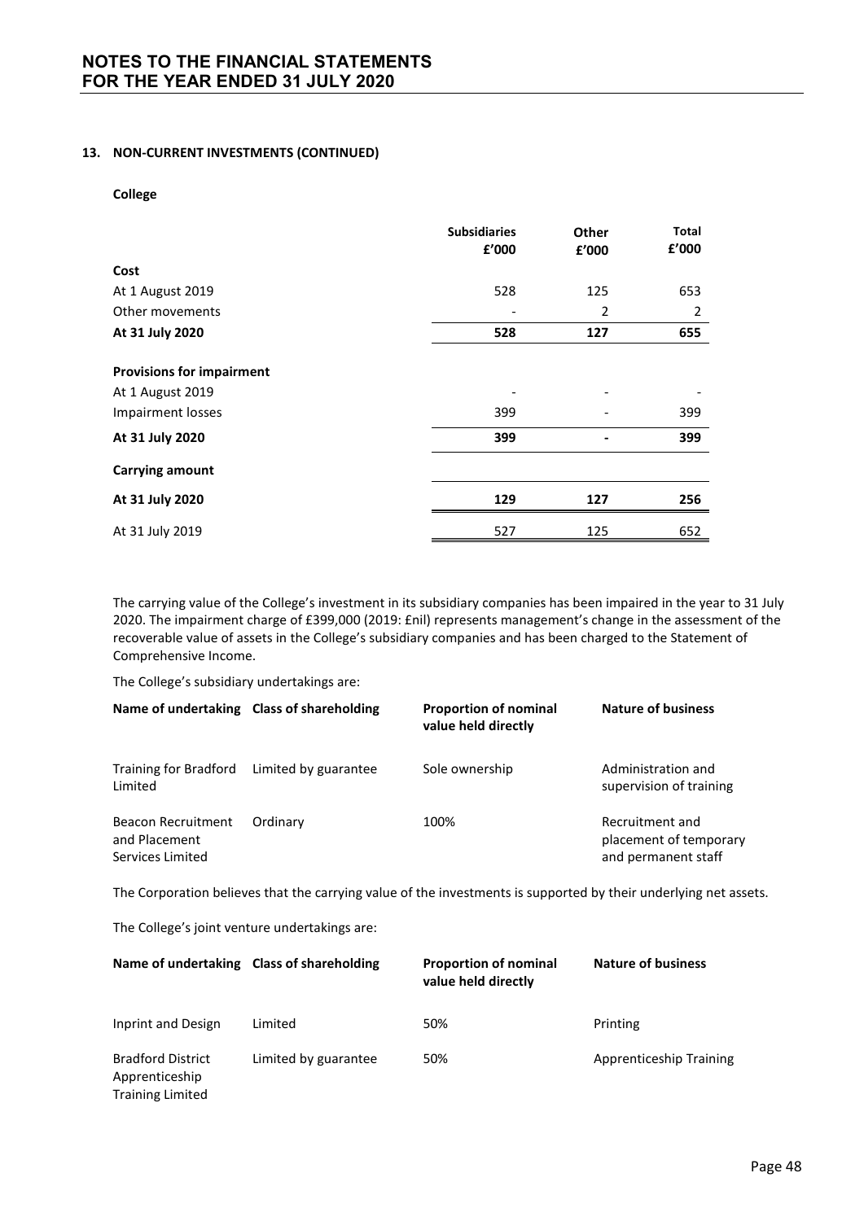## 13. NON-CURRENT INVESTMENTS (CONTINUED)

**College**

| | Subsidiaries £'000 | Other £'000 | Total £'000 |
|---|---|---|---|
| **Cost** | | | |
| At 1 August 2019 | 528 | 125 | 653 |
| Other movements | - | 2 | 2 |
| **At 31 July 2020** | **528** | **127** | **655** |
| **Provisions for impairment** | | | |
| At 1 August 2019 | - | - | - |
| Impairment losses | 399 | - | 399 |
| **At 31 July 2020** | **399** | **-** | **399** |
| **Carrying amount** | | | |
| **At 31 July 2020** | **129** | **127** | **256** |
| At 31 July 2019 | 527 | 125 | 652 |

The carrying value of the College's investment in its subsidiary companies has been impaired in the year to 31 July 2020. The impairment charge of £399,000 (2019: £nil) represents management's change in the assessment of the recoverable value of assets in the College's subsidiary companies and has been charged to the Statement of Comprehensive Income.

The College's subsidiary undertakings are:

| Name of undertaking | Class of shareholding | Proportion of nominal value held directly | Nature of business |
|---|---|---|---|
| Training for Bradford Limited | Limited by guarantee | Sole ownership | Administration and supervision of training |
| Beacon Recruitment and Placement Services Limited | Ordinary | 100% | Recruitment and placement of temporary and permanent staff |

The Corporation believes that the carrying value of the investments is supported by their underlying net assets.

The College's joint venture undertakings are:

| Name of undertaking | Class of shareholding | Proportion of nominal value held directly | Nature of business |
|---|---|---|---|
| Inprint and Design | Limited | 50% | Printing |
| Bradford District Apprenticeship Training Limited | Limited by guarantee | 50% | Apprenticeship Training |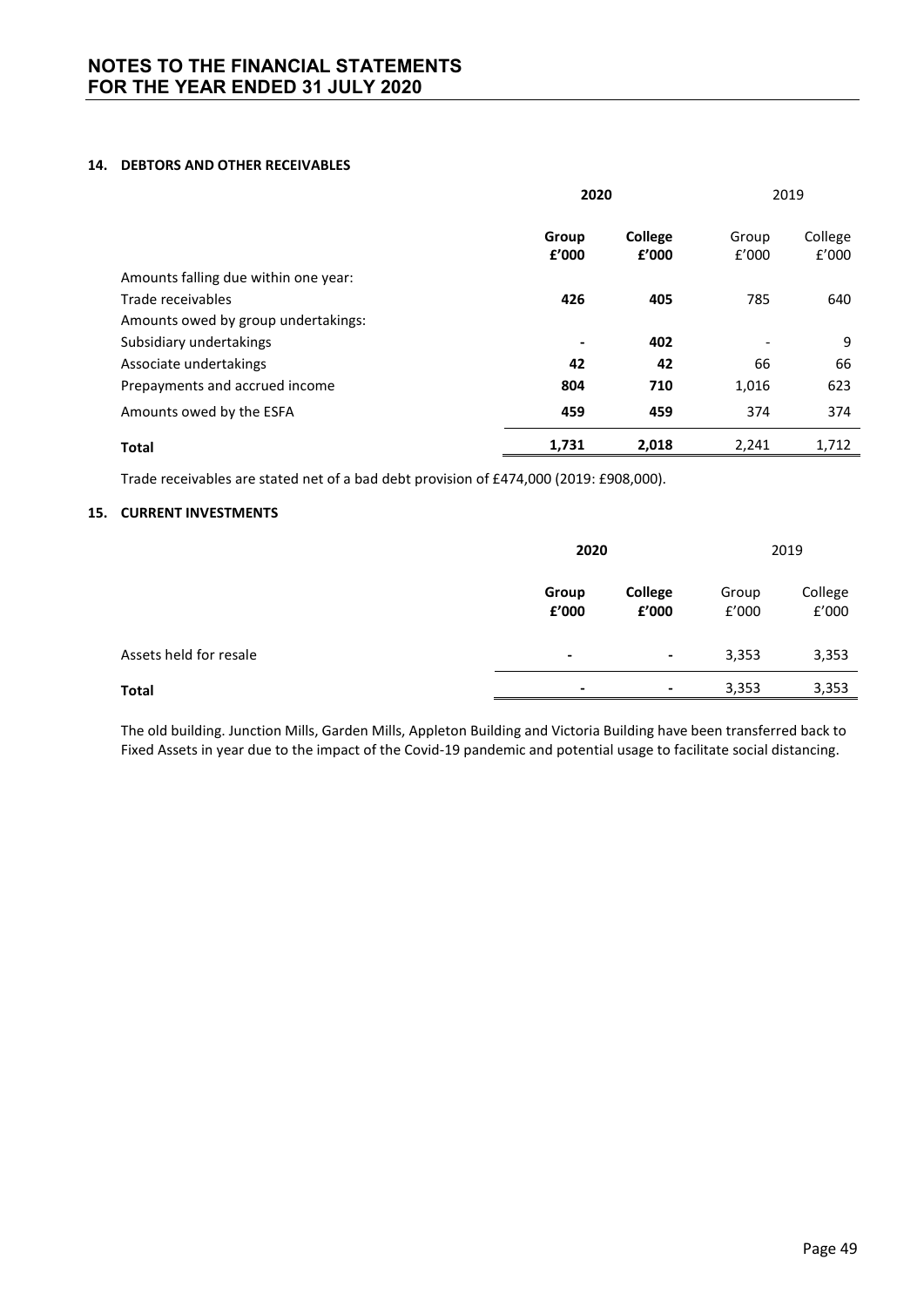# NOTES TO THE FINANCIAL STATEMENTS FOR THE YEAR ENDED 31 JULY 2020

## 14. DEBTORS AND OTHER RECEIVABLES

| | **2020** | | 2019 | |
|---|---|---|---|---|
| | **Group £'000** | **College £'000** | Group £'000 | College £'000 |
| Amounts falling due within one year: | | | | |
| Trade receivables | **426** | **405** | 785 | 640 |
| Amounts owed by group undertakings: | | | | |
| Subsidiary undertakings | **-** | **402** | - | 9 |
| Associate undertakings | **42** | **42** | 66 | 66 |
| Prepayments and accrued income | **804** | **710** | 1,016 | 623 |
| Amounts owed by the ESFA | **459** | **459** | 374 | 374 |
| **Total** | **1,731** | **2,018** | 2,241 | 1,712 |

Trade receivables are stated net of a bad debt provision of £474,000 (2019: £908,000).

## 15. CURRENT INVESTMENTS

| | **2020** | | 2019 | |
|---|---|---|---|---|
| | **Group £'000** | **College £'000** | Group £'000 | College £'000 |
| Assets held for resale | **-** | **-** | 3,353 | 3,353 |
| **Total** | **-** | **-** | 3,353 | 3,353 |

The old building. Junction Mills, Garden Mills, Appleton Building and Victoria Building have been transferred back to Fixed Assets in year due to the impact of the Covid-19 pandemic and potential usage to facilitate social distancing.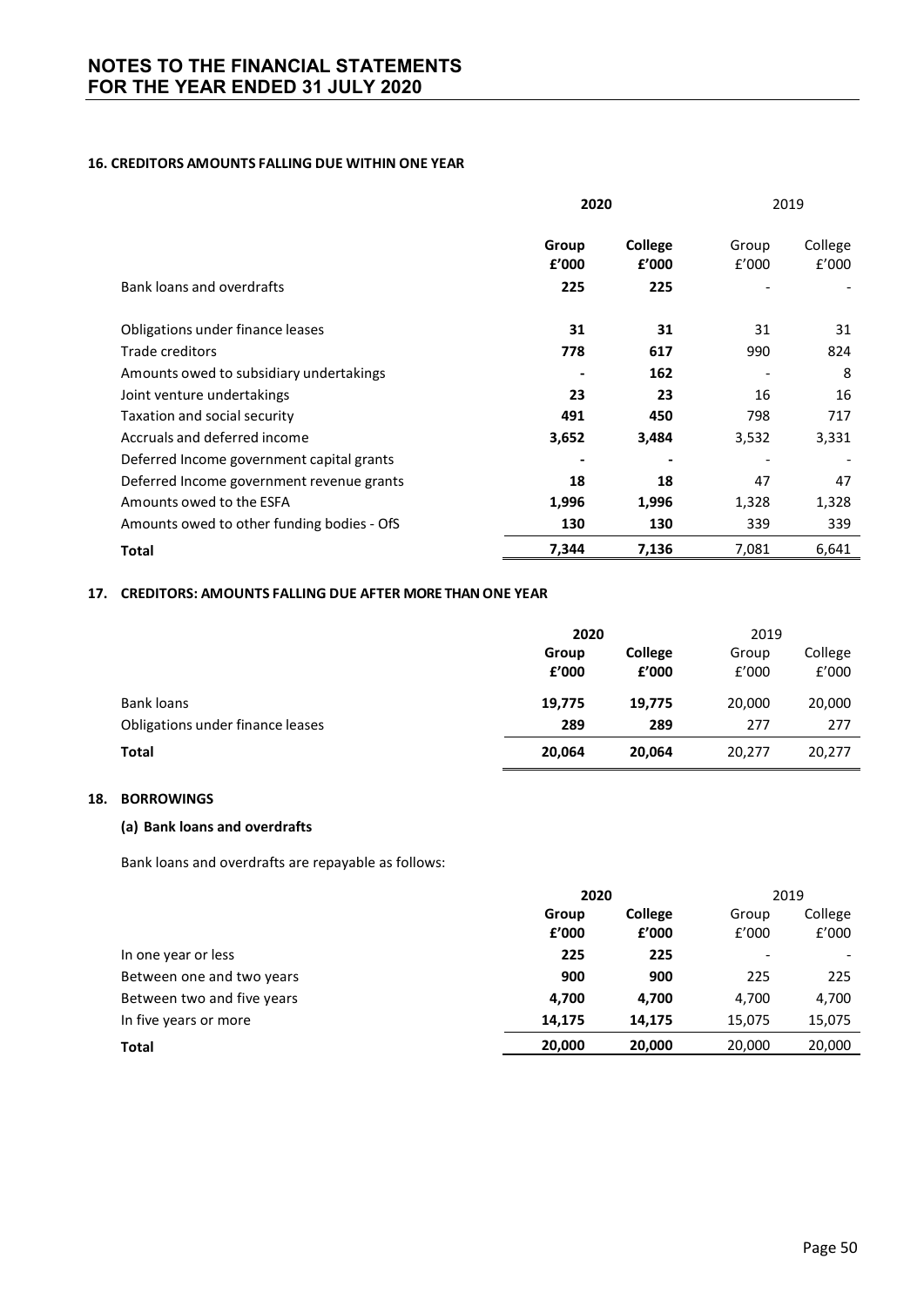# NOTES TO THE FINANCIAL STATEMENTS FOR THE YEAR ENDED 31 JULY 2020

### 16. CREDITORS AMOUNTS FALLING DUE WITHIN ONE YEAR

| | **2020** | | 2019 | |
|---|---|---|---|---|
| | **Group £'000** | **College £'000** | Group £'000 | College £'000 |
| Bank loans and overdrafts | **225** | **225** | - | - |
| Obligations under finance leases | **31** | **31** | 31 | 31 |
| Trade creditors | **778** | **617** | 990 | 824 |
| Amounts owed to subsidiary undertakings | **-** | **162** | - | 8 |
| Joint venture undertakings | **23** | **23** | 16 | 16 |
| Taxation and social security | **491** | **450** | 798 | 717 |
| Accruals and deferred income | **3,652** | **3,484** | 3,532 | 3,331 |
| Deferred Income government capital grants | **-** | **-** | - | - |
| Deferred Income government revenue grants | **18** | **18** | 47 | 47 |
| Amounts owed to the ESFA | **1,996** | **1,996** | 1,328 | 1,328 |
| Amounts owed to other funding bodies - OfS | **130** | **130** | 339 | 339 |
| **Total** | **7,344** | **7,136** | 7,081 | 6,641 |

### 17. CREDITORS: AMOUNTS FALLING DUE AFTER MORE THAN ONE YEAR

| | **2020** | | 2019 | |
|---|---|---|---|---|
| | **Group £'000** | **College £'000** | Group £'000 | College £'000 |
| Bank loans | **19,775** | **19,775** | 20,000 | 20,000 |
| Obligations under finance leases | **289** | **289** | 277 | 277 |
| **Total** | **20,064** | **20,064** | 20,277 | 20,277 |

### 18. BORROWINGS

**(a) Bank loans and overdrafts**

Bank loans and overdrafts are repayable as follows:

| | **2020** | | 2019 | |
|---|---|---|---|---|
| | **Group £'000** | **College £'000** | Group £'000 | College £'000 |
| In one year or less | **225** | **225** | - | - |
| Between one and two years | **900** | **900** | 225 | 225 |
| Between two and five years | **4,700** | **4,700** | 4,700 | 4,700 |
| In five years or more | **14,175** | **14,175** | 15,075 | 15,075 |
| **Total** | **20,000** | **20,000** | 20,000 | 20,000 |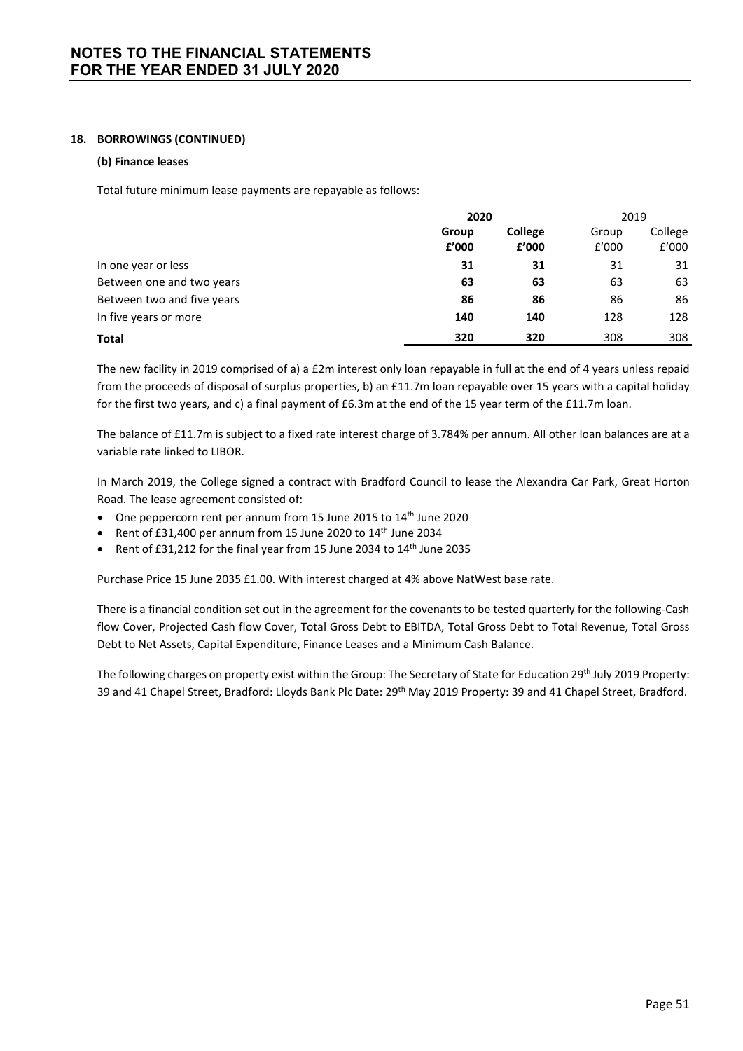### 18. BORROWINGS (CONTINUED)

#### (b) Finance leases

Total future minimum lease payments are repayable as follows:

| | **2020** | | 2019 | |
|---|---|---|---|---|
| | **Group** | **College** | Group | College |
| | **£'000** | **£'000** | £'000 | £'000 |
| In one year or less | **31** | **31** | 31 | 31 |
| Between one and two years | **63** | **63** | 63 | 63 |
| Between two and five years | **86** | **86** | 86 | 86 |
| In five years or more | **140** | **140** | 128 | 128 |
| **Total** | **320** | **320** | 308 | 308 |

The new facility in 2019 comprised of a) a £2m interest only loan repayable in full at the end of 4 years unless repaid from the proceeds of disposal of surplus properties, b) an £11.7m loan repayable over 15 years with a capital holiday for the first two years, and c) a final payment of £6.3m at the end of the 15 year term of the £11.7m loan.

The balance of £11.7m is subject to a fixed rate interest charge of 3.784% per annum. All other loan balances are at a variable rate linked to LIBOR.

In March 2019, the College signed a contract with Bradford Council to lease the Alexandra Car Park, Great Horton Road. The lease agreement consisted of:

- One peppercorn rent per annum from 15 June 2015 to 14th June 2020
- Rent of £31,400 per annum from 15 June 2020 to 14th June 2034
- Rent of £31,212 for the final year from 15 June 2034 to 14th June 2035

Purchase Price 15 June 2035 £1.00. With interest charged at 4% above NatWest base rate.

There is a financial condition set out in the agreement for the covenants to be tested quarterly for the following-Cash flow Cover, Projected Cash flow Cover, Total Gross Debt to EBITDA, Total Gross Debt to Total Revenue, Total Gross Debt to Net Assets, Capital Expenditure, Finance Leases and a Minimum Cash Balance.

The following charges on property exist within the Group: The Secretary of State for Education 29th July 2019 Property: 39 and 41 Chapel Street, Bradford: Lloyds Bank Plc Date: 29th May 2019 Property: 39 and 41 Chapel Street, Bradford.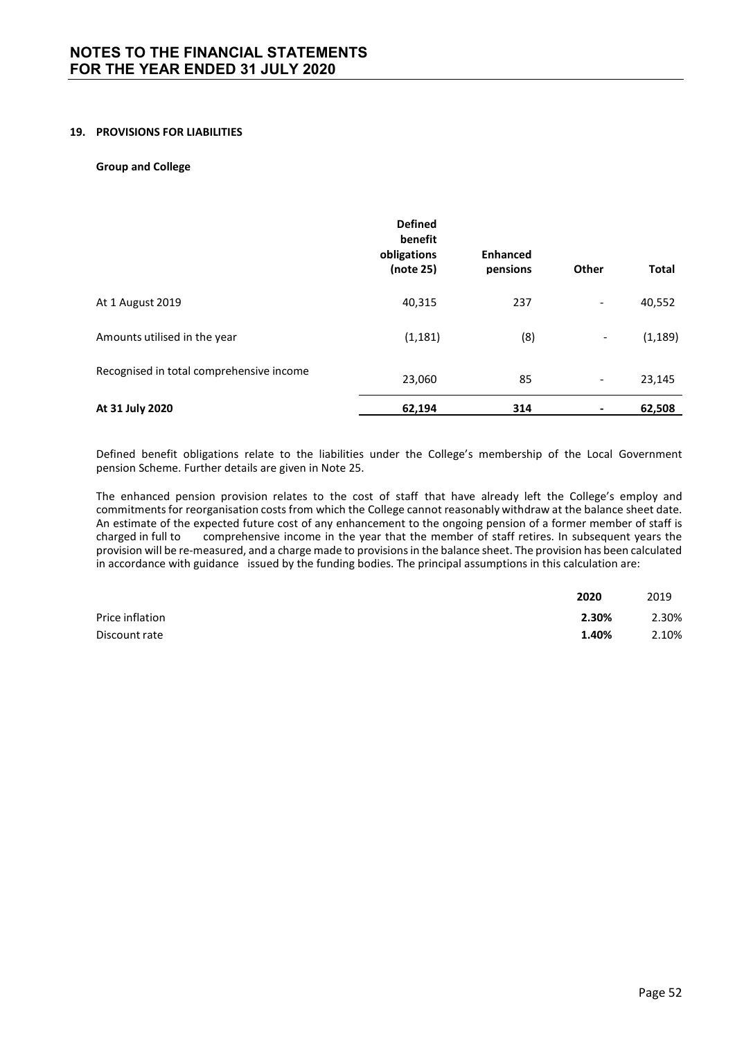## 19. PROVISIONS FOR LIABILITIES

**Group and College**

| | **Defined benefit obligations (note 25)** | **Enhanced pensions** | **Other** | **Total** |
|---|---|---|---|---|
| At 1 August 2019 | 40,315 | 237 | - | 40,552 |
| Amounts utilised in the year | (1,181) | (8) | - | (1,189) |
| Recognised in total comprehensive income | 23,060 | 85 | - | 23,145 |
| **At 31 July 2020** | **62,194** | **314** | **-** | **62,508** |

Defined benefit obligations relate to the liabilities under the College's membership of the Local Government pension Scheme. Further details are given in Note 25.

The enhanced pension provision relates to the cost of staff that have already left the College's employ and commitments for reorganisation costs from which the College cannot reasonably withdraw at the balance sheet date. An estimate of the expected future cost of any enhancement to the ongoing pension of a former member of staff is charged in full to comprehensive income in the year that the member of staff retires. In subsequent years the provision will be re-measured, and a charge made to provisions in the balance sheet. The provision has been calculated in accordance with guidance issued by the funding bodies. The principal assumptions in this calculation are:

| | **2020** | 2019 |
|---|---|---|
| Price inflation | **2.30%** | 2.30% |
| Discount rate | **1.40%** | 2.10% |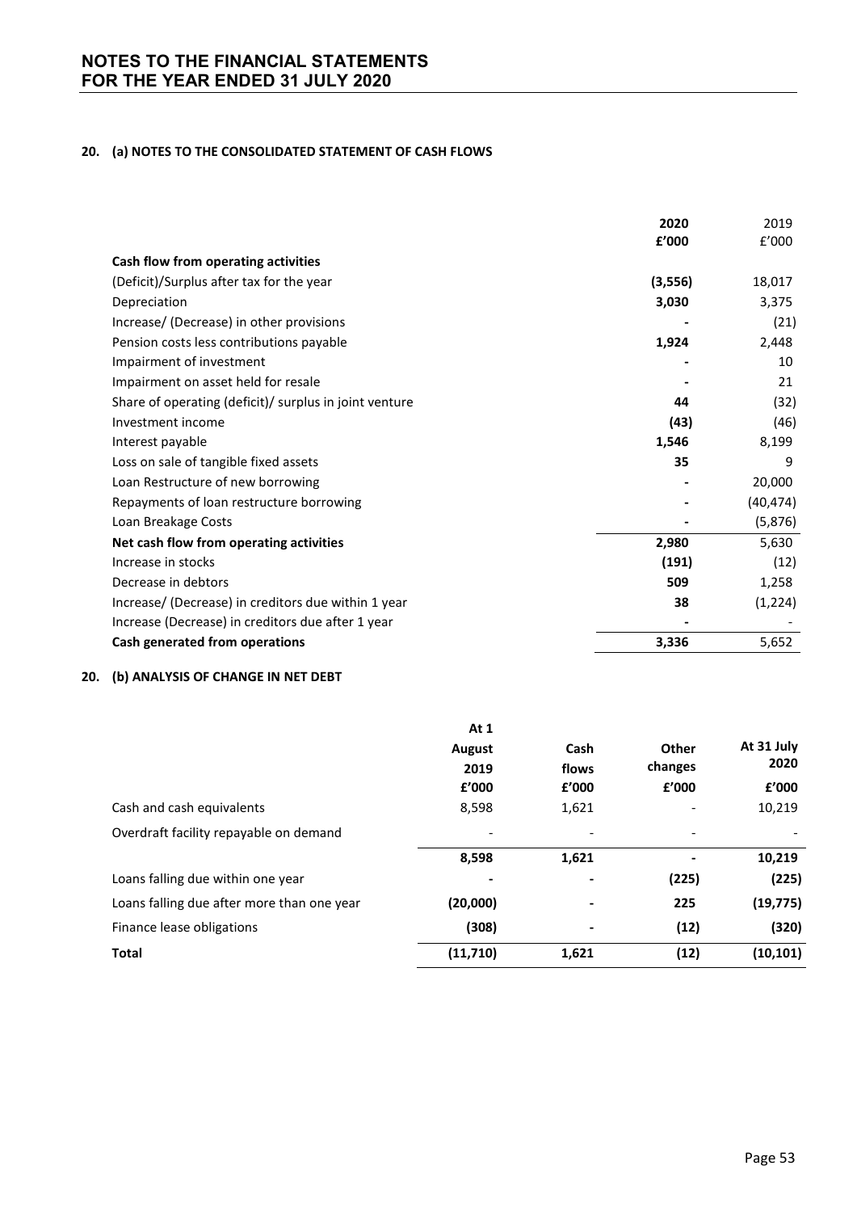# NOTES TO THE FINANCIAL STATEMENTS
# FOR THE YEAR ENDED 31 JULY 2020

## 20. (a) NOTES TO THE CONSOLIDATED STATEMENT OF CASH FLOWS

| | **2020** | 2019 |
|---|---|---|
| | **£'000** | £'000 |
| **Cash flow from operating activities** | | |
| (Deficit)/Surplus after tax for the year | **(3,556)** | 18,017 |
| Depreciation | **3,030** | 3,375 |
| Increase/ (Decrease) in other provisions | **-** | (21) |
| Pension costs less contributions payable | **1,924** | 2,448 |
| Impairment of investment | **-** | 10 |
| Impairment on asset held for resale | **-** | 21 |
| Share of operating (deficit)/ surplus in joint venture | **44** | (32) |
| Investment income | **(43)** | (46) |
| Interest payable | **1,546** | 8,199 |
| Loss on sale of tangible fixed assets | **35** | 9 |
| Loan Restructure of new borrowing | **-** | 20,000 |
| Repayments of loan restructure borrowing | **-** | (40,474) |
| Loan Breakage Costs | **-** | (5,876) |
| **Net cash flow from operating activities** | **2,980** | 5,630 |
| Increase in stocks | **(191)** | (12) |
| Decrease in debtors | **509** | 1,258 |
| Increase/ (Decrease) in creditors due within 1 year | **38** | (1,224) |
| Increase (Decrease) in creditors due after 1 year | **-** | - |
| **Cash generated from operations** | **3,336** | 5,652 |

## 20. (b) ANALYSIS OF CHANGE IN NET DEBT

| | **At 1 August 2019** | **Cash flows** | **Other changes** | **At 31 July 2020** |
|---|---|---|---|---|
| | **£'000** | **£'000** | **£'000** | **£'000** |
| Cash and cash equivalents | 8,598 | 1,621 | - | 10,219 |
| Overdraft facility repayable on demand | - | - | - | - |
| | **8,598** | **1,621** | **-** | **10,219** |
| Loans falling due within one year | **-** | **-** | **(225)** | **(225)** |
| Loans falling due after more than one year | **(20,000)** | **-** | **225** | **(19,775)** |
| Finance lease obligations | **(308)** | **-** | **(12)** | **(320)** |
| **Total** | **(11,710)** | **1,621** | **(12)** | **(10,101)** |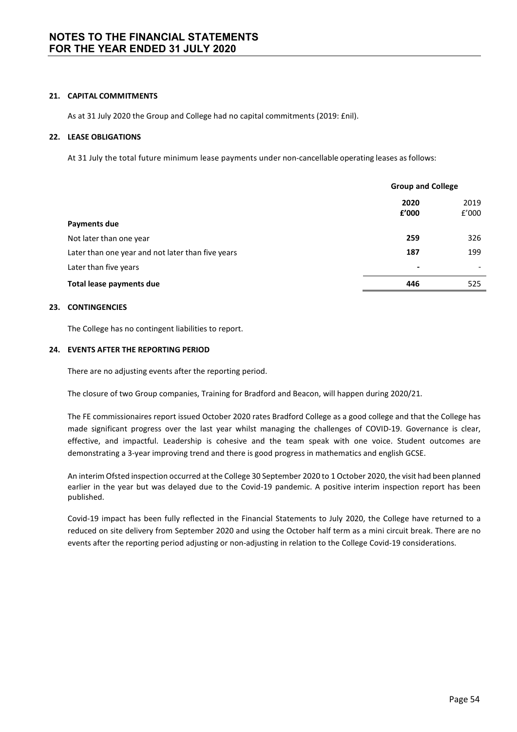# NOTES TO THE FINANCIAL STATEMENTS FOR THE YEAR ENDED 31 JULY 2020

## 21. CAPITAL COMMITMENTS

As at 31 July 2020 the Group and College had no capital commitments (2019: £nil).

## 22. LEASE OBLIGATIONS

At 31 July the total future minimum lease payments under non-cancellable operating leases as follows:

| | Group and College | |
|---|---|---|
| | **2020** | 2019 |
| | **£'000** | £'000 |
| **Payments due** | | |
| Not later than one year | **259** | 326 |
| Later than one year and not later than five years | **187** | 199 |
| Later than five years | **-** | - |
| **Total lease payments due** | **446** | 525 |

## 23. CONTINGENCIES

The College has no contingent liabilities to report.

## 24. EVENTS AFTER THE REPORTING PERIOD

There are no adjusting events after the reporting period.

The closure of two Group companies, Training for Bradford and Beacon, will happen during 2020/21.

The FE commissionaires report issued October 2020 rates Bradford College as a good college and that the College has made significant progress over the last year whilst managing the challenges of COVID-19. Governance is clear, effective, and impactful. Leadership is cohesive and the team speak with one voice. Student outcomes are demonstrating a 3-year improving trend and there is good progress in mathematics and english GCSE.

An interim Ofsted inspection occurred at the College 30 September 2020 to 1 October 2020, the visit had been planned earlier in the year but was delayed due to the Covid-19 pandemic. A positive interim inspection report has been published.

Covid-19 impact has been fully reflected in the Financial Statements to July 2020, the College have returned to a reduced on site delivery from September 2020 and using the October half term as a mini circuit break. There are no events after the reporting period adjusting or non-adjusting in relation to the College Covid-19 considerations.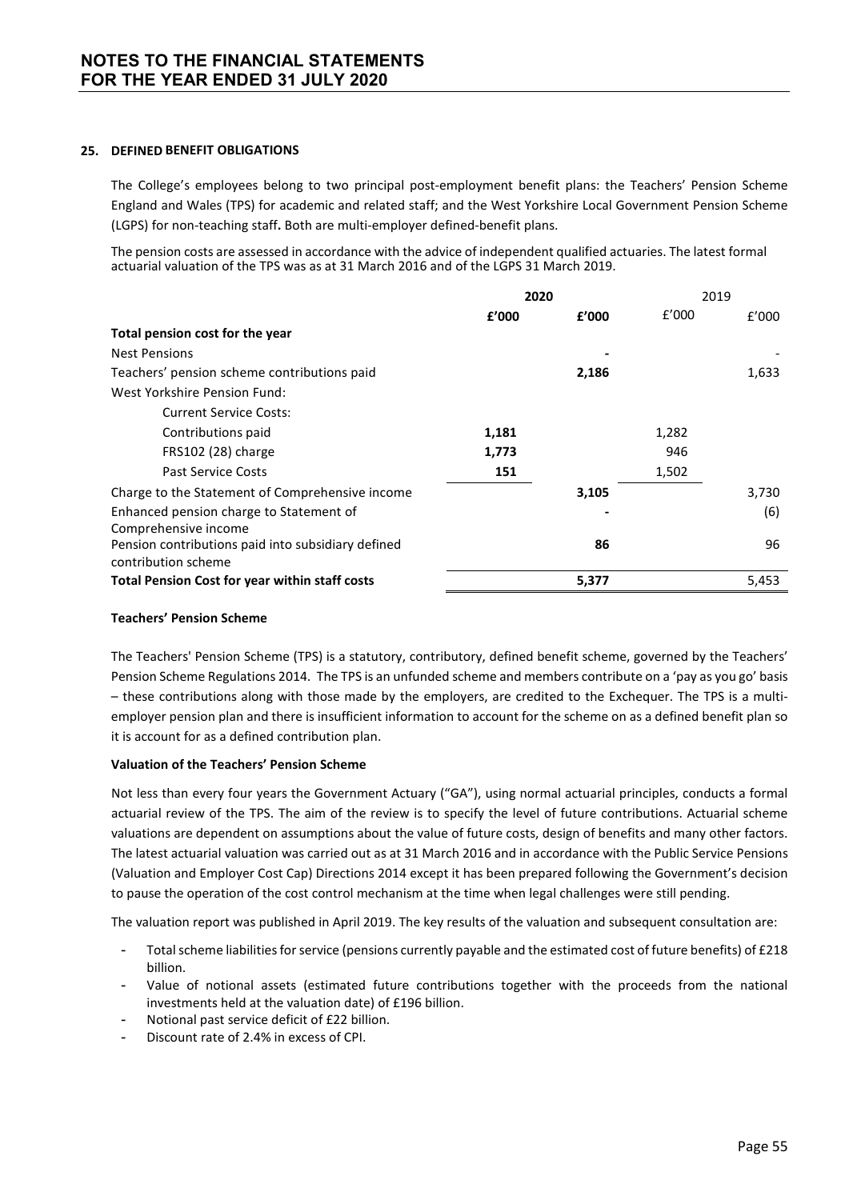# NOTES TO THE FINANCIAL STATEMENTS
# FOR THE YEAR ENDED 31 JULY 2020

## 25. DEFINED BENEFIT OBLIGATIONS

The College's employees belong to two principal post-employment benefit plans: the Teachers' Pension Scheme England and Wales (TPS) for academic and related staff; and the West Yorkshire Local Government Pension Scheme (LGPS) for non-teaching staff**.** Both are multi-employer defined-benefit plans.

The pension costs are assessed in accordance with the advice of independent qualified actuaries. The latest formal actuarial valuation of the TPS was as at 31 March 2016 and of the LGPS 31 March 2019.

| | **2020** | | 2019 | |
|---|---|---|---|---|
| | **£'000** | **£'000** | £'000 | £'000 |
| **Total pension cost for the year** | | | | |
| Nest Pensions | | **-** | | - |
| Teachers' pension scheme contributions paid | | **2,186** | | 1,633 |
| West Yorkshire Pension Fund: | | | | |
| Current Service Costs: | | | | |
| Contributions paid | **1,181** | | 1,282 | |
| FRS102 (28) charge | **1,773** | | 946 | |
| Past Service Costs | **151** | | 1,502 | |
| Charge to the Statement of Comprehensive income | | **3,105** | | 3,730 |
| Enhanced pension charge to Statement of Comprehensive income | | **-** | | (6) |
| Pension contributions paid into subsidiary defined contribution scheme | | **86** | | 96 |
| **Total Pension Cost for year within staff costs** | | **5,377** | | 5,453 |

### Teachers' Pension Scheme

The Teachers' Pension Scheme (TPS) is a statutory, contributory, defined benefit scheme, governed by the Teachers' Pension Scheme Regulations 2014. The TPS is an unfunded scheme and members contribute on a 'pay as you go' basis – these contributions along with those made by the employers, are credited to the Exchequer. The TPS is a multi-employer pension plan and there is insufficient information to account for the scheme on as a defined benefit plan so it is account for as a defined contribution plan.

### Valuation of the Teachers' Pension Scheme

Not less than every four years the Government Actuary ("GA"), using normal actuarial principles, conducts a formal actuarial review of the TPS. The aim of the review is to specify the level of future contributions. Actuarial scheme valuations are dependent on assumptions about the value of future costs, design of benefits and many other factors. The latest actuarial valuation was carried out as at 31 March 2016 and in accordance with the Public Service Pensions (Valuation and Employer Cost Cap) Directions 2014 except it has been prepared following the Government's decision to pause the operation of the cost control mechanism at the time when legal challenges were still pending.

The valuation report was published in April 2019. The key results of the valuation and subsequent consultation are:

- Total scheme liabilities for service (pensions currently payable and the estimated cost of future benefits) of £218 billion.
- Value of notional assets (estimated future contributions together with the proceeds from the national investments held at the valuation date) of £196 billion.
- Notional past service deficit of £22 billion.
- Discount rate of 2.4% in excess of CPI.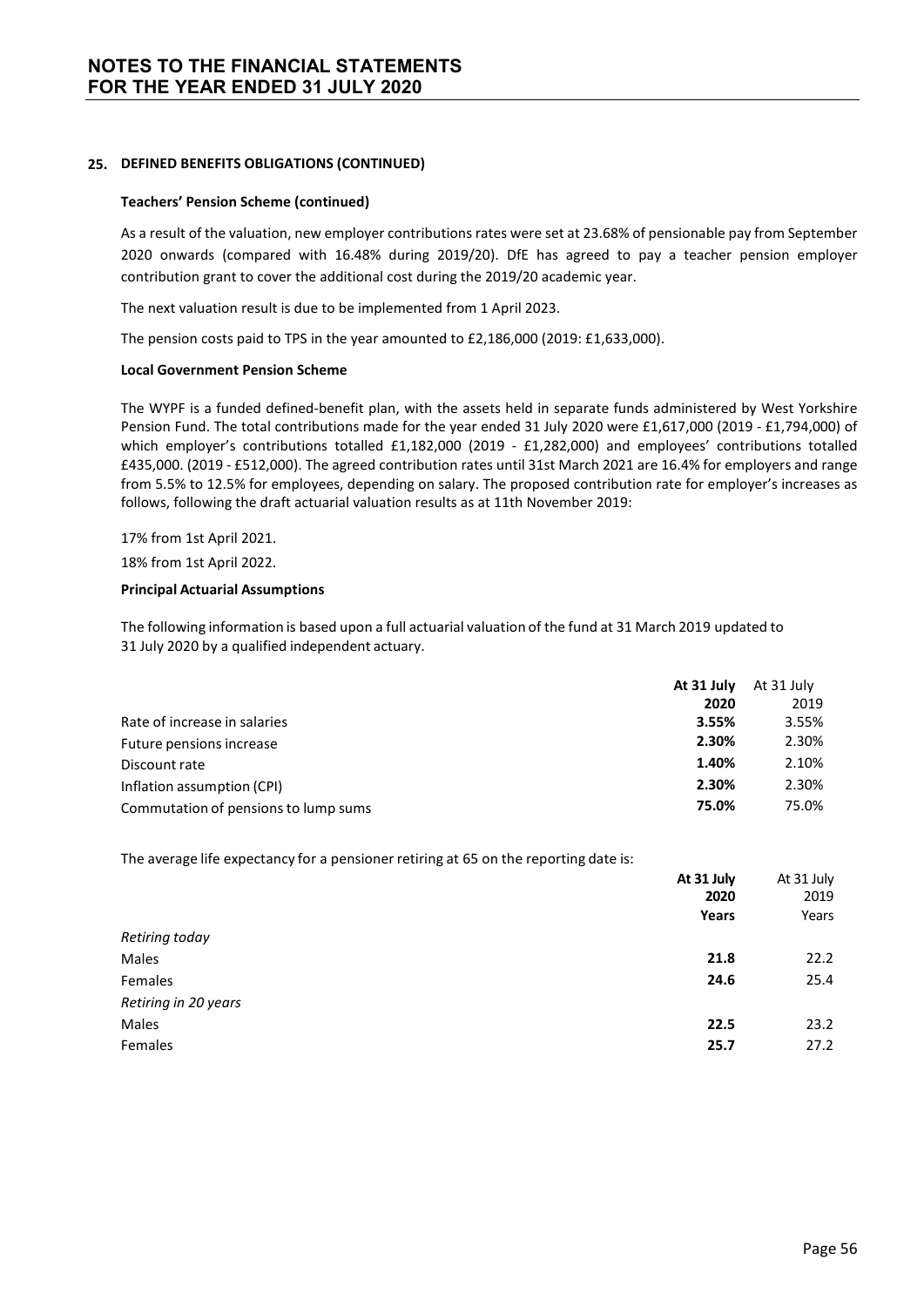## 25. DEFINED BENEFITS OBLIGATIONS (CONTINUED)

### Teachers' Pension Scheme (continued)

As a result of the valuation, new employer contributions rates were set at 23.68% of pensionable pay from September 2020 onwards (compared with 16.48% during 2019/20). DfE has agreed to pay a teacher pension employer contribution grant to cover the additional cost during the 2019/20 academic year.

The next valuation result is due to be implemented from 1 April 2023.

The pension costs paid to TPS in the year amounted to £2,186,000 (2019: £1,633,000).

### Local Government Pension Scheme

The WYPF is a funded defined-benefit plan, with the assets held in separate funds administered by West Yorkshire Pension Fund. The total contributions made for the year ended 31 July 2020 were £1,617,000 (2019 - £1,794,000) of which employer's contributions totalled £1,182,000 (2019 - £1,282,000) and employees' contributions totalled £435,000. (2019 - £512,000). The agreed contribution rates until 31st March 2021 are 16.4% for employers and range from 5.5% to 12.5% for employees, depending on salary. The proposed contribution rate for employer's increases as follows, following the draft actuarial valuation results as at 11th November 2019:

17% from 1st April 2021.

18% from 1st April 2022.

### Principal Actuarial Assumptions

The following information is based upon a full actuarial valuation of the fund at 31 March 2019 updated to 31 July 2020 by a qualified independent actuary.

| | **At 31 July 2020** | At 31 July 2019 |
|---|---|---|
| Rate of increase in salaries | **3.55%** | 3.55% |
| Future pensions increase | **2.30%** | 2.30% |
| Discount rate | **1.40%** | 2.10% |
| Inflation assumption (CPI) | **2.30%** | 2.30% |
| Commutation of pensions to lump sums | **75.0%** | 75.0% |

The average life expectancy for a pensioner retiring at 65 on the reporting date is:

| | **At 31 July 2020 Years** | At 31 July 2019 Years |
|---|---|---|
| *Retiring today* | | |
| Males | **21.8** | 22.2 |
| Females | **24.6** | 25.4 |
| *Retiring in 20 years* | | |
| Males | **22.5** | 23.2 |
| Females | **25.7** | 27.2 |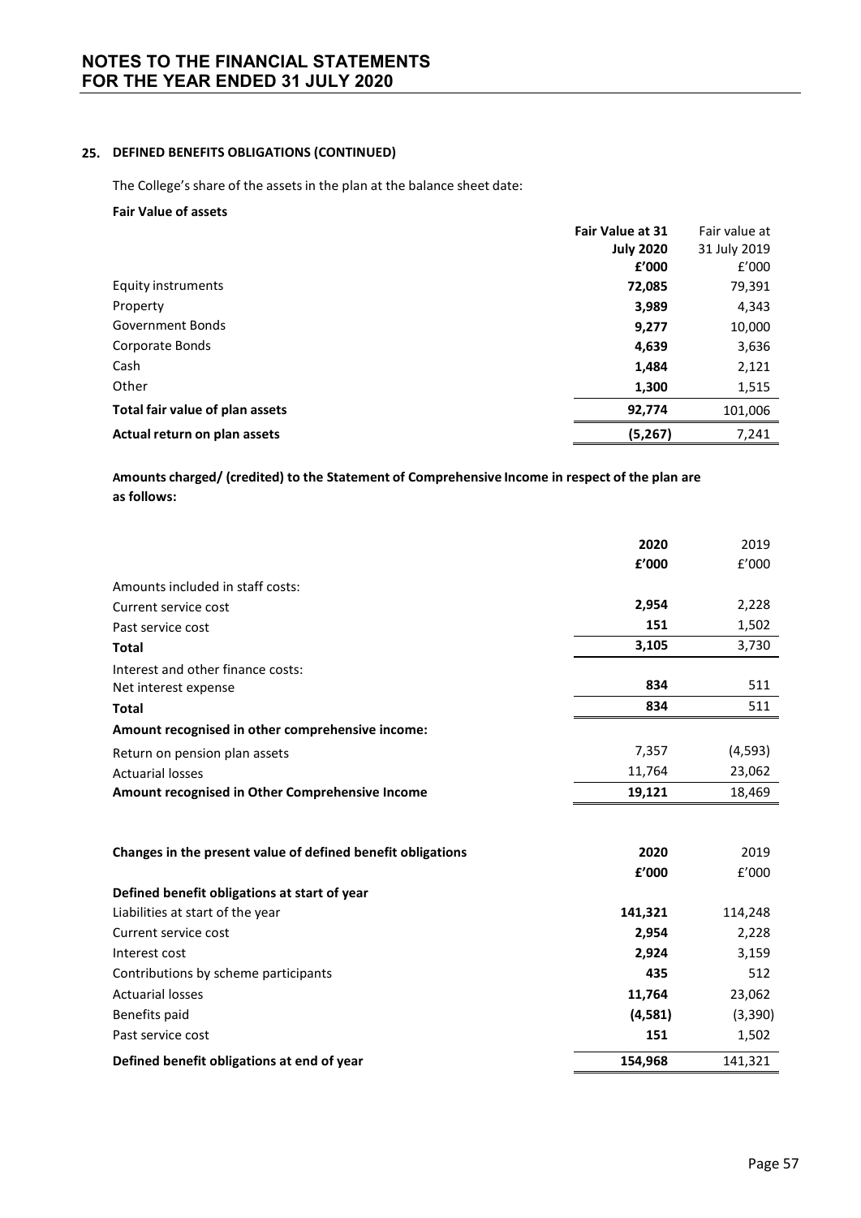## 25. DEFINED BENEFITS OBLIGATIONS (CONTINUED)

The College's share of the assets in the plan at the balance sheet date:

**Fair Value of assets**

| | **Fair Value at 31 July 2020 £'000** | Fair value at 31 July 2019 £'000 |
|---|---|---|
| Equity instruments | **72,085** | 79,391 |
| Property | **3,989** | 4,343 |
| Government Bonds | **9,277** | 10,000 |
| Corporate Bonds | **4,639** | 3,636 |
| Cash | **1,484** | 2,121 |
| Other | **1,300** | 1,515 |
| **Total fair value of plan assets** | **92,774** | 101,006 |
| **Actual return on plan assets** | **(5,267)** | 7,241 |

**Amounts charged/ (credited) to the Statement of Comprehensive Income in respect of the plan are as follows:**

| | **2020 £'000** | 2019 £'000 |
|---|---|---|
| Amounts included in staff costs: | | |
| Current service cost | **2,954** | 2,228 |
| Past service cost | **151** | 1,502 |
| **Total** | **3,105** | 3,730 |
| Interest and other finance costs: | | |
| Net interest expense | **834** | 511 |
| **Total** | **834** | 511 |
| **Amount recognised in other comprehensive income:** | | |
| Return on pension plan assets | 7,357 | (4,593) |
| Actuarial losses | 11,764 | 23,062 |
| **Amount recognised in Other Comprehensive Income** | **19,121** | 18,469 |

| **Changes in the present value of defined benefit obligations** | **2020 £'000** | 2019 £'000 |
|---|---|---|
| **Defined benefit obligations at start of year** | | |
| Liabilities at start of the year | **141,321** | 114,248 |
| Current service cost | **2,954** | 2,228 |
| Interest cost | **2,924** | 3,159 |
| Contributions by scheme participants | **435** | 512 |
| Actuarial losses | **11,764** | 23,062 |
| Benefits paid | **(4,581)** | (3,390) |
| Past service cost | **151** | 1,502 |
| **Defined benefit obligations at end of year** | **154,968** | 141,321 |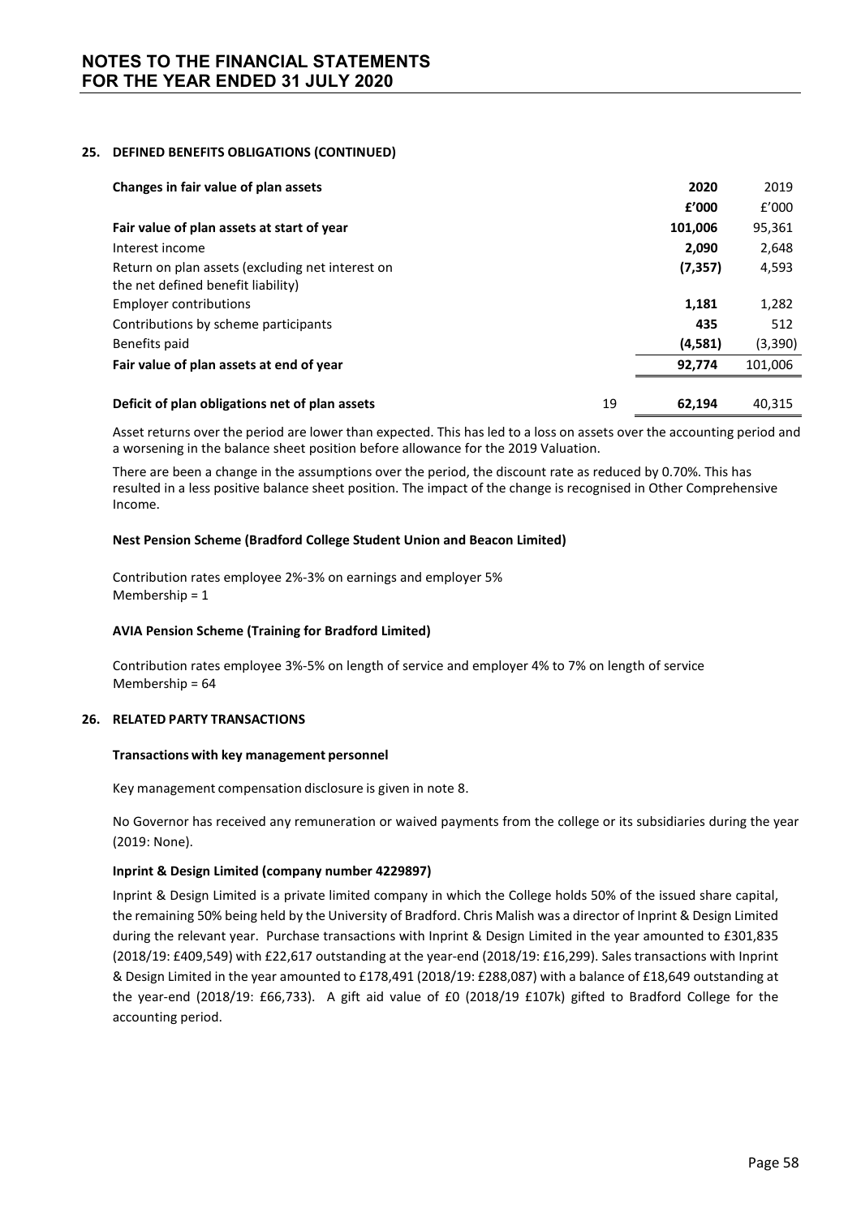## 25. DEFINED BENEFITS OBLIGATIONS (CONTINUED)

| Changes in fair value of plan assets | | 2020 | 2019 |
|---|---|---|---|
| | | £'000 | £'000 |
| **Fair value of plan assets at start of year** | | **101,006** | 95,361 |
| Interest income | | **2,090** | 2,648 |
| Return on plan assets (excluding net interest on the net defined benefit liability) | | **(7,357)** | 4,593 |
| Employer contributions | | **1,181** | 1,282 |
| Contributions by scheme participants | | **435** | 512 |
| Benefits paid | | **(4,581)** | (3,390) |
| **Fair value of plan assets at end of year** | | **92,774** | 101,006 |
| **Deficit of plan obligations net of plan assets** | 19 | **62,194** | 40,315 |

Asset returns over the period are lower than expected. This has led to a loss on assets over the accounting period and a worsening in the balance sheet position before allowance for the 2019 Valuation.

There are been a change in the assumptions over the period, the discount rate as reduced by 0.70%. This has resulted in a less positive balance sheet position. The impact of the change is recognised in Other Comprehensive Income.

**Nest Pension Scheme (Bradford College Student Union and Beacon Limited)**

Contribution rates employee 2%-3% on earnings and employer 5%
Membership = 1

**AVIA Pension Scheme (Training for Bradford Limited)**

Contribution rates employee 3%-5% on length of service and employer 4% to 7% on length of service
Membership = 64

## 26. RELATED PARTY TRANSACTIONS

**Transactions with key management personnel**

Key management compensation disclosure is given in note 8.

No Governor has received any remuneration or waived payments from the college or its subsidiaries during the year (2019: None).

**Inprint & Design Limited (company number 4229897)**

Inprint & Design Limited is a private limited company in which the College holds 50% of the issued share capital, the remaining 50% being held by the University of Bradford. Chris Malish was a director of Inprint & Design Limited during the relevant year. Purchase transactions with Inprint & Design Limited in the year amounted to £301,835 (2018/19: £409,549) with £22,617 outstanding at the year-end (2018/19: £16,299). Sales transactions with Inprint & Design Limited in the year amounted to £178,491 (2018/19: £288,087) with a balance of £18,649 outstanding at the year-end (2018/19: £66,733). A gift aid value of £0 (2018/19 £107k) gifted to Bradford College for the accounting period.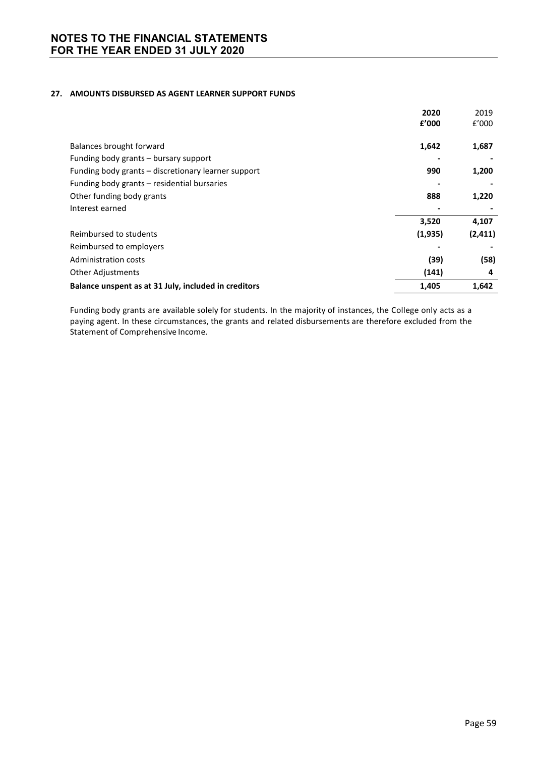## 27. AMOUNTS DISBURSED AS AGENT LEARNER SUPPORT FUNDS

| | 2020 £'000 | 2019 £'000 |
|---|---|---|
| Balances brought forward | 1,642 | 1,687 |
| Funding body grants – bursary support | - | - |
| Funding body grants – discretionary learner support | 990 | 1,200 |
| Funding body grants – residential bursaries | - | - |
| Other funding body grants | 888 | 1,220 |
| Interest earned | - | - |
| | 3,520 | 4,107 |
| Reimbursed to students | (1,935) | (2,411) |
| Reimbursed to employers | - | - |
| Administration costs | (39) | (58) |
| Other Adjustments | (141) | 4 |
| **Balance unspent as at 31 July, included in creditors** | 1,405 | 1,642 |

Funding body grants are available solely for students. In the majority of instances, the College only acts as a paying agent. In these circumstances, the grants and related disbursements are therefore excluded from the Statement of Comprehensive Income.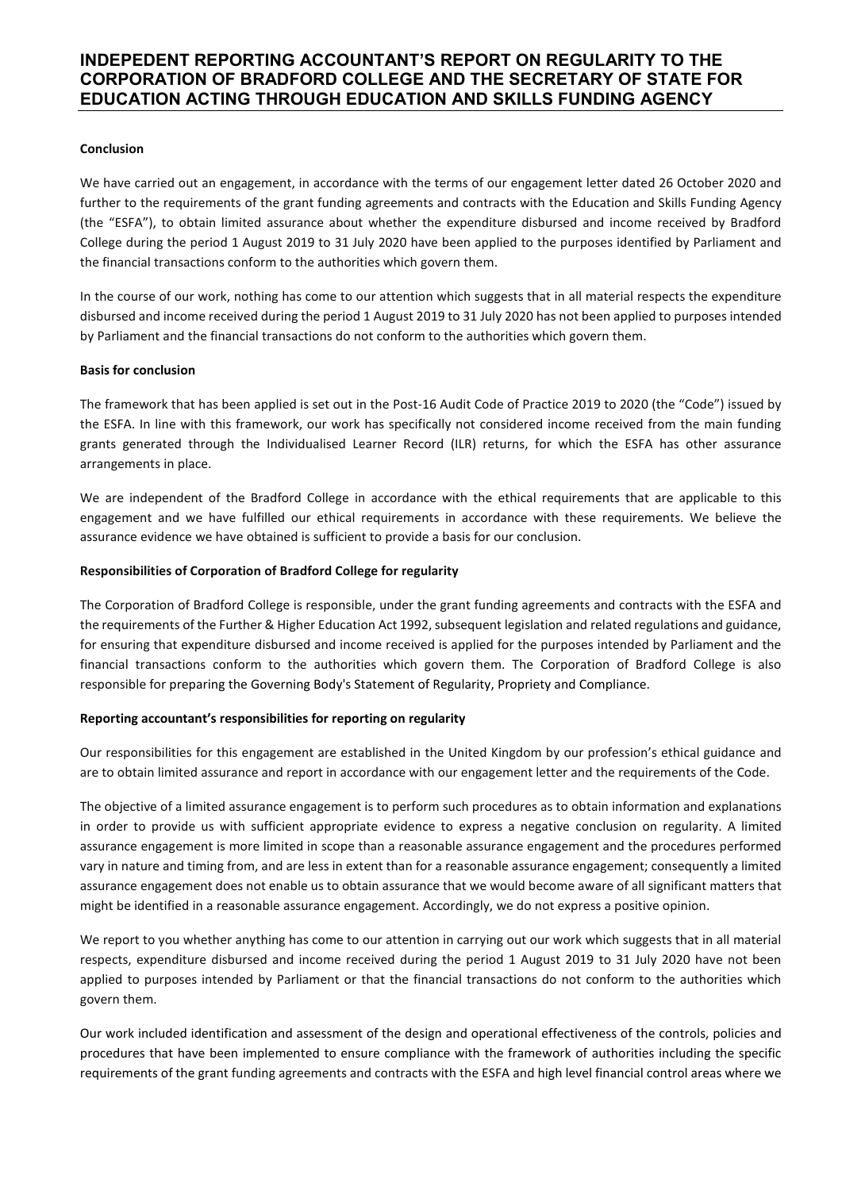# INDEPEDENT REPORTING ACCOUNTANT'S REPORT ON REGULARITY TO THE CORPORATION OF BRADFORD COLLEGE AND THE SECRETARY OF STATE FOR EDUCATION ACTING THROUGH EDUCATION AND SKILLS FUNDING AGENCY

**Conclusion**

We have carried out an engagement, in accordance with the terms of our engagement letter dated 26 October 2020 and further to the requirements of the grant funding agreements and contracts with the Education and Skills Funding Agency (the "ESFA"), to obtain limited assurance about whether the expenditure disbursed and income received by Bradford College during the period 1 August 2019 to 31 July 2020 have been applied to the purposes identified by Parliament and the financial transactions conform to the authorities which govern them.

In the course of our work, nothing has come to our attention which suggests that in all material respects the expenditure disbursed and income received during the period 1 August 2019 to 31 July 2020 has not been applied to purposes intended by Parliament and the financial transactions do not conform to the authorities which govern them.

**Basis for conclusion**

The framework that has been applied is set out in the Post-16 Audit Code of Practice 2019 to 2020 (the "Code") issued by the ESFA. In line with this framework, our work has specifically not considered income received from the main funding grants generated through the Individualised Learner Record (ILR) returns, for which the ESFA has other assurance arrangements in place.

We are independent of the Bradford College in accordance with the ethical requirements that are applicable to this engagement and we have fulfilled our ethical requirements in accordance with these requirements. We believe the assurance evidence we have obtained is sufficient to provide a basis for our conclusion.

**Responsibilities of Corporation of Bradford College for regularity**

The Corporation of Bradford College is responsible, under the grant funding agreements and contracts with the ESFA and the requirements of the Further & Higher Education Act 1992, subsequent legislation and related regulations and guidance, for ensuring that expenditure disbursed and income received is applied for the purposes intended by Parliament and the financial transactions conform to the authorities which govern them. The Corporation of Bradford College is also responsible for preparing the Governing Body's Statement of Regularity, Propriety and Compliance.

**Reporting accountant's responsibilities for reporting on regularity**

Our responsibilities for this engagement are established in the United Kingdom by our profession's ethical guidance and are to obtain limited assurance and report in accordance with our engagement letter and the requirements of the Code.

The objective of a limited assurance engagement is to perform such procedures as to obtain information and explanations in order to provide us with sufficient appropriate evidence to express a negative conclusion on regularity. A limited assurance engagement is more limited in scope than a reasonable assurance engagement and the procedures performed vary in nature and timing from, and are less in extent than for a reasonable assurance engagement; consequently a limited assurance engagement does not enable us to obtain assurance that we would become aware of all significant matters that might be identified in a reasonable assurance engagement. Accordingly, we do not express a positive opinion.

We report to you whether anything has come to our attention in carrying out our work which suggests that in all material respects, expenditure disbursed and income received during the period 1 August 2019 to 31 July 2020 have not been applied to purposes intended by Parliament or that the financial transactions do not conform to the authorities which govern them.

Our work included identification and assessment of the design and operational effectiveness of the controls, policies and procedures that have been implemented to ensure compliance with the framework of authorities including the specific requirements of the grant funding agreements and contracts with the ESFA and high level financial control areas where we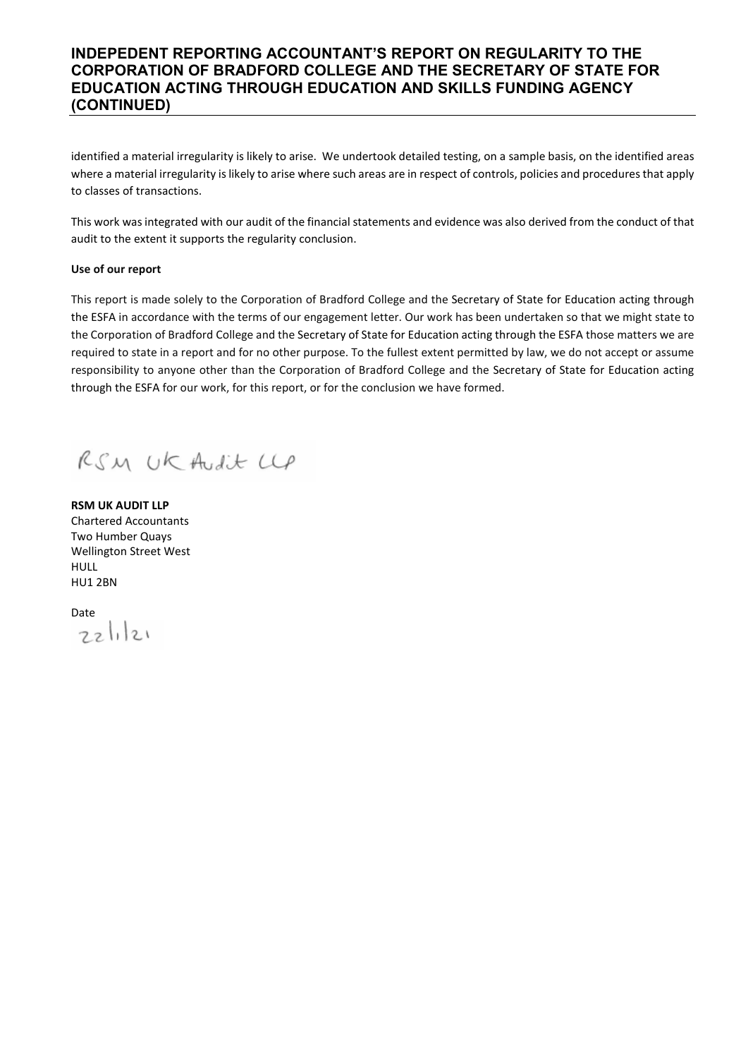# INDEPEDENT REPORTING ACCOUNTANT'S REPORT ON REGULARITY TO THE CORPORATION OF BRADFORD COLLEGE AND THE SECRETARY OF STATE FOR EDUCATION ACTING THROUGH EDUCATION AND SKILLS FUNDING AGENCY (CONTINUED)

identified a material irregularity is likely to arise. We undertook detailed testing, on a sample basis, on the identified areas where a material irregularity is likely to arise where such areas are in respect of controls, policies and procedures that apply to classes of transactions.

This work was integrated with our audit of the financial statements and evidence was also derived from the conduct of that audit to the extent it supports the regularity conclusion.

**Use of our report**

This report is made solely to the Corporation of Bradford College and the Secretary of State for Education acting through the ESFA in accordance with the terms of our engagement letter. Our work has been undertaken so that we might state to the Corporation of Bradford College and the Secretary of State for Education acting through the ESFA those matters we are required to state in a report and for no other purpose. To the fullest extent permitted by law, we do not accept or assume responsibility to anyone other than the Corporation of Bradford College and the Secretary of State for Education acting through the ESFA for our work, for this report, or for the conclusion we have formed.

RSM UK Audit LLP

**RSM UK AUDIT LLP**
Chartered Accountants
Two Humber Quays
Wellington Street West
HULL
HU1 2BN

Date
22/1/21